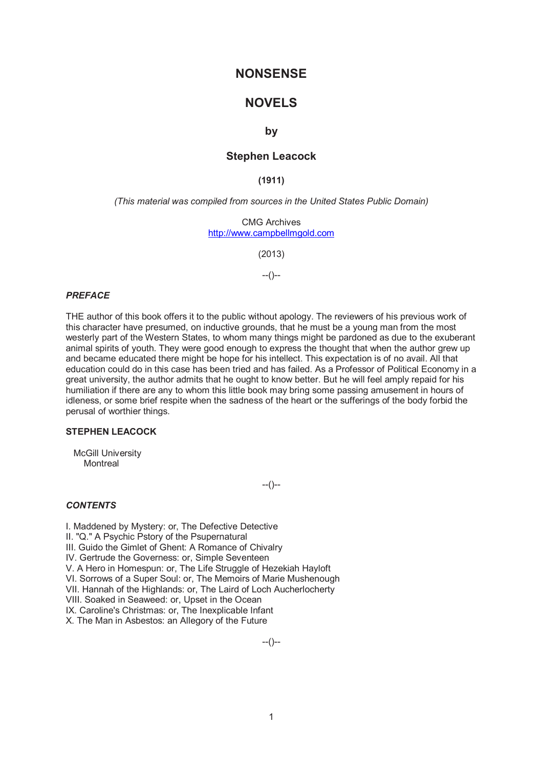# NONSENSE

# NOVELS

### by

### Stephen Leacock

**(1911)**

*(This material was compiled from sources in the United States Public Domain)*

CMG Archives
http://www.campbellmgold.com

(2013)

--()--

***PREFACE***

THE author of this book offers it to the public without apology. The reviewers of his previous work of this character have presumed, on inductive grounds, that he must be a young man from the most westerly part of the Western States, to whom many things might be pardoned as due to the exuberant animal spirits of youth. They were good enough to express the thought that when the author grew up and became educated there might be hope for his intellect. This expectation is of no avail. All that education could do in this case has been tried and has failed. As a Professor of Political Economy in a great university, the author admits that he ought to know better. But he will feel amply repaid for his humiliation if there are any to whom this little book may bring some passing amusement in hours of idleness, or some brief respite when the sadness of the heart or the sufferings of the body forbid the perusal of worthier things.

**STEPHEN LEACOCK**

McGill University
Montreal

--()--

***CONTENTS***

I. Maddened by Mystery: or, The Defective Detective
II. "Q." A Psychic Pstory of the Psupernatural
III. Guido the Gimlet of Ghent: A Romance of Chivalry
IV. Gertrude the Governess: or, Simple Seventeen
V. A Hero in Homespun: or, The Life Struggle of Hezekiah Hayloft
VI. Sorrows of a Super Soul: or, The Memoirs of Marie Mushenough
VII. Hannah of the Highlands: or, The Laird of Loch Aucherlocherty
VIII. Soaked in Seaweed: or, Upset in the Ocean
IX. Caroline's Christmas: or, The Inexplicable Infant
X. The Man in Asbestos: an Allegory of the Future

--()--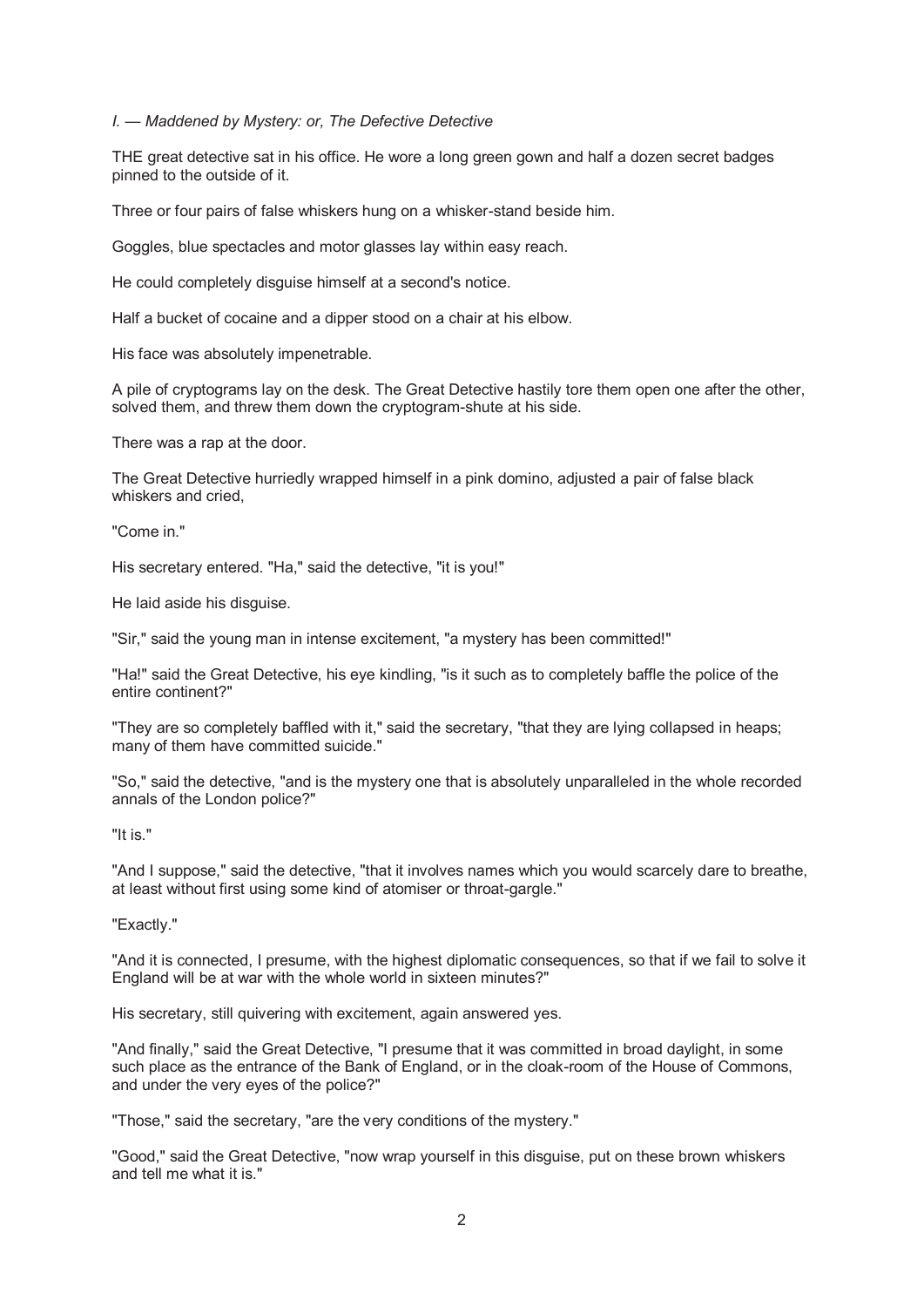## *I. — Maddened by Mystery: or, The Defective Detective*

THE great detective sat in his office. He wore a long green gown and half a dozen secret badges pinned to the outside of it.

Three or four pairs of false whiskers hung on a whisker-stand beside him.

Goggles, blue spectacles and motor glasses lay within easy reach.

He could completely disguise himself at a second's notice.

Half a bucket of cocaine and a dipper stood on a chair at his elbow.

His face was absolutely impenetrable.

A pile of cryptograms lay on the desk. The Great Detective hastily tore them open one after the other, solved them, and threw them down the cryptogram-shute at his side.

There was a rap at the door.

The Great Detective hurriedly wrapped himself in a pink domino, adjusted a pair of false black whiskers and cried,

"Come in."

His secretary entered. "Ha," said the detective, "it is you!"

He laid aside his disguise.

"Sir," said the young man in intense excitement, "a mystery has been committed!"

"Ha!" said the Great Detective, his eye kindling, "is it such as to completely baffle the police of the entire continent?"

"They are so completely baffled with it," said the secretary, "that they are lying collapsed in heaps; many of them have committed suicide."

"So," said the detective, "and is the mystery one that is absolutely unparalleled in the whole recorded annals of the London police?"

"It is."

"And I suppose," said the detective, "that it involves names which you would scarcely dare to breathe, at least without first using some kind of atomiser or throat-gargle."

"Exactly."

"And it is connected, I presume, with the highest diplomatic consequences, so that if we fail to solve it England will be at war with the whole world in sixteen minutes?"

His secretary, still quivering with excitement, again answered yes.

"And finally," said the Great Detective, "I presume that it was committed in broad daylight, in some such place as the entrance of the Bank of England, or in the cloak-room of the House of Commons, and under the very eyes of the police?"

"Those," said the secretary, "are the very conditions of the mystery."

"Good," said the Great Detective, "now wrap yourself in this disguise, put on these brown whiskers and tell me what it is."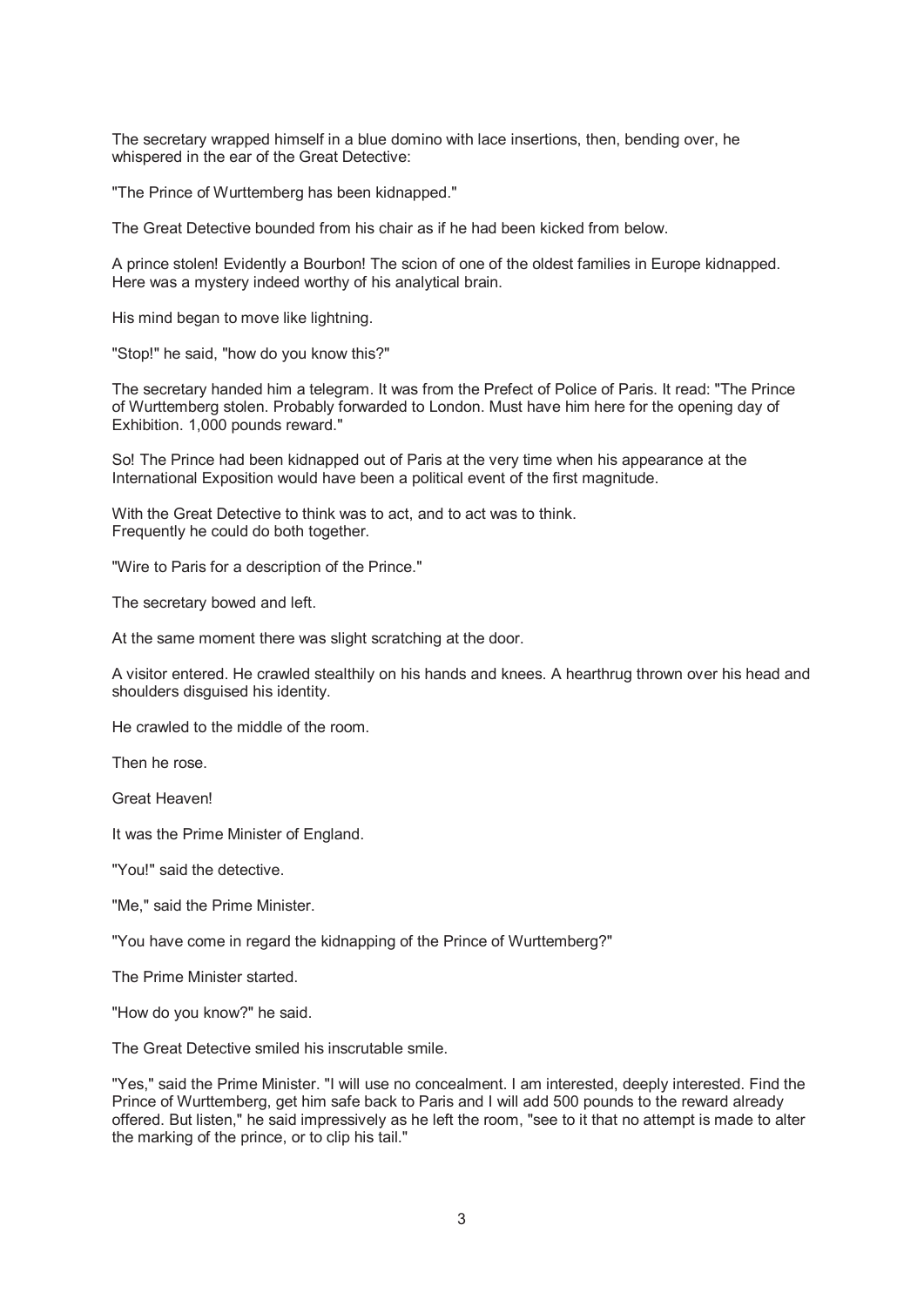The secretary wrapped himself in a blue domino with lace insertions, then, bending over, he whispered in the ear of the Great Detective:

"The Prince of Wurttemberg has been kidnapped."

The Great Detective bounded from his chair as if he had been kicked from below.

A prince stolen! Evidently a Bourbon! The scion of one of the oldest families in Europe kidnapped. Here was a mystery indeed worthy of his analytical brain.

His mind began to move like lightning.

"Stop!" he said, "how do you know this?"

The secretary handed him a telegram. It was from the Prefect of Police of Paris. It read: "The Prince of Wurttemberg stolen. Probably forwarded to London. Must have him here for the opening day of Exhibition. 1,000 pounds reward."

So! The Prince had been kidnapped out of Paris at the very time when his appearance at the International Exposition would have been a political event of the first magnitude.

With the Great Detective to think was to act, and to act was to think.
Frequently he could do both together.

"Wire to Paris for a description of the Prince."

The secretary bowed and left.

At the same moment there was slight scratching at the door.

A visitor entered. He crawled stealthily on his hands and knees. A hearthrug thrown over his head and shoulders disguised his identity.

He crawled to the middle of the room.

Then he rose.

Great Heaven!

It was the Prime Minister of England.

"You!" said the detective.

"Me," said the Prime Minister.

"You have come in regard the kidnapping of the Prince of Wurttemberg?"

The Prime Minister started.

"How do you know?" he said.

The Great Detective smiled his inscrutable smile.

"Yes," said the Prime Minister. "I will use no concealment. I am interested, deeply interested. Find the Prince of Wurttemberg, get him safe back to Paris and I will add 500 pounds to the reward already offered. But listen," he said impressively as he left the room, "see to it that no attempt is made to alter the marking of the prince, or to clip his tail."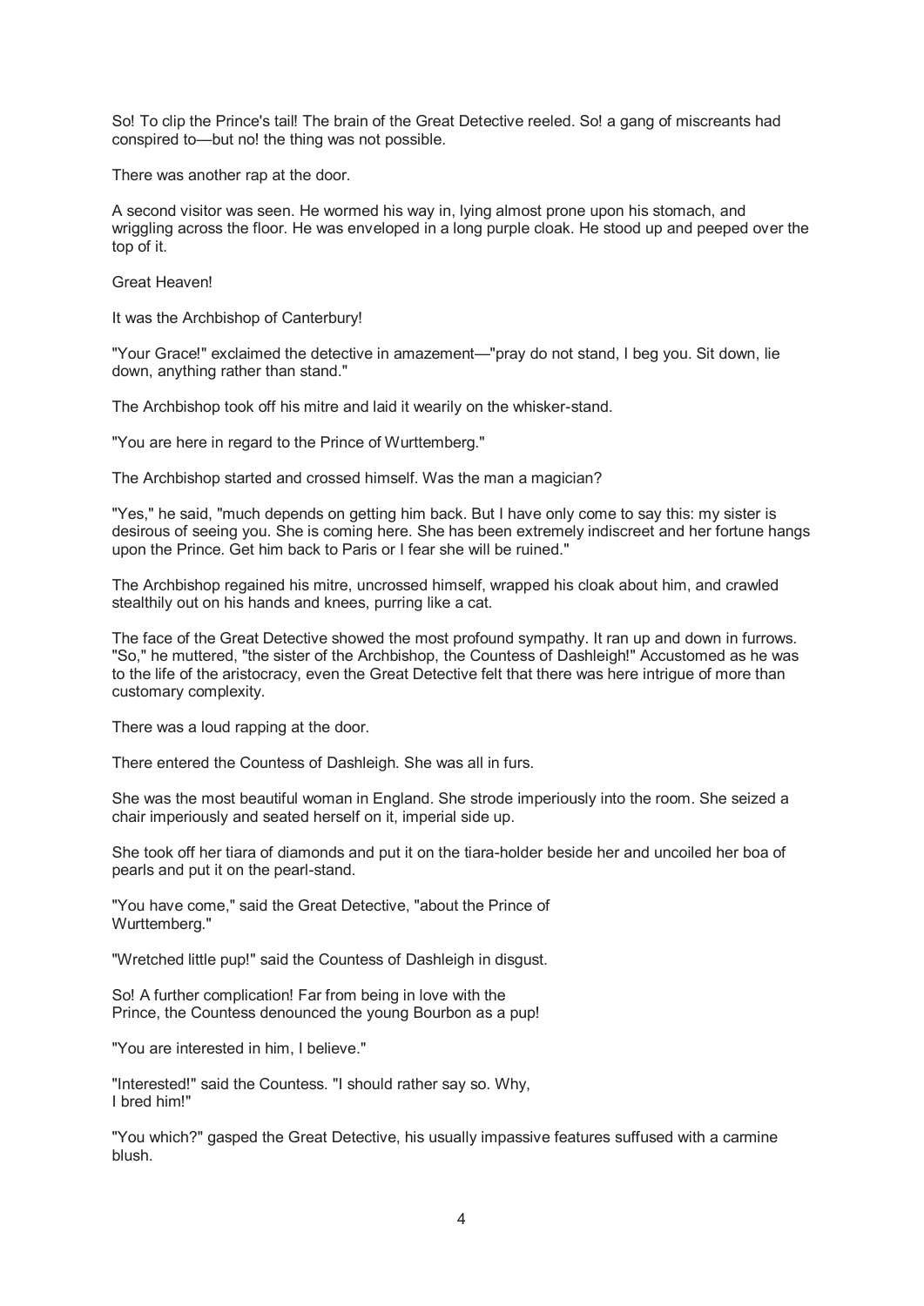So! To clip the Prince's tail! The brain of the Great Detective reeled. So! a gang of miscreants had conspired to—but no! the thing was not possible.

There was another rap at the door.

A second visitor was seen. He wormed his way in, lying almost prone upon his stomach, and wriggling across the floor. He was enveloped in a long purple cloak. He stood up and peeped over the top of it.

Great Heaven!

It was the Archbishop of Canterbury!

"Your Grace!" exclaimed the detective in amazement—"pray do not stand, I beg you. Sit down, lie down, anything rather than stand."

The Archbishop took off his mitre and laid it wearily on the whisker-stand.

"You are here in regard to the Prince of Wurttemberg."

The Archbishop started and crossed himself. Was the man a magician?

"Yes," he said, "much depends on getting him back. But I have only come to say this: my sister is desirous of seeing you. She is coming here. She has been extremely indiscreet and her fortune hangs upon the Prince. Get him back to Paris or I fear she will be ruined."

The Archbishop regained his mitre, uncrossed himself, wrapped his cloak about him, and crawled stealthily out on his hands and knees, purring like a cat.

The face of the Great Detective showed the most profound sympathy. It ran up and down in furrows. "So," he muttered, "the sister of the Archbishop, the Countess of Dashleigh!" Accustomed as he was to the life of the aristocracy, even the Great Detective felt that there was here intrigue of more than customary complexity.

There was a loud rapping at the door.

There entered the Countess of Dashleigh. She was all in furs.

She was the most beautiful woman in England. She strode imperiously into the room. She seized a chair imperiously and seated herself on it, imperial side up.

She took off her tiara of diamonds and put it on the tiara-holder beside her and uncoiled her boa of pearls and put it on the pearl-stand.

"You have come," said the Great Detective, "about the Prince of Wurttemberg."

"Wretched little pup!" said the Countess of Dashleigh in disgust.

So! A further complication! Far from being in love with the Prince, the Countess denounced the young Bourbon as a pup!

"You are interested in him, I believe."

"Interested!" said the Countess. "I should rather say so. Why, I bred him!"

"You which?" gasped the Great Detective, his usually impassive features suffused with a carmine blush.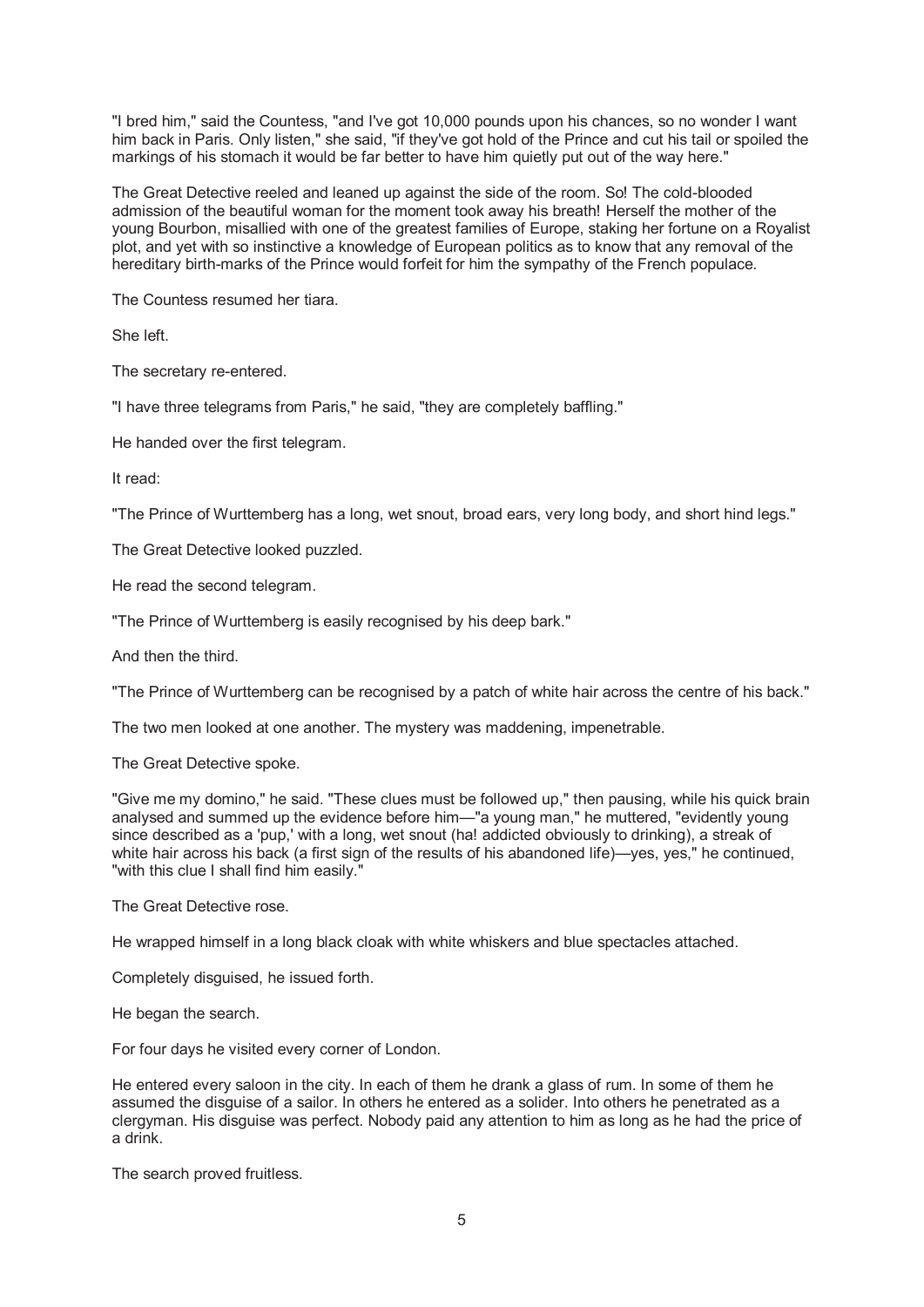"I bred him," said the Countess, "and I've got 10,000 pounds upon his chances, so no wonder I want him back in Paris. Only listen," she said, "if they've got hold of the Prince and cut his tail or spoiled the markings of his stomach it would be far better to have him quietly put out of the way here."

The Great Detective reeled and leaned up against the side of the room. So! The cold-blooded admission of the beautiful woman for the moment took away his breath! Herself the mother of the young Bourbon, misallied with one of the greatest families of Europe, staking her fortune on a Royalist plot, and yet with so instinctive a knowledge of European politics as to know that any removal of the hereditary birth-marks of the Prince would forfeit for him the sympathy of the French populace.

The Countess resumed her tiara.

She left.

The secretary re-entered.

"I have three telegrams from Paris," he said, "they are completely baffling."

He handed over the first telegram.

It read:

"The Prince of Wurttemberg has a long, wet snout, broad ears, very long body, and short hind legs."

The Great Detective looked puzzled.

He read the second telegram.

"The Prince of Wurttemberg is easily recognised by his deep bark."

And then the third.

"The Prince of Wurttemberg can be recognised by a patch of white hair across the centre of his back."

The two men looked at one another. The mystery was maddening, impenetrable.

The Great Detective spoke.

"Give me my domino," he said. "These clues must be followed up," then pausing, while his quick brain analysed and summed up the evidence before him—"a young man," he muttered, "evidently young since described as a 'pup,' with a long, wet snout (ha! addicted obviously to drinking), a streak of white hair across his back (a first sign of the results of his abandoned life)—yes, yes," he continued, "with this clue I shall find him easily."

The Great Detective rose.

He wrapped himself in a long black cloak with white whiskers and blue spectacles attached.

Completely disguised, he issued forth.

He began the search.

For four days he visited every corner of London.

He entered every saloon in the city. In each of them he drank a glass of rum. In some of them he assumed the disguise of a sailor. In others he entered as a solider. Into others he penetrated as a clergyman. His disguise was perfect. Nobody paid any attention to him as long as he had the price of a drink.

The search proved fruitless.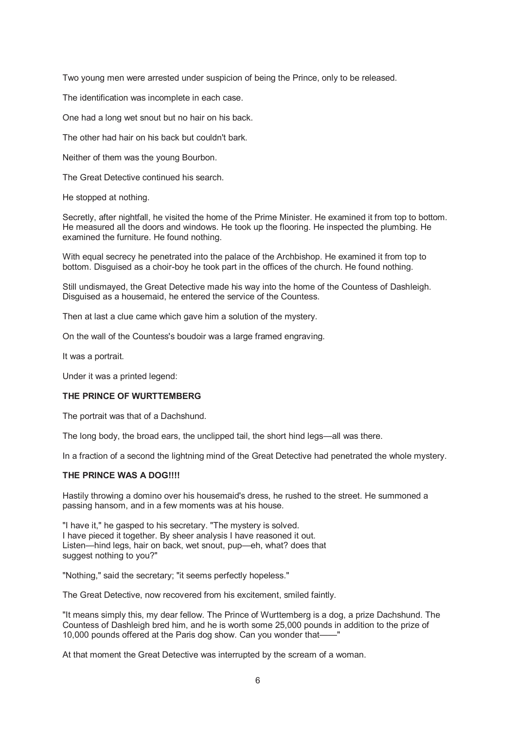Two young men were arrested under suspicion of being the Prince, only to be released.

The identification was incomplete in each case.

One had a long wet snout but no hair on his back.

The other had hair on his back but couldn't bark.

Neither of them was the young Bourbon.

The Great Detective continued his search.

He stopped at nothing.

Secretly, after nightfall, he visited the home of the Prime Minister. He examined it from top to bottom. He measured all the doors and windows. He took up the flooring. He inspected the plumbing. He examined the furniture. He found nothing.

With equal secrecy he penetrated into the palace of the Archbishop. He examined it from top to bottom. Disguised as a choir-boy he took part in the offices of the church. He found nothing.

Still undismayed, the Great Detective made his way into the home of the Countess of Dashleigh. Disguised as a housemaid, he entered the service of the Countess.

Then at last a clue came which gave him a solution of the mystery.

On the wall of the Countess's boudoir was a large framed engraving.

It was a portrait.

Under it was a printed legend:

**THE PRINCE OF WURTTEMBERG**

The portrait was that of a Dachshund.

The long body, the broad ears, the unclipped tail, the short hind legs—all was there.

In a fraction of a second the lightning mind of the Great Detective had penetrated the whole mystery.

**THE PRINCE WAS A DOG!!!!**

Hastily throwing a domino over his housemaid's dress, he rushed to the street. He summoned a passing hansom, and in a few moments was at his house.

"I have it," he gasped to his secretary. "The mystery is solved.
I have pieced it together. By sheer analysis I have reasoned it out.
Listen—hind legs, hair on back, wet snout, pup—eh, what? does that
suggest nothing to you?"

"Nothing," said the secretary; "it seems perfectly hopeless."

The Great Detective, now recovered from his excitement, smiled faintly.

"It means simply this, my dear fellow. The Prince of Wurttemberg is a dog, a prize Dachshund. The Countess of Dashleigh bred him, and he is worth some 25,000 pounds in addition to the prize of 10,000 pounds offered at the Paris dog show. Can you wonder that——"

At that moment the Great Detective was interrupted by the scream of a woman.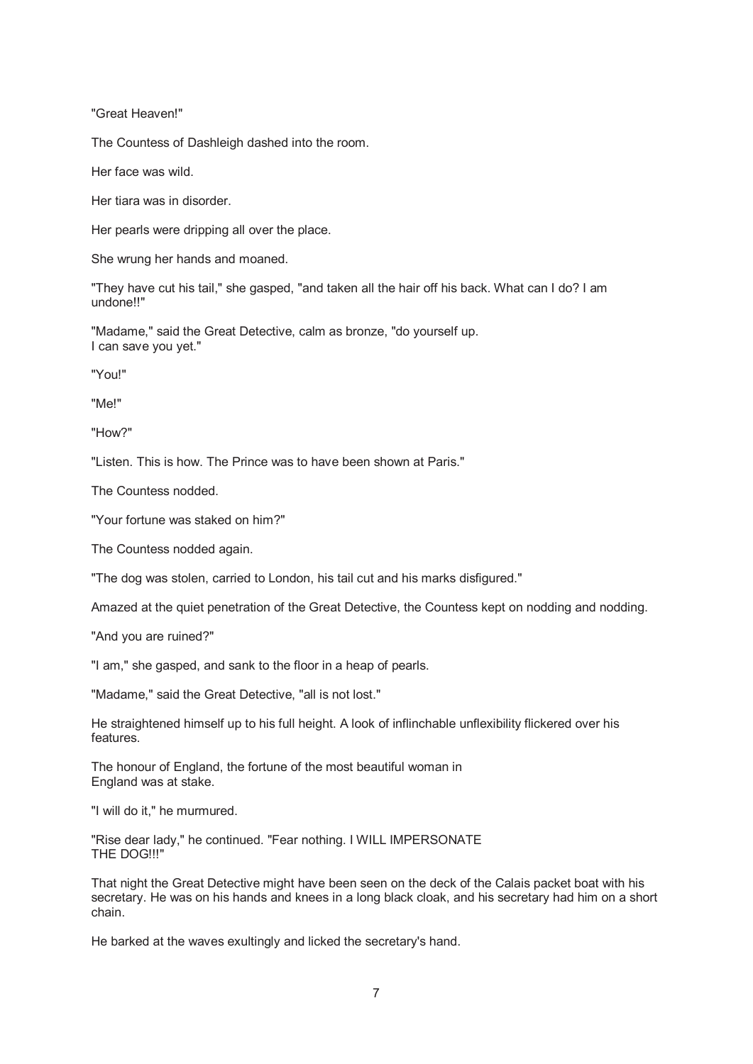"Great Heaven!"

The Countess of Dashleigh dashed into the room.

Her face was wild.

Her tiara was in disorder.

Her pearls were dripping all over the place.

She wrung her hands and moaned.

"They have cut his tail," she gasped, "and taken all the hair off his back. What can I do? I am undone!!"

"Madame," said the Great Detective, calm as bronze, "do yourself up. I can save you yet."

"You!"

"Me!"

"How?"

"Listen. This is how. The Prince was to have been shown at Paris."

The Countess nodded.

"Your fortune was staked on him?"

The Countess nodded again.

"The dog was stolen, carried to London, his tail cut and his marks disfigured."

Amazed at the quiet penetration of the Great Detective, the Countess kept on nodding and nodding.

"And you are ruined?"

"I am," she gasped, and sank to the floor in a heap of pearls.

"Madame," said the Great Detective, "all is not lost."

He straightened himself up to his full height. A look of inflinchable unflexibility flickered over his features.

The honour of England, the fortune of the most beautiful woman in England was at stake.

"I will do it," he murmured.

"Rise dear lady," he continued. "Fear nothing. I WILL IMPERSONATE THE DOG!!!"

That night the Great Detective might have been seen on the deck of the Calais packet boat with his secretary. He was on his hands and knees in a long black cloak, and his secretary had him on a short chain.

He barked at the waves exultingly and licked the secretary's hand.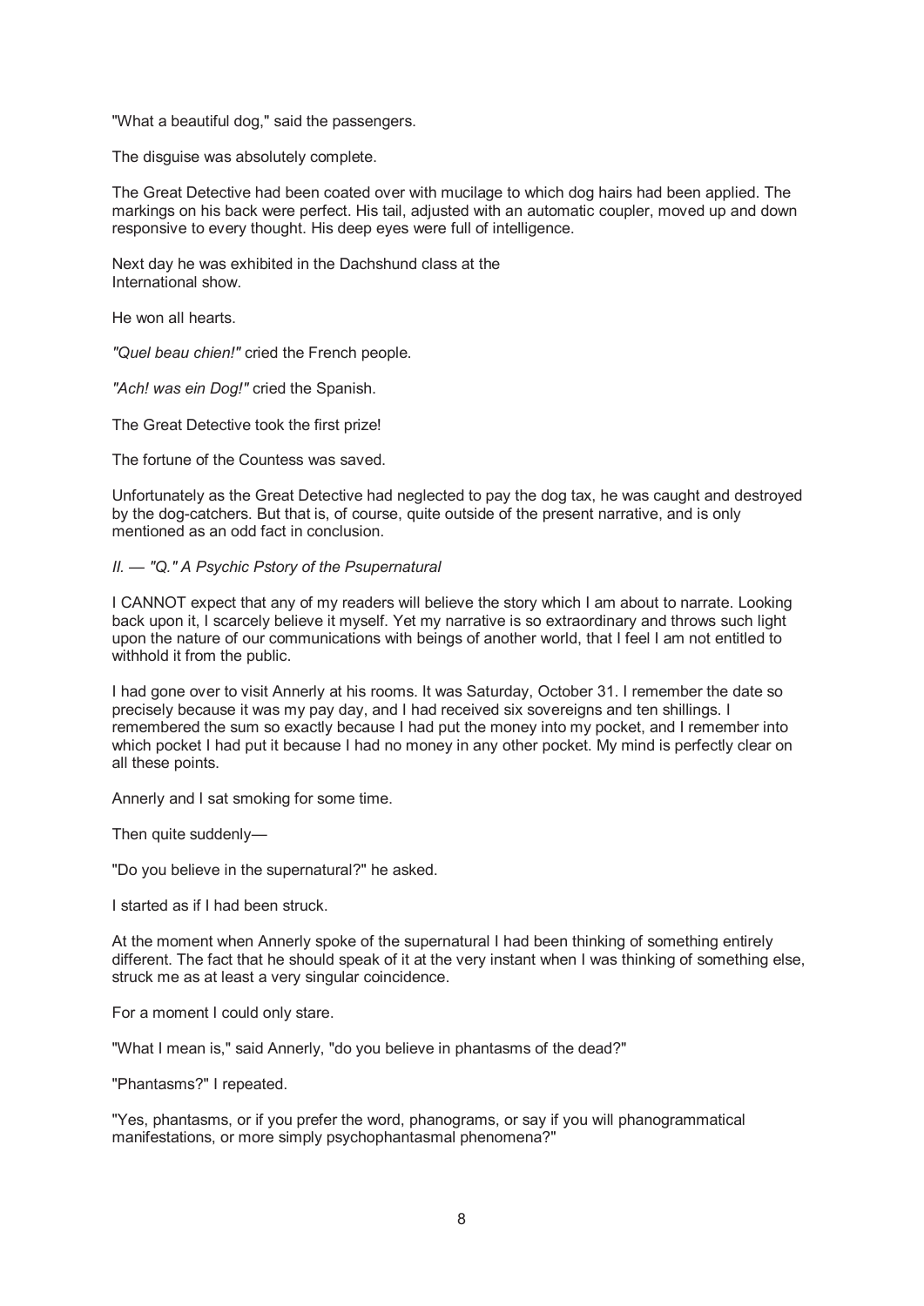"What a beautiful dog," said the passengers.

The disguise was absolutely complete.

The Great Detective had been coated over with mucilage to which dog hairs had been applied. The markings on his back were perfect. His tail, adjusted with an automatic coupler, moved up and down responsive to every thought. His deep eyes were full of intelligence.

Next day he was exhibited in the Dachshund class at the International show.

He won all hearts.

*"Quel beau chien!"* cried the French people.

*"Ach! was ein Dog!"* cried the Spanish.

The Great Detective took the first prize!

The fortune of the Countess was saved.

Unfortunately as the Great Detective had neglected to pay the dog tax, he was caught and destroyed by the dog-catchers. But that is, of course, quite outside of the present narrative, and is only mentioned as an odd fact in conclusion.

## *II. — "Q." A Psychic Pstory of the Psupernatural*

I CANNOT expect that any of my readers will believe the story which I am about to narrate. Looking back upon it, I scarcely believe it myself. Yet my narrative is so extraordinary and throws such light upon the nature of our communications with beings of another world, that I feel I am not entitled to withhold it from the public.

I had gone over to visit Annerly at his rooms. It was Saturday, October 31. I remember the date so precisely because it was my pay day, and I had received six sovereigns and ten shillings. I remembered the sum so exactly because I had put the money into my pocket, and I remember into which pocket I had put it because I had no money in any other pocket. My mind is perfectly clear on all these points.

Annerly and I sat smoking for some time.

Then quite suddenly—

"Do you believe in the supernatural?" he asked.

I started as if I had been struck.

At the moment when Annerly spoke of the supernatural I had been thinking of something entirely different. The fact that he should speak of it at the very instant when I was thinking of something else, struck me as at least a very singular coincidence.

For a moment I could only stare.

"What I mean is," said Annerly, "do you believe in phantasms of the dead?"

"Phantasms?" I repeated.

"Yes, phantasms, or if you prefer the word, phanograms, or say if you will phanogrammatical manifestations, or more simply psychophantasmal phenomena?"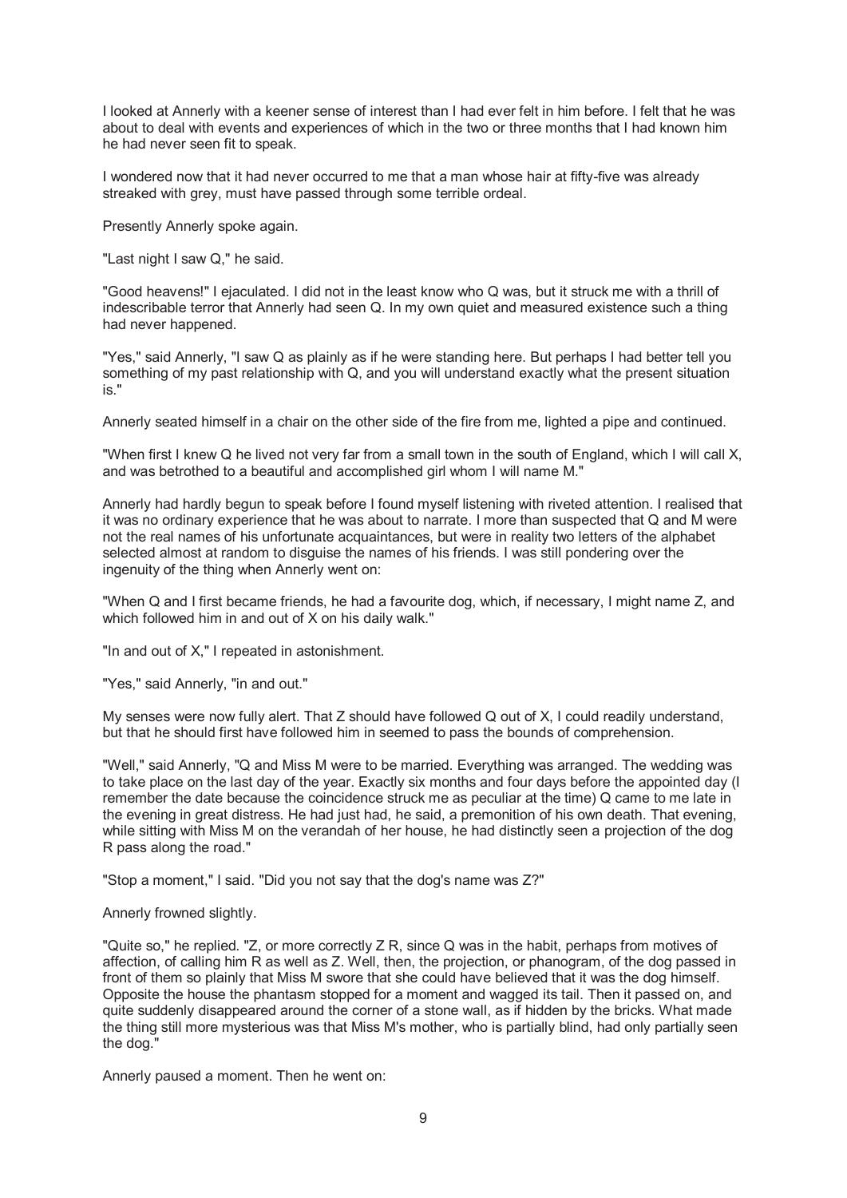I looked at Annerly with a keener sense of interest than I had ever felt in him before. I felt that he was about to deal with events and experiences of which in the two or three months that I had known him he had never seen fit to speak.

I wondered now that it had never occurred to me that a man whose hair at fifty-five was already streaked with grey, must have passed through some terrible ordeal.

Presently Annerly spoke again.

"Last night I saw Q," he said.

"Good heavens!" I ejaculated. I did not in the least know who Q was, but it struck me with a thrill of indescribable terror that Annerly had seen Q. In my own quiet and measured existence such a thing had never happened.

"Yes," said Annerly, "I saw Q as plainly as if he were standing here. But perhaps I had better tell you something of my past relationship with Q, and you will understand exactly what the present situation is."

Annerly seated himself in a chair on the other side of the fire from me, lighted a pipe and continued.

"When first I knew Q he lived not very far from a small town in the south of England, which I will call X, and was betrothed to a beautiful and accomplished girl whom I will name M."

Annerly had hardly begun to speak before I found myself listening with riveted attention. I realised that it was no ordinary experience that he was about to narrate. I more than suspected that Q and M were not the real names of his unfortunate acquaintances, but were in reality two letters of the alphabet selected almost at random to disguise the names of his friends. I was still pondering over the ingenuity of the thing when Annerly went on:

"When Q and I first became friends, he had a favourite dog, which, if necessary, I might name Z, and which followed him in and out of X on his daily walk."

"In and out of X," I repeated in astonishment.

"Yes," said Annerly, "in and out."

My senses were now fully alert. That Z should have followed Q out of X, I could readily understand, but that he should first have followed him in seemed to pass the bounds of comprehension.

"Well," said Annerly, "Q and Miss M were to be married. Everything was arranged. The wedding was to take place on the last day of the year. Exactly six months and four days before the appointed day (I remember the date because the coincidence struck me as peculiar at the time) Q came to me late in the evening in great distress. He had just had, he said, a premonition of his own death. That evening, while sitting with Miss M on the verandah of her house, he had distinctly seen a projection of the dog R pass along the road."

"Stop a moment," I said. "Did you not say that the dog's name was Z?"

Annerly frowned slightly.

"Quite so," he replied. "Z, or more correctly Z R, since Q was in the habit, perhaps from motives of affection, of calling him R as well as Z. Well, then, the projection, or phanogram, of the dog passed in front of them so plainly that Miss M swore that she could have believed that it was the dog himself. Opposite the house the phantasm stopped for a moment and wagged its tail. Then it passed on, and quite suddenly disappeared around the corner of a stone wall, as if hidden by the bricks. What made the thing still more mysterious was that Miss M's mother, who is partially blind, had only partially seen the dog."

Annerly paused a moment. Then he went on: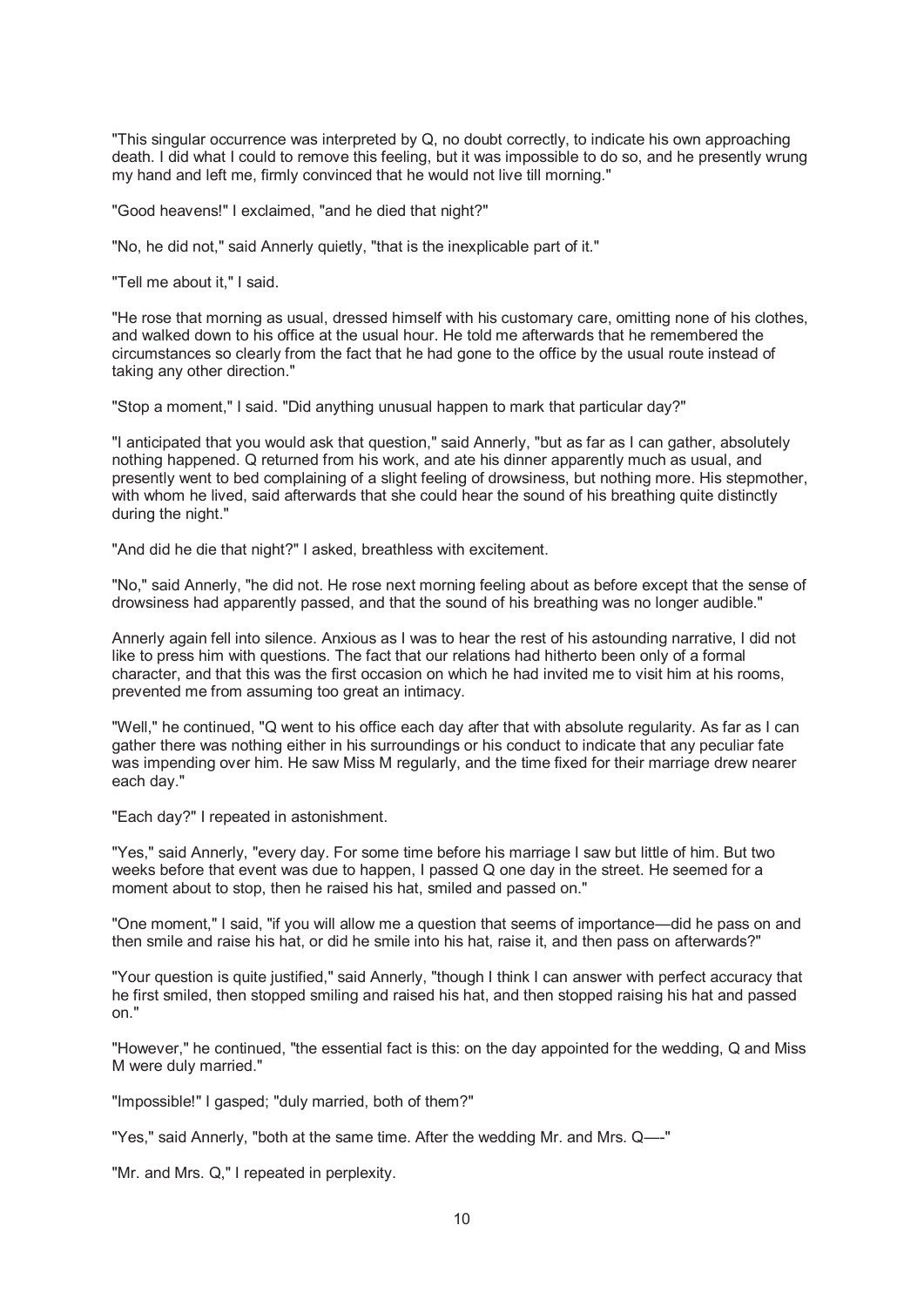"This singular occurrence was interpreted by Q, no doubt correctly, to indicate his own approaching death. I did what I could to remove this feeling, but it was impossible to do so, and he presently wrung my hand and left me, firmly convinced that he would not live till morning."

"Good heavens!" I exclaimed, "and he died that night?"

"No, he did not," said Annerly quietly, "that is the inexplicable part of it."

"Tell me about it," I said.

"He rose that morning as usual, dressed himself with his customary care, omitting none of his clothes, and walked down to his office at the usual hour. He told me afterwards that he remembered the circumstances so clearly from the fact that he had gone to the office by the usual route instead of taking any other direction."

"Stop a moment," I said. "Did anything unusual happen to mark that particular day?"

"I anticipated that you would ask that question," said Annerly, "but as far as I can gather, absolutely nothing happened. Q returned from his work, and ate his dinner apparently much as usual, and presently went to bed complaining of a slight feeling of drowsiness, but nothing more. His stepmother, with whom he lived, said afterwards that she could hear the sound of his breathing quite distinctly during the night."

"And did he die that night?" I asked, breathless with excitement.

"No," said Annerly, "he did not. He rose next morning feeling about as before except that the sense of drowsiness had apparently passed, and that the sound of his breathing was no longer audible."

Annerly again fell into silence. Anxious as I was to hear the rest of his astounding narrative, I did not like to press him with questions. The fact that our relations had hitherto been only of a formal character, and that this was the first occasion on which he had invited me to visit him at his rooms, prevented me from assuming too great an intimacy.

"Well," he continued, "Q went to his office each day after that with absolute regularity. As far as I can gather there was nothing either in his surroundings or his conduct to indicate that any peculiar fate was impending over him. He saw Miss M regularly, and the time fixed for their marriage drew nearer each day."

"Each day?" I repeated in astonishment.

"Yes," said Annerly, "every day. For some time before his marriage I saw but little of him. But two weeks before that event was due to happen, I passed Q one day in the street. He seemed for a moment about to stop, then he raised his hat, smiled and passed on."

"One moment," I said, "if you will allow me a question that seems of importance—did he pass on and then smile and raise his hat, or did he smile into his hat, raise it, and then pass on afterwards?"

"Your question is quite justified," said Annerly, "though I think I can answer with perfect accuracy that he first smiled, then stopped smiling and raised his hat, and then stopped raising his hat and passed on."

"However," he continued, "the essential fact is this: on the day appointed for the wedding, Q and Miss M were duly married."

"Impossible!" I gasped; "duly married, both of them?"

"Yes," said Annerly, "both at the same time. After the wedding Mr. and Mrs. Q—-"

"Mr. and Mrs. Q," I repeated in perplexity.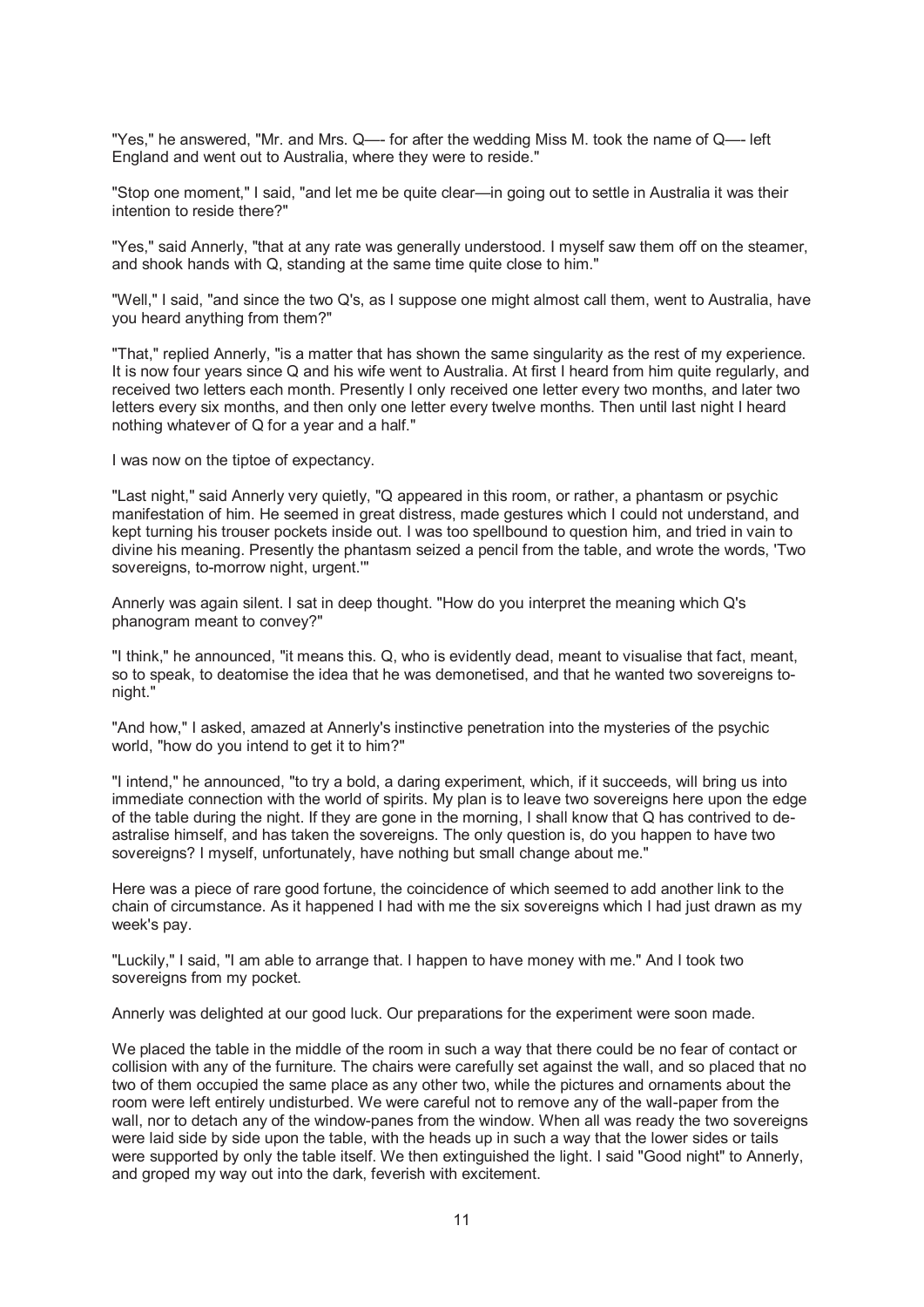"Yes," he answered, "Mr. and Mrs. Q—- for after the wedding Miss M. took the name of Q—- left England and went out to Australia, where they were to reside."

"Stop one moment," I said, "and let me be quite clear—in going out to settle in Australia it was their intention to reside there?"

"Yes," said Annerly, "that at any rate was generally understood. I myself saw them off on the steamer, and shook hands with Q, standing at the same time quite close to him."

"Well," I said, "and since the two Q's, as I suppose one might almost call them, went to Australia, have you heard anything from them?"

"That," replied Annerly, "is a matter that has shown the same singularity as the rest of my experience. It is now four years since Q and his wife went to Australia. At first I heard from him quite regularly, and received two letters each month. Presently I only received one letter every two months, and later two letters every six months, and then only one letter every twelve months. Then until last night I heard nothing whatever of Q for a year and a half."

I was now on the tiptoe of expectancy.

"Last night," said Annerly very quietly, "Q appeared in this room, or rather, a phantasm or psychic manifestation of him. He seemed in great distress, made gestures which I could not understand, and kept turning his trouser pockets inside out. I was too spellbound to question him, and tried in vain to divine his meaning. Presently the phantasm seized a pencil from the table, and wrote the words, 'Two sovereigns, to-morrow night, urgent.'"

Annerly was again silent. I sat in deep thought. "How do you interpret the meaning which Q's phanogram meant to convey?"

"I think," he announced, "it means this. Q, who is evidently dead, meant to visualise that fact, meant, so to speak, to deatomise the idea that he was demonetised, and that he wanted two sovereigns to-night."

"And how," I asked, amazed at Annerly's instinctive penetration into the mysteries of the psychic world, "how do you intend to get it to him?"

"I intend," he announced, "to try a bold, a daring experiment, which, if it succeeds, will bring us into immediate connection with the world of spirits. My plan is to leave two sovereigns here upon the edge of the table during the night. If they are gone in the morning, I shall know that Q has contrived to de-astralise himself, and has taken the sovereigns. The only question is, do you happen to have two sovereigns? I myself, unfortunately, have nothing but small change about me."

Here was a piece of rare good fortune, the coincidence of which seemed to add another link to the chain of circumstance. As it happened I had with me the six sovereigns which I had just drawn as my week's pay.

"Luckily," I said, "I am able to arrange that. I happen to have money with me." And I took two sovereigns from my pocket.

Annerly was delighted at our good luck. Our preparations for the experiment were soon made.

We placed the table in the middle of the room in such a way that there could be no fear of contact or collision with any of the furniture. The chairs were carefully set against the wall, and so placed that no two of them occupied the same place as any other two, while the pictures and ornaments about the room were left entirely undisturbed. We were careful not to remove any of the wall-paper from the wall, nor to detach any of the window-panes from the window. When all was ready the two sovereigns were laid side by side upon the table, with the heads up in such a way that the lower sides or tails were supported by only the table itself. We then extinguished the light. I said "Good night" to Annerly, and groped my way out into the dark, feverish with excitement.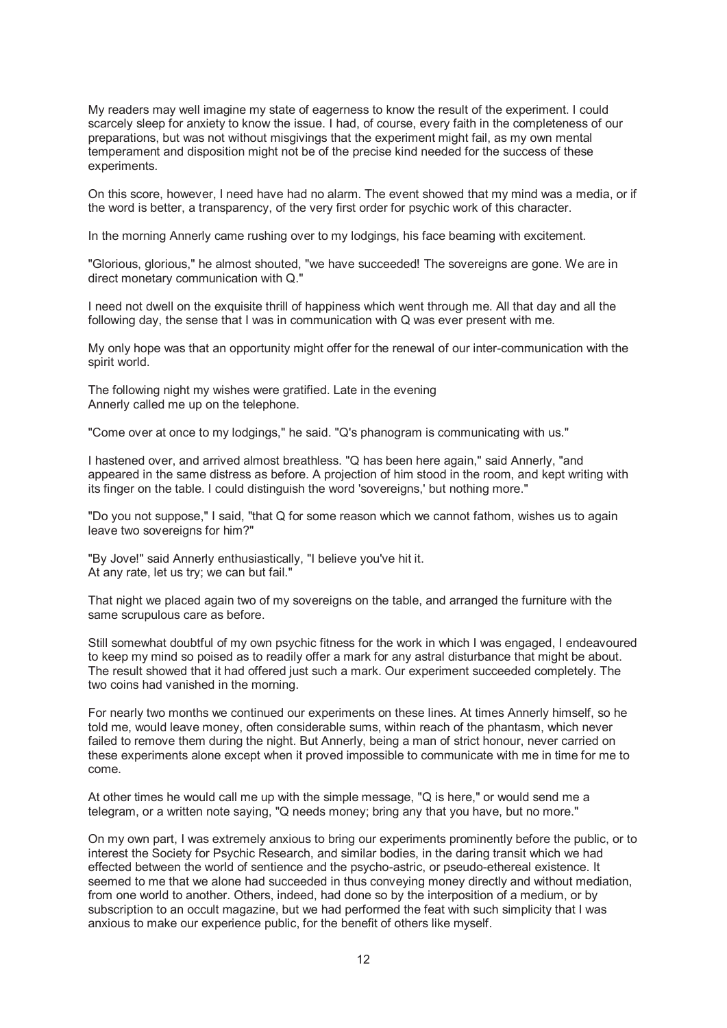My readers may well imagine my state of eagerness to know the result of the experiment. I could scarcely sleep for anxiety to know the issue. I had, of course, every faith in the completeness of our preparations, but was not without misgivings that the experiment might fail, as my own mental temperament and disposition might not be of the precise kind needed for the success of these experiments.

On this score, however, I need have had no alarm. The event showed that my mind was a media, or if the word is better, a transparency, of the very first order for psychic work of this character.

In the morning Annerly came rushing over to my lodgings, his face beaming with excitement.

"Glorious, glorious," he almost shouted, "we have succeeded! The sovereigns are gone. We are in direct monetary communication with Q."

I need not dwell on the exquisite thrill of happiness which went through me. All that day and all the following day, the sense that I was in communication with Q was ever present with me.

My only hope was that an opportunity might offer for the renewal of our inter-communication with the spirit world.

The following night my wishes were gratified. Late in the evening Annerly called me up on the telephone.

"Come over at once to my lodgings," he said. "Q's phanogram is communicating with us."

I hastened over, and arrived almost breathless. "Q has been here again," said Annerly, "and appeared in the same distress as before. A projection of him stood in the room, and kept writing with its finger on the table. I could distinguish the word 'sovereigns,' but nothing more."

"Do you not suppose," I said, "that Q for some reason which we cannot fathom, wishes us to again leave two sovereigns for him?"

"By Jove!" said Annerly enthusiastically, "I believe you've hit it. At any rate, let us try; we can but fail."

That night we placed again two of my sovereigns on the table, and arranged the furniture with the same scrupulous care as before.

Still somewhat doubtful of my own psychic fitness for the work in which I was engaged, I endeavoured to keep my mind so poised as to readily offer a mark for any astral disturbance that might be about. The result showed that it had offered just such a mark. Our experiment succeeded completely. The two coins had vanished in the morning.

For nearly two months we continued our experiments on these lines. At times Annerly himself, so he told me, would leave money, often considerable sums, within reach of the phantasm, which never failed to remove them during the night. But Annerly, being a man of strict honour, never carried on these experiments alone except when it proved impossible to communicate with me in time for me to come.

At other times he would call me up with the simple message, "Q is here," or would send me a telegram, or a written note saying, "Q needs money; bring any that you have, but no more."

On my own part, I was extremely anxious to bring our experiments prominently before the public, or to interest the Society for Psychic Research, and similar bodies, in the daring transit which we had effected between the world of sentience and the psycho-astric, or pseudo-ethereal existence. It seemed to me that we alone had succeeded in thus conveying money directly and without mediation, from one world to another. Others, indeed, had done so by the interposition of a medium, or by subscription to an occult magazine, but we had performed the feat with such simplicity that I was anxious to make our experience public, for the benefit of others like myself.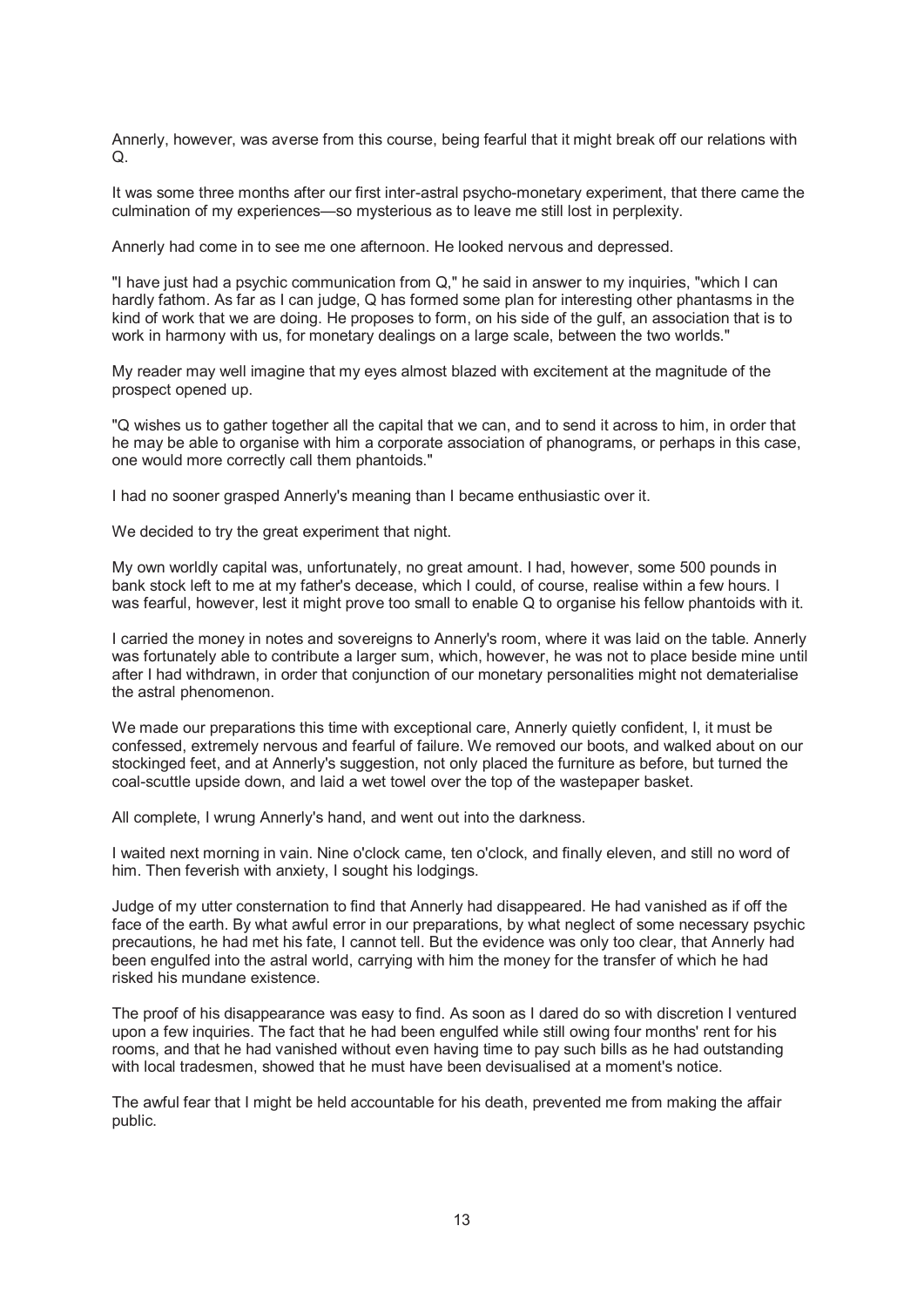Annerly, however, was averse from this course, being fearful that it might break off our relations with Q.

It was some three months after our first inter-astral psycho-monetary experiment, that there came the culmination of my experiences—so mysterious as to leave me still lost in perplexity.

Annerly had come in to see me one afternoon. He looked nervous and depressed.

"I have just had a psychic communication from Q," he said in answer to my inquiries, "which I can hardly fathom. As far as I can judge, Q has formed some plan for interesting other phantasms in the kind of work that we are doing. He proposes to form, on his side of the gulf, an association that is to work in harmony with us, for monetary dealings on a large scale, between the two worlds."

My reader may well imagine that my eyes almost blazed with excitement at the magnitude of the prospect opened up.

"Q wishes us to gather together all the capital that we can, and to send it across to him, in order that he may be able to organise with him a corporate association of phanograms, or perhaps in this case, one would more correctly call them phantoids."

I had no sooner grasped Annerly's meaning than I became enthusiastic over it.

We decided to try the great experiment that night.

My own worldly capital was, unfortunately, no great amount. I had, however, some 500 pounds in bank stock left to me at my father's decease, which I could, of course, realise within a few hours. I was fearful, however, lest it might prove too small to enable Q to organise his fellow phantoids with it.

I carried the money in notes and sovereigns to Annerly's room, where it was laid on the table. Annerly was fortunately able to contribute a larger sum, which, however, he was not to place beside mine until after I had withdrawn, in order that conjunction of our monetary personalities might not dematerialise the astral phenomenon.

We made our preparations this time with exceptional care, Annerly quietly confident, I, it must be confessed, extremely nervous and fearful of failure. We removed our boots, and walked about on our stockinged feet, and at Annerly's suggestion, not only placed the furniture as before, but turned the coal-scuttle upside down, and laid a wet towel over the top of the wastepaper basket.

All complete, I wrung Annerly's hand, and went out into the darkness.

I waited next morning in vain. Nine o'clock came, ten o'clock, and finally eleven, and still no word of him. Then feverish with anxiety, I sought his lodgings.

Judge of my utter consternation to find that Annerly had disappeared. He had vanished as if off the face of the earth. By what awful error in our preparations, by what neglect of some necessary psychic precautions, he had met his fate, I cannot tell. But the evidence was only too clear, that Annerly had been engulfed into the astral world, carrying with him the money for the transfer of which he had risked his mundane existence.

The proof of his disappearance was easy to find. As soon as I dared do so with discretion I ventured upon a few inquiries. The fact that he had been engulfed while still owing four months' rent for his rooms, and that he had vanished without even having time to pay such bills as he had outstanding with local tradesmen, showed that he must have been devisualised at a moment's notice.

The awful fear that I might be held accountable for his death, prevented me from making the affair public.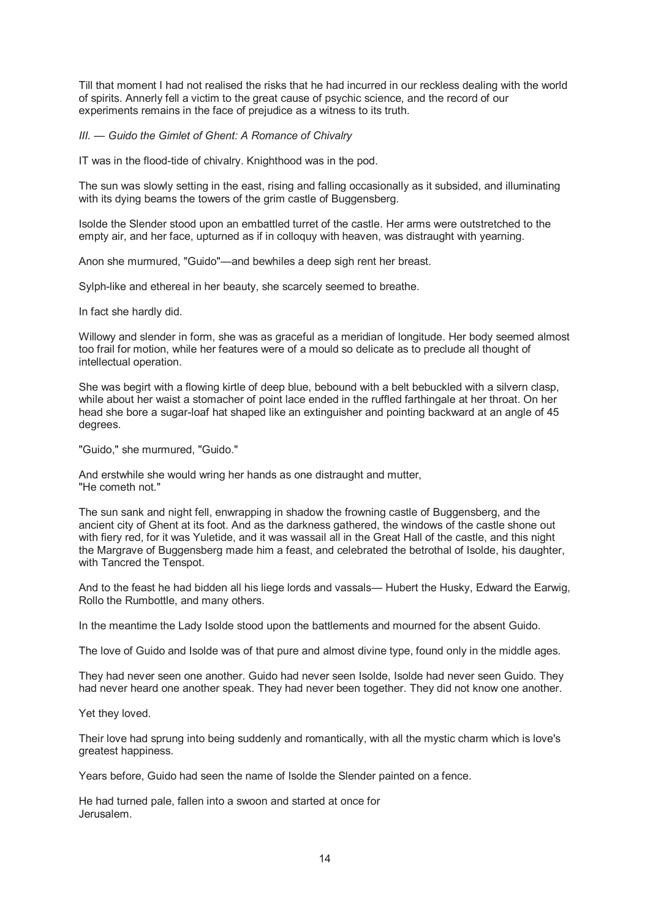Till that moment I had not realised the risks that he had incurred in our reckless dealing with the world of spirits. Annerly fell a victim to the great cause of psychic science, and the record of our experiments remains in the face of prejudice as a witness to its truth.

### *III. — Guido the Gimlet of Ghent: A Romance of Chivalry*

IT was in the flood-tide of chivalry. Knighthood was in the pod.

The sun was slowly setting in the east, rising and falling occasionally as it subsided, and illuminating with its dying beams the towers of the grim castle of Buggensberg.

Isolde the Slender stood upon an embattled turret of the castle. Her arms were outstretched to the empty air, and her face, upturned as if in colloquy with heaven, was distraught with yearning.

Anon she murmured, "Guido"—and bewhiles a deep sigh rent her breast.

Sylph-like and ethereal in her beauty, she scarcely seemed to breathe.

In fact she hardly did.

Willowy and slender in form, she was as graceful as a meridian of longitude. Her body seemed almost too frail for motion, while her features were of a mould so delicate as to preclude all thought of intellectual operation.

She was begirt with a flowing kirtle of deep blue, bebound with a belt bebuckled with a silvern clasp, while about her waist a stomacher of point lace ended in the ruffled farthingale at her throat. On her head she bore a sugar-loaf hat shaped like an extinguisher and pointing backward at an angle of 45 degrees.

"Guido," she murmured, "Guido."

And erstwhile she would wring her hands as one distraught and mutter,
"He cometh not."

The sun sank and night fell, enwrapping in shadow the frowning castle of Buggensberg, and the ancient city of Ghent at its foot. And as the darkness gathered, the windows of the castle shone out with fiery red, for it was Yuletide, and it was wassail all in the Great Hall of the castle, and this night the Margrave of Buggensberg made him a feast, and celebrated the betrothal of Isolde, his daughter, with Tancred the Tenspot.

And to the feast he had bidden all his liege lords and vassals— Hubert the Husky, Edward the Earwig, Rollo the Rumbottle, and many others.

In the meantime the Lady Isolde stood upon the battlements and mourned for the absent Guido.

The love of Guido and Isolde was of that pure and almost divine type, found only in the middle ages.

They had never seen one another. Guido had never seen Isolde, Isolde had never seen Guido. They had never heard one another speak. They had never been together. They did not know one another.

Yet they loved.

Their love had sprung into being suddenly and romantically, with all the mystic charm which is love's greatest happiness.

Years before, Guido had seen the name of Isolde the Slender painted on a fence.

He had turned pale, fallen into a swoon and started at once for
Jerusalem.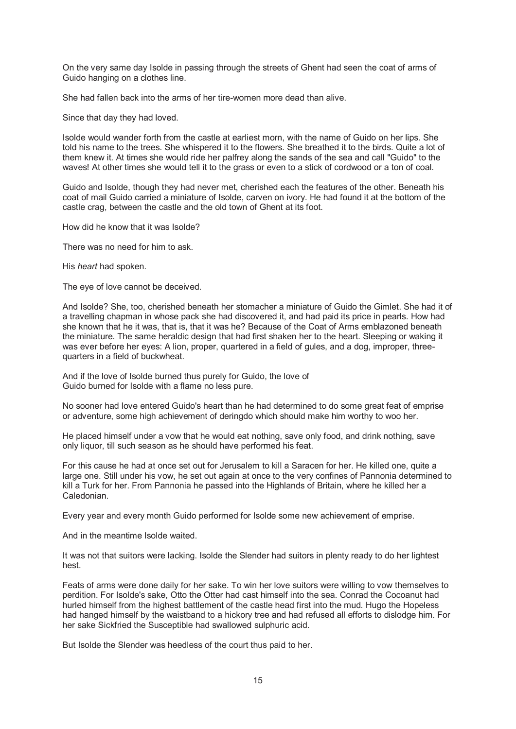On the very same day Isolde in passing through the streets of Ghent had seen the coat of arms of Guido hanging on a clothes line.

She had fallen back into the arms of her tire-women more dead than alive.

Since that day they had loved.

Isolde would wander forth from the castle at earliest morn, with the name of Guido on her lips. She told his name to the trees. She whispered it to the flowers. She breathed it to the birds. Quite a lot of them knew it. At times she would ride her palfrey along the sands of the sea and call "Guido" to the waves! At other times she would tell it to the grass or even to a stick of cordwood or a ton of coal.

Guido and Isolde, though they had never met, cherished each the features of the other. Beneath his coat of mail Guido carried a miniature of Isolde, carven on ivory. He had found it at the bottom of the castle crag, between the castle and the old town of Ghent at its foot.

How did he know that it was Isolde?

There was no need for him to ask.

His *heart* had spoken.

The eye of love cannot be deceived.

And Isolde? She, too, cherished beneath her stomacher a miniature of Guido the Gimlet. She had it of a travelling chapman in whose pack she had discovered it, and had paid its price in pearls. How had she known that he it was, that is, that it was he? Because of the Coat of Arms emblazoned beneath the miniature. The same heraldic design that had first shaken her to the heart. Sleeping or waking it was ever before her eyes: A lion, proper, quartered in a field of gules, and a dog, improper, three-quarters in a field of buckwheat.

And if the love of Isolde burned thus purely for Guido, the love of Guido burned for Isolde with a flame no less pure.

No sooner had love entered Guido's heart than he had determined to do some great feat of emprise or adventure, some high achievement of deringdo which should make him worthy to woo her.

He placed himself under a vow that he would eat nothing, save only food, and drink nothing, save only liquor, till such season as he should have performed his feat.

For this cause he had at once set out for Jerusalem to kill a Saracen for her. He killed one, quite a large one. Still under his vow, he set out again at once to the very confines of Pannonia determined to kill a Turk for her. From Pannonia he passed into the Highlands of Britain, where he killed her a Caledonian.

Every year and every month Guido performed for Isolde some new achievement of emprise.

And in the meantime Isolde waited.

It was not that suitors were lacking. Isolde the Slender had suitors in plenty ready to do her lightest hest.

Feats of arms were done daily for her sake. To win her love suitors were willing to vow themselves to perdition. For Isolde's sake, Otto the Otter had cast himself into the sea. Conrad the Cocoanut had hurled himself from the highest battlement of the castle head first into the mud. Hugo the Hopeless had hanged himself by the waistband to a hickory tree and had refused all efforts to dislodge him. For her sake Sickfried the Susceptible had swallowed sulphuric acid.

But Isolde the Slender was heedless of the court thus paid to her.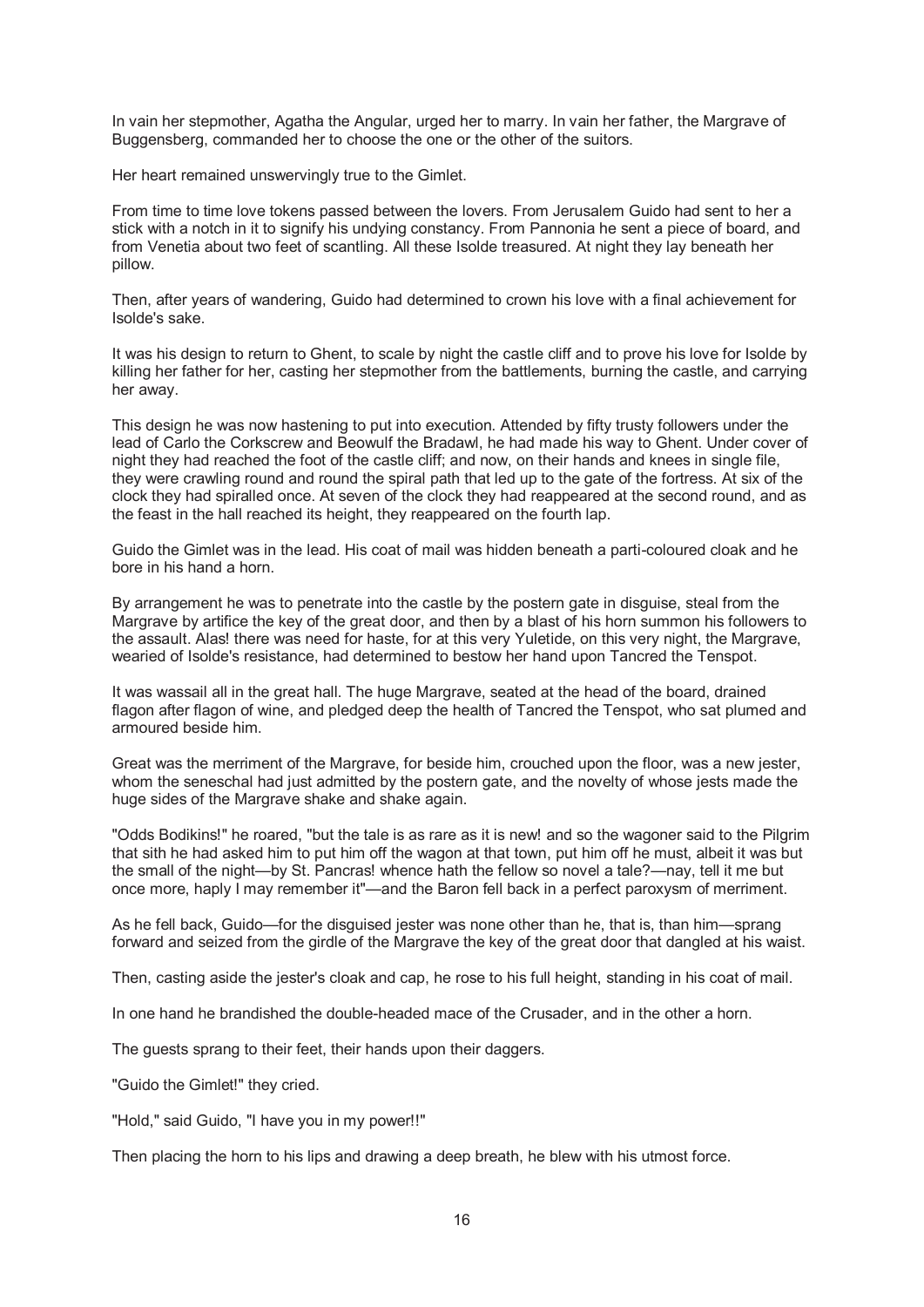In vain her stepmother, Agatha the Angular, urged her to marry. In vain her father, the Margrave of Buggensberg, commanded her to choose the one or the other of the suitors.

Her heart remained unswervingly true to the Gimlet.

From time to time love tokens passed between the lovers. From Jerusalem Guido had sent to her a stick with a notch in it to signify his undying constancy. From Pannonia he sent a piece of board, and from Venetia about two feet of scantling. All these Isolde treasured. At night they lay beneath her pillow.

Then, after years of wandering, Guido had determined to crown his love with a final achievement for Isolde's sake.

It was his design to return to Ghent, to scale by night the castle cliff and to prove his love for Isolde by killing her father for her, casting her stepmother from the battlements, burning the castle, and carrying her away.

This design he was now hastening to put into execution. Attended by fifty trusty followers under the lead of Carlo the Corkscrew and Beowulf the Bradawl, he had made his way to Ghent. Under cover of night they had reached the foot of the castle cliff; and now, on their hands and knees in single file, they were crawling round and round the spiral path that led up to the gate of the fortress. At six of the clock they had spiralled once. At seven of the clock they had reappeared at the second round, and as the feast in the hall reached its height, they reappeared on the fourth lap.

Guido the Gimlet was in the lead. His coat of mail was hidden beneath a parti-coloured cloak and he bore in his hand a horn.

By arrangement he was to penetrate into the castle by the postern gate in disguise, steal from the Margrave by artifice the key of the great door, and then by a blast of his horn summon his followers to the assault. Alas! there was need for haste, for at this very Yuletide, on this very night, the Margrave, wearied of Isolde's resistance, had determined to bestow her hand upon Tancred the Tenspot.

It was wassail all in the great hall. The huge Margrave, seated at the head of the board, drained flagon after flagon of wine, and pledged deep the health of Tancred the Tenspot, who sat plumed and armoured beside him.

Great was the merriment of the Margrave, for beside him, crouched upon the floor, was a new jester, whom the seneschal had just admitted by the postern gate, and the novelty of whose jests made the huge sides of the Margrave shake and shake again.

"Odds Bodikins!" he roared, "but the tale is as rare as it is new! and so the wagoner said to the Pilgrim that sith he had asked him to put him off the wagon at that town, put him off he must, albeit it was but the small of the night—by St. Pancras! whence hath the fellow so novel a tale?—nay, tell it me but once more, haply I may remember it"—and the Baron fell back in a perfect paroxysm of merriment.

As he fell back, Guido—for the disguised jester was none other than he, that is, than him—sprang forward and seized from the girdle of the Margrave the key of the great door that dangled at his waist.

Then, casting aside the jester's cloak and cap, he rose to his full height, standing in his coat of mail.

In one hand he brandished the double-headed mace of the Crusader, and in the other a horn.

The guests sprang to their feet, their hands upon their daggers.

"Guido the Gimlet!" they cried.

"Hold," said Guido, "I have you in my power!!"

Then placing the horn to his lips and drawing a deep breath, he blew with his utmost force.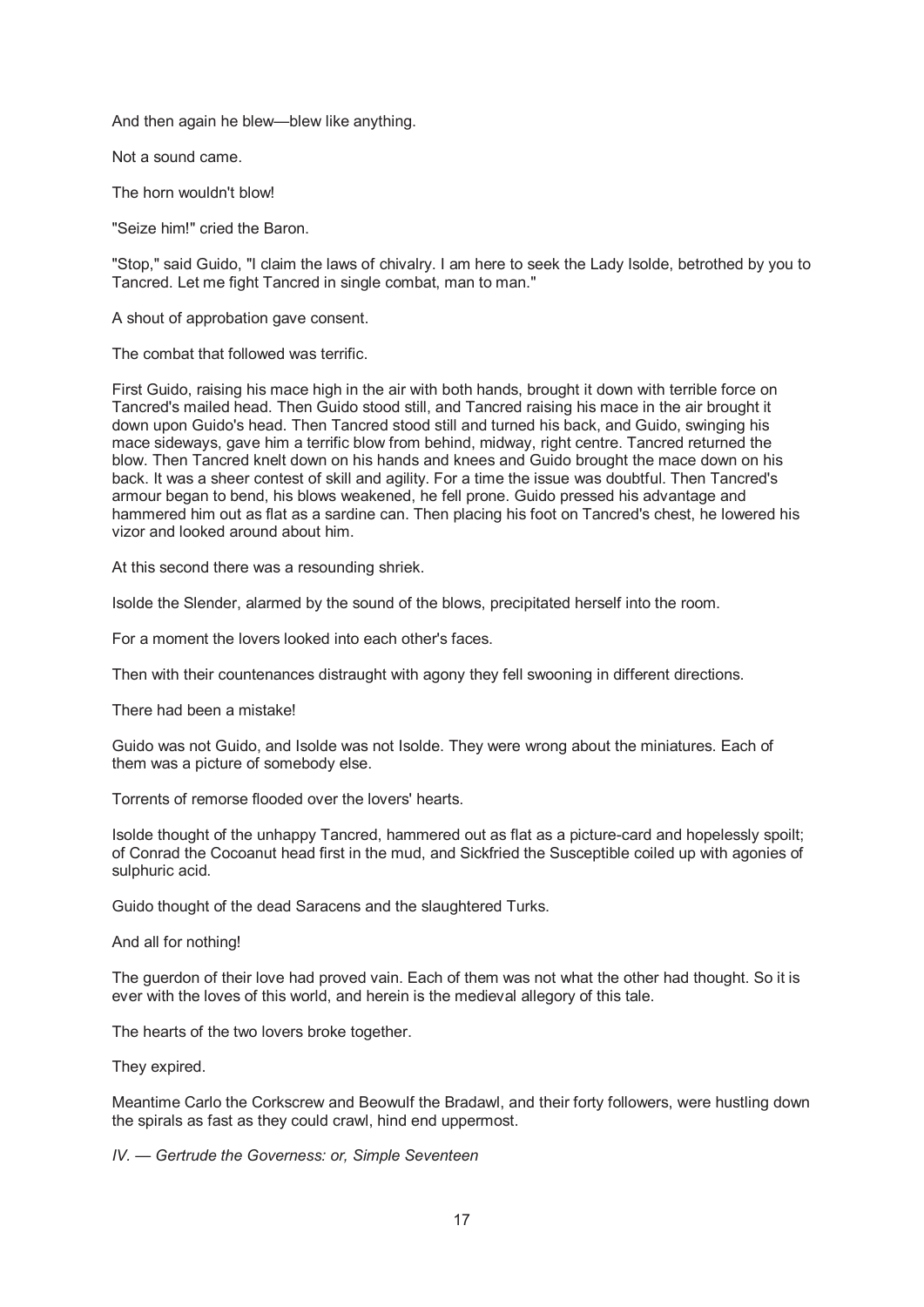And then again he blew—blew like anything.

Not a sound came.

The horn wouldn't blow!

"Seize him!" cried the Baron.

"Stop," said Guido, "I claim the laws of chivalry. I am here to seek the Lady Isolde, betrothed by you to Tancred. Let me fight Tancred in single combat, man to man."

A shout of approbation gave consent.

The combat that followed was terrific.

First Guido, raising his mace high in the air with both hands, brought it down with terrible force on Tancred's mailed head. Then Guido stood still, and Tancred raising his mace in the air brought it down upon Guido's head. Then Tancred stood still and turned his back, and Guido, swinging his mace sideways, gave him a terrific blow from behind, midway, right centre. Tancred returned the blow. Then Tancred knelt down on his hands and knees and Guido brought the mace down on his back. It was a sheer contest of skill and agility. For a time the issue was doubtful. Then Tancred's armour began to bend, his blows weakened, he fell prone. Guido pressed his advantage and hammered him out as flat as a sardine can. Then placing his foot on Tancred's chest, he lowered his vizor and looked around about him.

At this second there was a resounding shriek.

Isolde the Slender, alarmed by the sound of the blows, precipitated herself into the room.

For a moment the lovers looked into each other's faces.

Then with their countenances distraught with agony they fell swooning in different directions.

There had been a mistake!

Guido was not Guido, and Isolde was not Isolde. They were wrong about the miniatures. Each of them was a picture of somebody else.

Torrents of remorse flooded over the lovers' hearts.

Isolde thought of the unhappy Tancred, hammered out as flat as a picture-card and hopelessly spoilt; of Conrad the Cocoanut head first in the mud, and Sickfried the Susceptible coiled up with agonies of sulphuric acid.

Guido thought of the dead Saracens and the slaughtered Turks.

And all for nothing!

The guerdon of their love had proved vain. Each of them was not what the other had thought. So it is ever with the loves of this world, and herein is the medieval allegory of this tale.

The hearts of the two lovers broke together.

They expired.

Meantime Carlo the Corkscrew and Beowulf the Bradawl, and their forty followers, were hustling down the spirals as fast as they could crawl, hind end uppermost.

## *IV. — Gertrude the Governess: or, Simple Seventeen*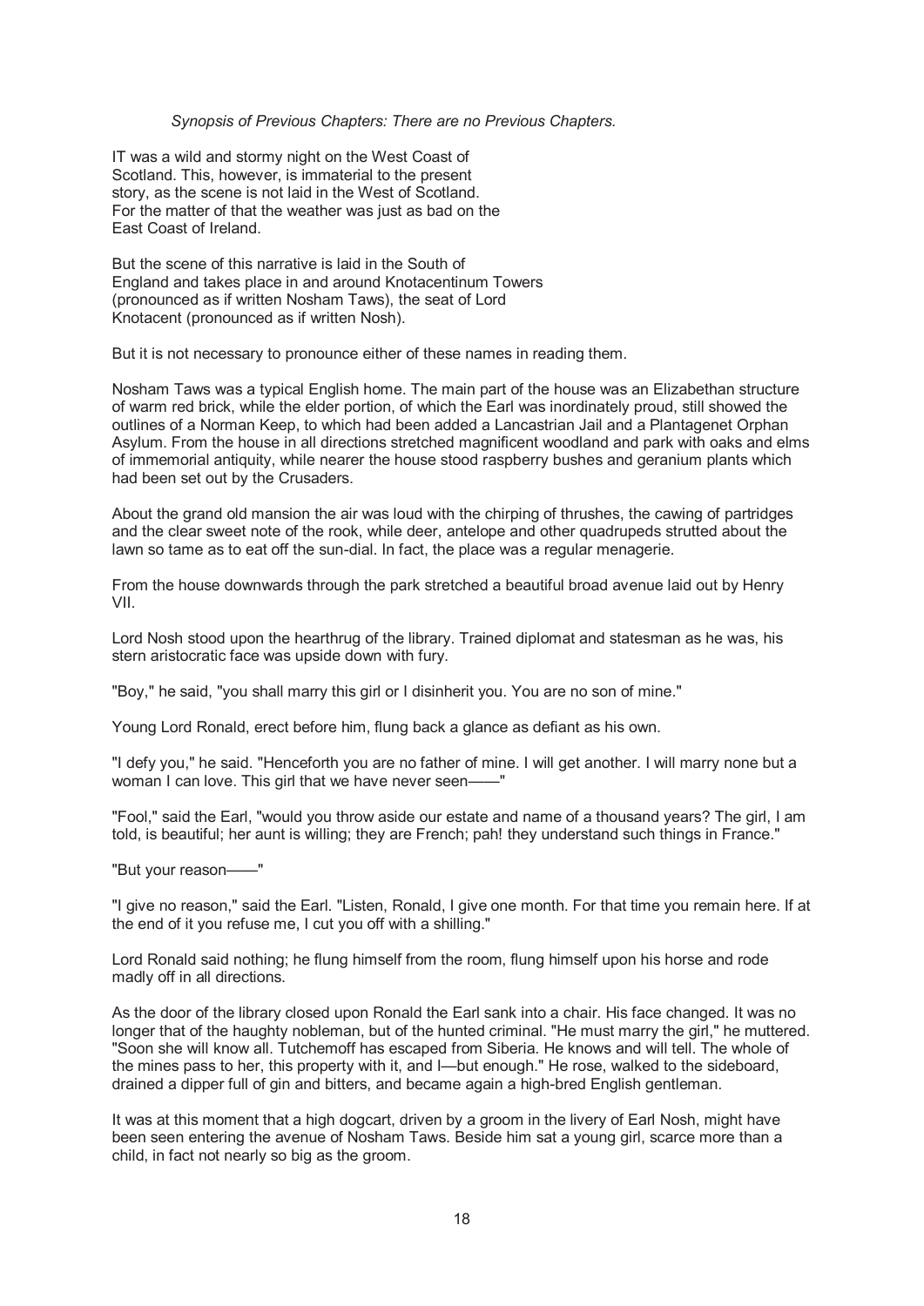*Synopsis of Previous Chapters: There are no Previous Chapters.*

IT was a wild and stormy night on the West Coast of Scotland. This, however, is immaterial to the present story, as the scene is not laid in the West of Scotland. For the matter of that the weather was just as bad on the East Coast of Ireland.

But the scene of this narrative is laid in the South of England and takes place in and around Knotacentinum Towers (pronounced as if written Nosham Taws), the seat of Lord Knotacent (pronounced as if written Nosh).

But it is not necessary to pronounce either of these names in reading them.

Nosham Taws was a typical English home. The main part of the house was an Elizabethan structure of warm red brick, while the elder portion, of which the Earl was inordinately proud, still showed the outlines of a Norman Keep, to which had been added a Lancastrian Jail and a Plantagenet Orphan Asylum. From the house in all directions stretched magnificent woodland and park with oaks and elms of immemorial antiquity, while nearer the house stood raspberry bushes and geranium plants which had been set out by the Crusaders.

About the grand old mansion the air was loud with the chirping of thrushes, the cawing of partridges and the clear sweet note of the rook, while deer, antelope and other quadrupeds strutted about the lawn so tame as to eat off the sun-dial. In fact, the place was a regular menagerie.

From the house downwards through the park stretched a beautiful broad avenue laid out by Henry VII.

Lord Nosh stood upon the hearthrug of the library. Trained diplomat and statesman as he was, his stern aristocratic face was upside down with fury.

"Boy," he said, "you shall marry this girl or I disinherit you. You are no son of mine."

Young Lord Ronald, erect before him, flung back a glance as defiant as his own.

"I defy you," he said. "Henceforth you are no father of mine. I will get another. I will marry none but a woman I can love. This girl that we have never seen——"

"Fool," said the Earl, "would you throw aside our estate and name of a thousand years? The girl, I am told, is beautiful; her aunt is willing; they are French; pah! they understand such things in France."

"But your reason——"

"I give no reason," said the Earl. "Listen, Ronald, I give one month. For that time you remain here. If at the end of it you refuse me, I cut you off with a shilling."

Lord Ronald said nothing; he flung himself from the room, flung himself upon his horse and rode madly off in all directions.

As the door of the library closed upon Ronald the Earl sank into a chair. His face changed. It was no longer that of the haughty nobleman, but of the hunted criminal. "He must marry the girl," he muttered. "Soon she will know all. Tutchemoff has escaped from Siberia. He knows and will tell. The whole of the mines pass to her, this property with it, and I—but enough." He rose, walked to the sideboard, drained a dipper full of gin and bitters, and became again a high-bred English gentleman.

It was at this moment that a high dogcart, driven by a groom in the livery of Earl Nosh, might have been seen entering the avenue of Nosham Taws. Beside him sat a young girl, scarce more than a child, in fact not nearly so big as the groom.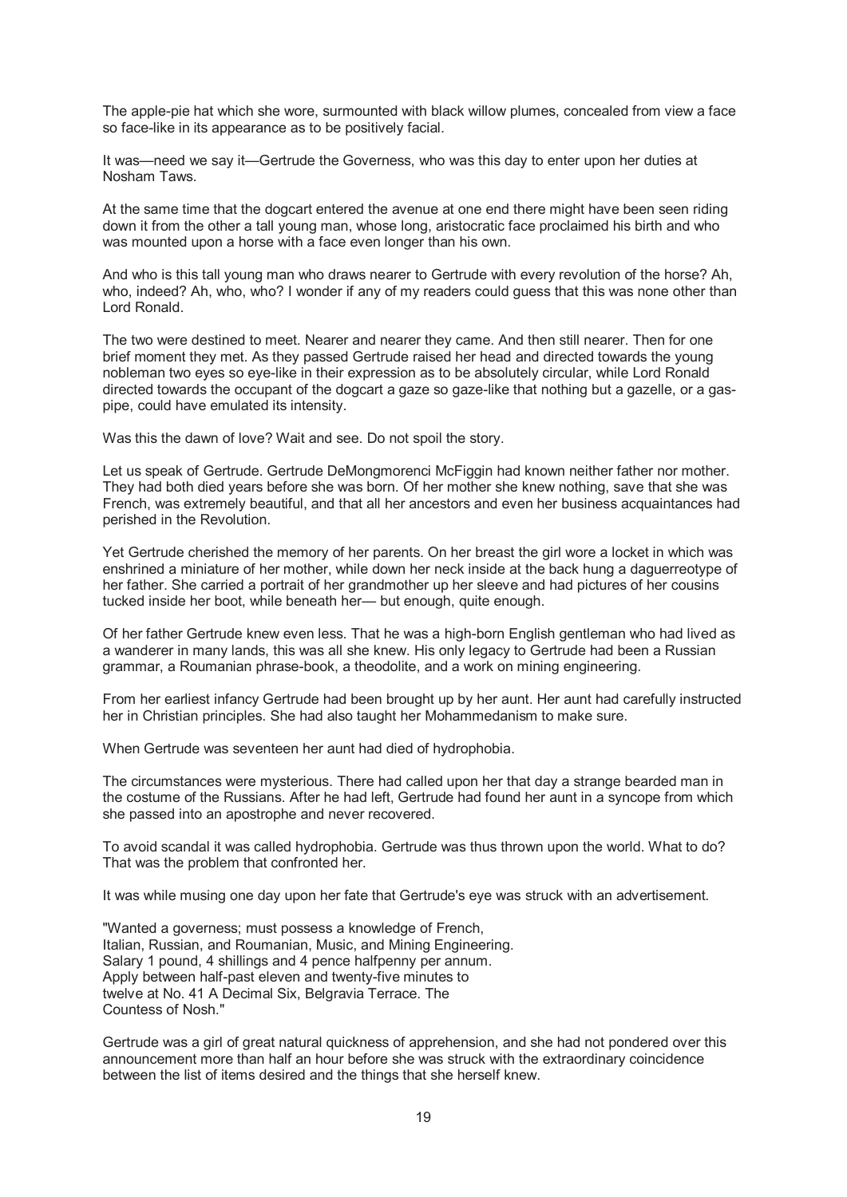The apple-pie hat which she wore, surmounted with black willow plumes, concealed from view a face so face-like in its appearance as to be positively facial.

It was—need we say it—Gertrude the Governess, who was this day to enter upon her duties at Nosham Taws.

At the same time that the dogcart entered the avenue at one end there might have been seen riding down it from the other a tall young man, whose long, aristocratic face proclaimed his birth and who was mounted upon a horse with a face even longer than his own.

And who is this tall young man who draws nearer to Gertrude with every revolution of the horse? Ah, who, indeed? Ah, who, who? I wonder if any of my readers could guess that this was none other than Lord Ronald.

The two were destined to meet. Nearer and nearer they came. And then still nearer. Then for one brief moment they met. As they passed Gertrude raised her head and directed towards the young nobleman two eyes so eye-like in their expression as to be absolutely circular, while Lord Ronald directed towards the occupant of the dogcart a gaze so gaze-like that nothing but a gazelle, or a gas-pipe, could have emulated its intensity.

Was this the dawn of love? Wait and see. Do not spoil the story.

Let us speak of Gertrude. Gertrude DeMongmorenci McFiggin had known neither father nor mother. They had both died years before she was born. Of her mother she knew nothing, save that she was French, was extremely beautiful, and that all her ancestors and even her business acquaintances had perished in the Revolution.

Yet Gertrude cherished the memory of her parents. On her breast the girl wore a locket in which was enshrined a miniature of her mother, while down her neck inside at the back hung a daguerreotype of her father. She carried a portrait of her grandmother up her sleeve and had pictures of her cousins tucked inside her boot, while beneath her— but enough, quite enough.

Of her father Gertrude knew even less. That he was a high-born English gentleman who had lived as a wanderer in many lands, this was all she knew. His only legacy to Gertrude had been a Russian grammar, a Roumanian phrase-book, a theodolite, and a work on mining engineering.

From her earliest infancy Gertrude had been brought up by her aunt. Her aunt had carefully instructed her in Christian principles. She had also taught her Mohammedanism to make sure.

When Gertrude was seventeen her aunt had died of hydrophobia.

The circumstances were mysterious. There had called upon her that day a strange bearded man in the costume of the Russians. After he had left, Gertrude had found her aunt in a syncope from which she passed into an apostrophe and never recovered.

To avoid scandal it was called hydrophobia. Gertrude was thus thrown upon the world. What to do? That was the problem that confronted her.

It was while musing one day upon her fate that Gertrude's eye was struck with an advertisement.

"Wanted a governess; must possess a knowledge of French,
Italian, Russian, and Roumanian, Music, and Mining Engineering.
Salary 1 pound, 4 shillings and 4 pence halfpenny per annum.
Apply between half-past eleven and twenty-five minutes to
twelve at No. 41 A Decimal Six, Belgravia Terrace. The
Countess of Nosh."

Gertrude was a girl of great natural quickness of apprehension, and she had not pondered over this announcement more than half an hour before she was struck with the extraordinary coincidence between the list of items desired and the things that she herself knew.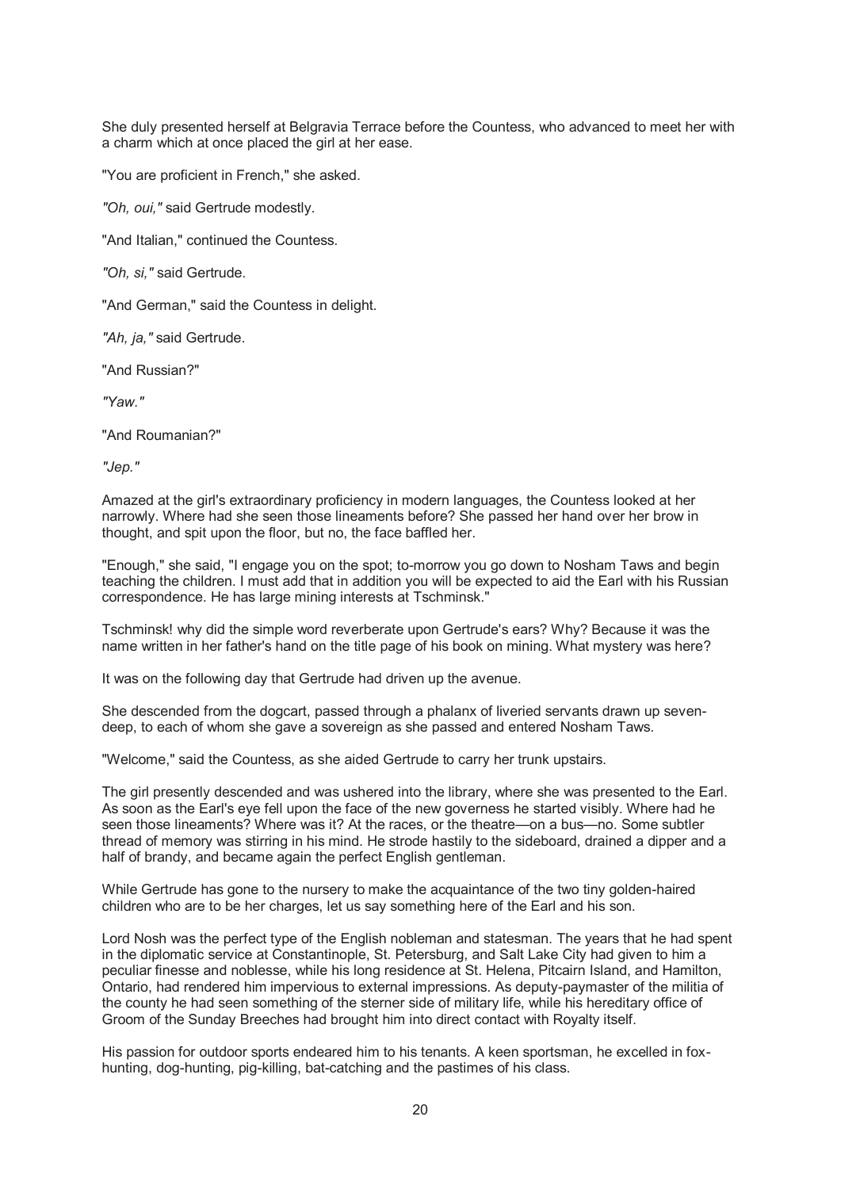She duly presented herself at Belgravia Terrace before the Countess, who advanced to meet her with a charm which at once placed the girl at her ease.

"You are proficient in French," she asked.

*"Oh, oui,"* said Gertrude modestly.

"And Italian," continued the Countess.

*"Oh, si,"* said Gertrude.

"And German," said the Countess in delight.

*"Ah, ja,"* said Gertrude.

"And Russian?"

*"Yaw."*

"And Roumanian?"

*"Jep."*

Amazed at the girl's extraordinary proficiency in modern languages, the Countess looked at her narrowly. Where had she seen those lineaments before? She passed her hand over her brow in thought, and spit upon the floor, but no, the face baffled her.

"Enough," she said, "I engage you on the spot; to-morrow you go down to Nosham Taws and begin teaching the children. I must add that in addition you will be expected to aid the Earl with his Russian correspondence. He has large mining interests at Tschminsk."

Tschminsk! why did the simple word reverberate upon Gertrude's ears? Why? Because it was the name written in her father's hand on the title page of his book on mining. What mystery was here?

It was on the following day that Gertrude had driven up the avenue.

She descended from the dogcart, passed through a phalanx of liveried servants drawn up seven-deep, to each of whom she gave a sovereign as she passed and entered Nosham Taws.

"Welcome," said the Countess, as she aided Gertrude to carry her trunk upstairs.

The girl presently descended and was ushered into the library, where she was presented to the Earl. As soon as the Earl's eye fell upon the face of the new governess he started visibly. Where had he seen those lineaments? Where was it? At the races, or the theatre—on a bus—no. Some subtler thread of memory was stirring in his mind. He strode hastily to the sideboard, drained a dipper and a half of brandy, and became again the perfect English gentleman.

While Gertrude has gone to the nursery to make the acquaintance of the two tiny golden-haired children who are to be her charges, let us say something here of the Earl and his son.

Lord Nosh was the perfect type of the English nobleman and statesman. The years that he had spent in the diplomatic service at Constantinople, St. Petersburg, and Salt Lake City had given to him a peculiar finesse and noblesse, while his long residence at St. Helena, Pitcairn Island, and Hamilton, Ontario, had rendered him impervious to external impressions. As deputy-paymaster of the militia of the county he had seen something of the sterner side of military life, while his hereditary office of Groom of the Sunday Breeches had brought him into direct contact with Royalty itself.

His passion for outdoor sports endeared him to his tenants. A keen sportsman, he excelled in fox-hunting, dog-hunting, pig-killing, bat-catching and the pastimes of his class.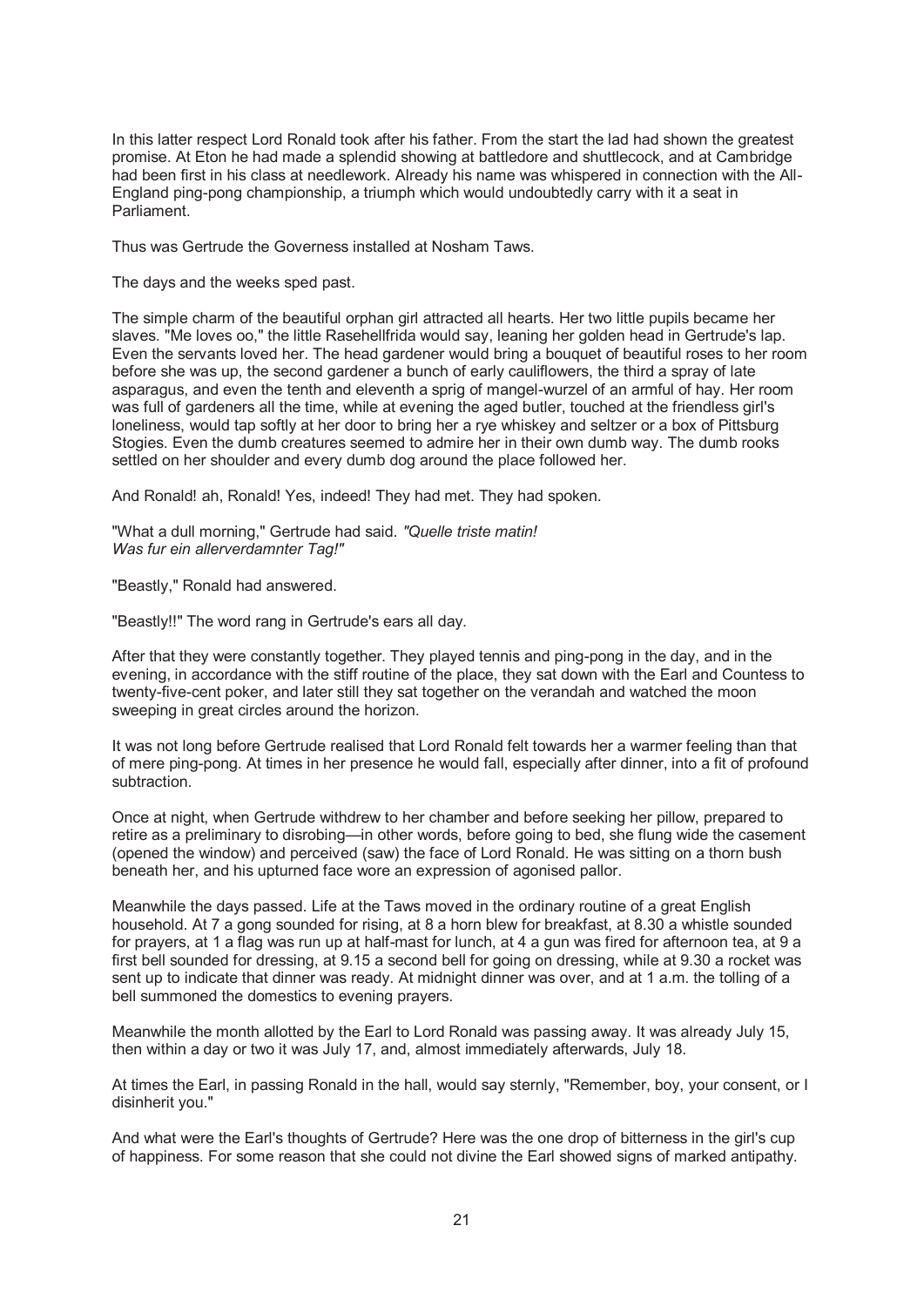In this latter respect Lord Ronald took after his father. From the start the lad had shown the greatest promise. At Eton he had made a splendid showing at battledore and shuttlecock, and at Cambridge had been first in his class at needlework. Already his name was whispered in connection with the All-England ping-pong championship, a triumph which would undoubtedly carry with it a seat in Parliament.

Thus was Gertrude the Governess installed at Nosham Taws.

The days and the weeks sped past.

The simple charm of the beautiful orphan girl attracted all hearts. Her two little pupils became her slaves. "Me loves oo," the little Rasehellfrida would say, leaning her golden head in Gertrude's lap. Even the servants loved her. The head gardener would bring a bouquet of beautiful roses to her room before she was up, the second gardener a bunch of early cauliflowers, the third a spray of late asparagus, and even the tenth and eleventh a sprig of mangel-wurzel of an armful of hay. Her room was full of gardeners all the time, while at evening the aged butler, touched at the friendless girl's loneliness, would tap softly at her door to bring her a rye whiskey and seltzer or a box of Pittsburg Stogies. Even the dumb creatures seemed to admire her in their own dumb way. The dumb rooks settled on her shoulder and every dumb dog around the place followed her.

And Ronald! ah, Ronald! Yes, indeed! They had met. They had spoken.

"What a dull morning," Gertrude had said. *"Quelle triste matin!*
*Was fur ein allerverdamnter Tag!"*

"Beastly," Ronald had answered.

"Beastly!!" The word rang in Gertrude's ears all day.

After that they were constantly together. They played tennis and ping-pong in the day, and in the evening, in accordance with the stiff routine of the place, they sat down with the Earl and Countess to twenty-five-cent poker, and later still they sat together on the verandah and watched the moon sweeping in great circles around the horizon.

It was not long before Gertrude realised that Lord Ronald felt towards her a warmer feeling than that of mere ping-pong. At times in her presence he would fall, especially after dinner, into a fit of profound subtraction.

Once at night, when Gertrude withdrew to her chamber and before seeking her pillow, prepared to retire as a preliminary to disrobing—in other words, before going to bed, she flung wide the casement (opened the window) and perceived (saw) the face of Lord Ronald. He was sitting on a thorn bush beneath her, and his upturned face wore an expression of agonised pallor.

Meanwhile the days passed. Life at the Taws moved in the ordinary routine of a great English household. At 7 a gong sounded for rising, at 8 a horn blew for breakfast, at 8.30 a whistle sounded for prayers, at 1 a flag was run up at half-mast for lunch, at 4 a gun was fired for afternoon tea, at 9 a first bell sounded for dressing, at 9.15 a second bell for going on dressing, while at 9.30 a rocket was sent up to indicate that dinner was ready. At midnight dinner was over, and at 1 a.m. the tolling of a bell summoned the domestics to evening prayers.

Meanwhile the month allotted by the Earl to Lord Ronald was passing away. It was already July 15, then within a day or two it was July 17, and, almost immediately afterwards, July 18.

At times the Earl, in passing Ronald in the hall, would say sternly, "Remember, boy, your consent, or I disinherit you."

And what were the Earl's thoughts of Gertrude? Here was the one drop of bitterness in the girl's cup of happiness. For some reason that she could not divine the Earl showed signs of marked antipathy.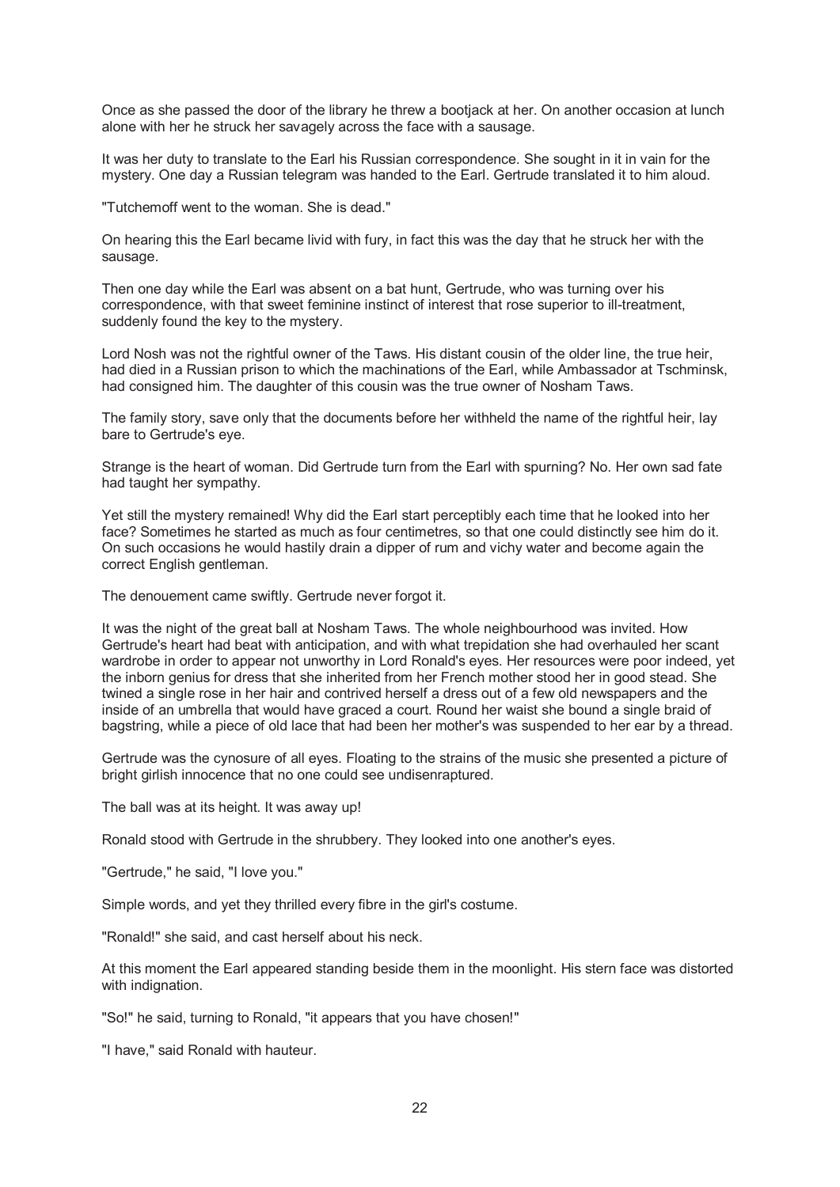Once as she passed the door of the library he threw a bootjack at her. On another occasion at lunch alone with her he struck her savagely across the face with a sausage.

It was her duty to translate to the Earl his Russian correspondence. She sought in it in vain for the mystery. One day a Russian telegram was handed to the Earl. Gertrude translated it to him aloud.

"Tutchemoff went to the woman. She is dead."

On hearing this the Earl became livid with fury, in fact this was the day that he struck her with the sausage.

Then one day while the Earl was absent on a bat hunt, Gertrude, who was turning over his correspondence, with that sweet feminine instinct of interest that rose superior to ill-treatment, suddenly found the key to the mystery.

Lord Nosh was not the rightful owner of the Taws. His distant cousin of the older line, the true heir, had died in a Russian prison to which the machinations of the Earl, while Ambassador at Tschminsk, had consigned him. The daughter of this cousin was the true owner of Nosham Taws.

The family story, save only that the documents before her withheld the name of the rightful heir, lay bare to Gertrude's eye.

Strange is the heart of woman. Did Gertrude turn from the Earl with spurning? No. Her own sad fate had taught her sympathy.

Yet still the mystery remained! Why did the Earl start perceptibly each time that he looked into her face? Sometimes he started as much as four centimetres, so that one could distinctly see him do it. On such occasions he would hastily drain a dipper of rum and vichy water and become again the correct English gentleman.

The denouement came swiftly. Gertrude never forgot it.

It was the night of the great ball at Nosham Taws. The whole neighbourhood was invited. How Gertrude's heart had beat with anticipation, and with what trepidation she had overhauled her scant wardrobe in order to appear not unworthy in Lord Ronald's eyes. Her resources were poor indeed, yet the inborn genius for dress that she inherited from her French mother stood her in good stead. She twined a single rose in her hair and contrived herself a dress out of a few old newspapers and the inside of an umbrella that would have graced a court. Round her waist she bound a single braid of bagstring, while a piece of old lace that had been her mother's was suspended to her ear by a thread.

Gertrude was the cynosure of all eyes. Floating to the strains of the music she presented a picture of bright girlish innocence that no one could see undisenraptured.

The ball was at its height. It was away up!

Ronald stood with Gertrude in the shrubbery. They looked into one another's eyes.

"Gertrude," he said, "I love you."

Simple words, and yet they thrilled every fibre in the girl's costume.

"Ronald!" she said, and cast herself about his neck.

At this moment the Earl appeared standing beside them in the moonlight. His stern face was distorted with indignation.

"So!" he said, turning to Ronald, "it appears that you have chosen!"

"I have," said Ronald with hauteur.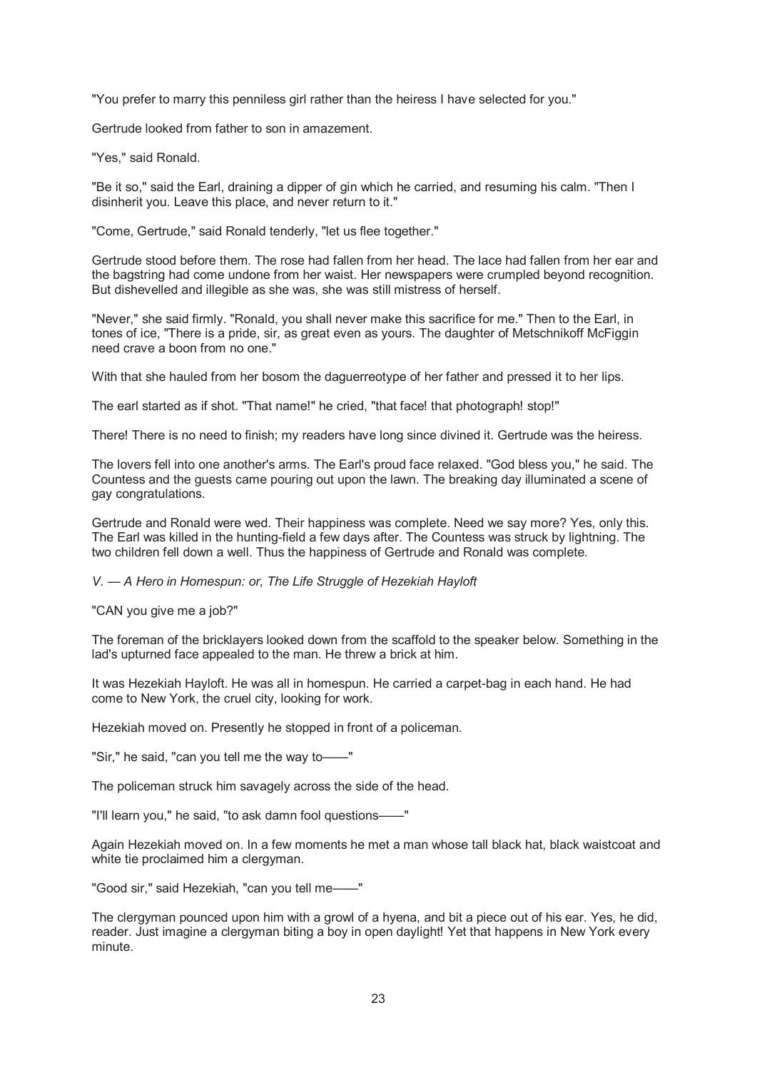"You prefer to marry this penniless girl rather than the heiress I have selected for you."

Gertrude looked from father to son in amazement.

"Yes," said Ronald.

"Be it so," said the Earl, draining a dipper of gin which he carried, and resuming his calm. "Then I disinherit you. Leave this place, and never return to it."

"Come, Gertrude," said Ronald tenderly, "let us flee together."

Gertrude stood before them. The rose had fallen from her head. The lace had fallen from her ear and the bagstring had come undone from her waist. Her newspapers were crumpled beyond recognition. But dishevelled and illegible as she was, she was still mistress of herself.

"Never," she said firmly. "Ronald, you shall never make this sacrifice for me." Then to the Earl, in tones of ice, "There is a pride, sir, as great even as yours. The daughter of Metschnikoff McFiggin need crave a boon from no one."

With that she hauled from her bosom the daguerreotype of her father and pressed it to her lips.

The earl started as if shot. "That name!" he cried, "that face! that photograph! stop!"

There! There is no need to finish; my readers have long since divined it. Gertrude was the heiress.

The lovers fell into one another's arms. The Earl's proud face relaxed. "God bless you," he said. The Countess and the guests came pouring out upon the lawn. The breaking day illuminated a scene of gay congratulations.

Gertrude and Ronald were wed. Their happiness was complete. Need we say more? Yes, only this. The Earl was killed in the hunting-field a few days after. The Countess was struck by lightning. The two children fell down a well. Thus the happiness of Gertrude and Ronald was complete.

## *V. — A Hero in Homespun: or, The Life Struggle of Hezekiah Hayloft*

"CAN you give me a job?"

The foreman of the bricklayers looked down from the scaffold to the speaker below. Something in the lad's upturned face appealed to the man. He threw a brick at him.

It was Hezekiah Hayloft. He was all in homespun. He carried a carpet-bag in each hand. He had come to New York, the cruel city, looking for work.

Hezekiah moved on. Presently he stopped in front of a policeman.

"Sir," he said, "can you tell me the way to——"

The policeman struck him savagely across the side of the head.

"I'll learn you," he said, "to ask damn fool questions——"

Again Hezekiah moved on. In a few moments he met a man whose tall black hat, black waistcoat and white tie proclaimed him a clergyman.

"Good sir," said Hezekiah, "can you tell me——"

The clergyman pounced upon him with a growl of a hyena, and bit a piece out of his ear. Yes, he did, reader. Just imagine a clergyman biting a boy in open daylight! Yet that happens in New York every minute.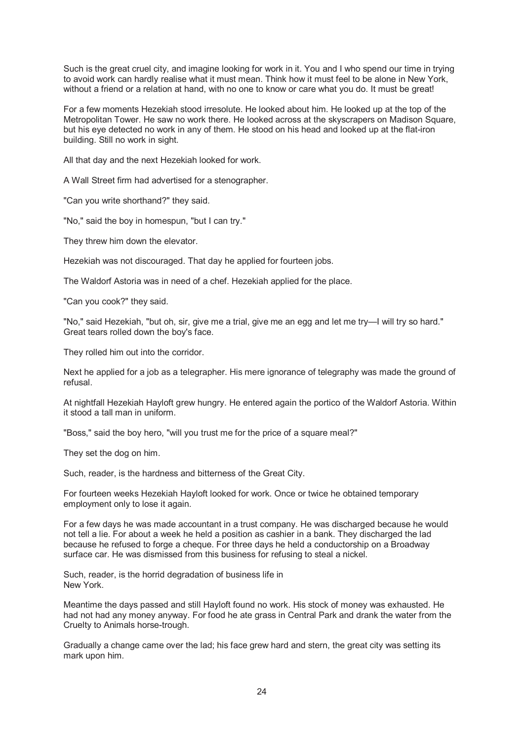Such is the great cruel city, and imagine looking for work in it. You and I who spend our time in trying to avoid work can hardly realise what it must mean. Think how it must feel to be alone in New York, without a friend or a relation at hand, with no one to know or care what you do. It must be great!

For a few moments Hezekiah stood irresolute. He looked about him. He looked up at the top of the Metropolitan Tower. He saw no work there. He looked across at the skyscrapers on Madison Square, but his eye detected no work in any of them. He stood on his head and looked up at the flat-iron building. Still no work in sight.

All that day and the next Hezekiah looked for work.

A Wall Street firm had advertised for a stenographer.

"Can you write shorthand?" they said.

"No," said the boy in homespun, "but I can try."

They threw him down the elevator.

Hezekiah was not discouraged. That day he applied for fourteen jobs.

The Waldorf Astoria was in need of a chef. Hezekiah applied for the place.

"Can you cook?" they said.

"No," said Hezekiah, "but oh, sir, give me a trial, give me an egg and let me try—I will try so hard." Great tears rolled down the boy's face.

They rolled him out into the corridor.

Next he applied for a job as a telegrapher. His mere ignorance of telegraphy was made the ground of refusal.

At nightfall Hezekiah Hayloft grew hungry. He entered again the portico of the Waldorf Astoria. Within it stood a tall man in uniform.

"Boss," said the boy hero, "will you trust me for the price of a square meal?"

They set the dog on him.

Such, reader, is the hardness and bitterness of the Great City.

For fourteen weeks Hezekiah Hayloft looked for work. Once or twice he obtained temporary employment only to lose it again.

For a few days he was made accountant in a trust company. He was discharged because he would not tell a lie. For about a week he held a position as cashier in a bank. They discharged the lad because he refused to forge a cheque. For three days he held a conductorship on a Broadway surface car. He was dismissed from this business for refusing to steal a nickel.

Such, reader, is the horrid degradation of business life in New York.

Meantime the days passed and still Hayloft found no work. His stock of money was exhausted. He had not had any money anyway. For food he ate grass in Central Park and drank the water from the Cruelty to Animals horse-trough.

Gradually a change came over the lad; his face grew hard and stern, the great city was setting its mark upon him.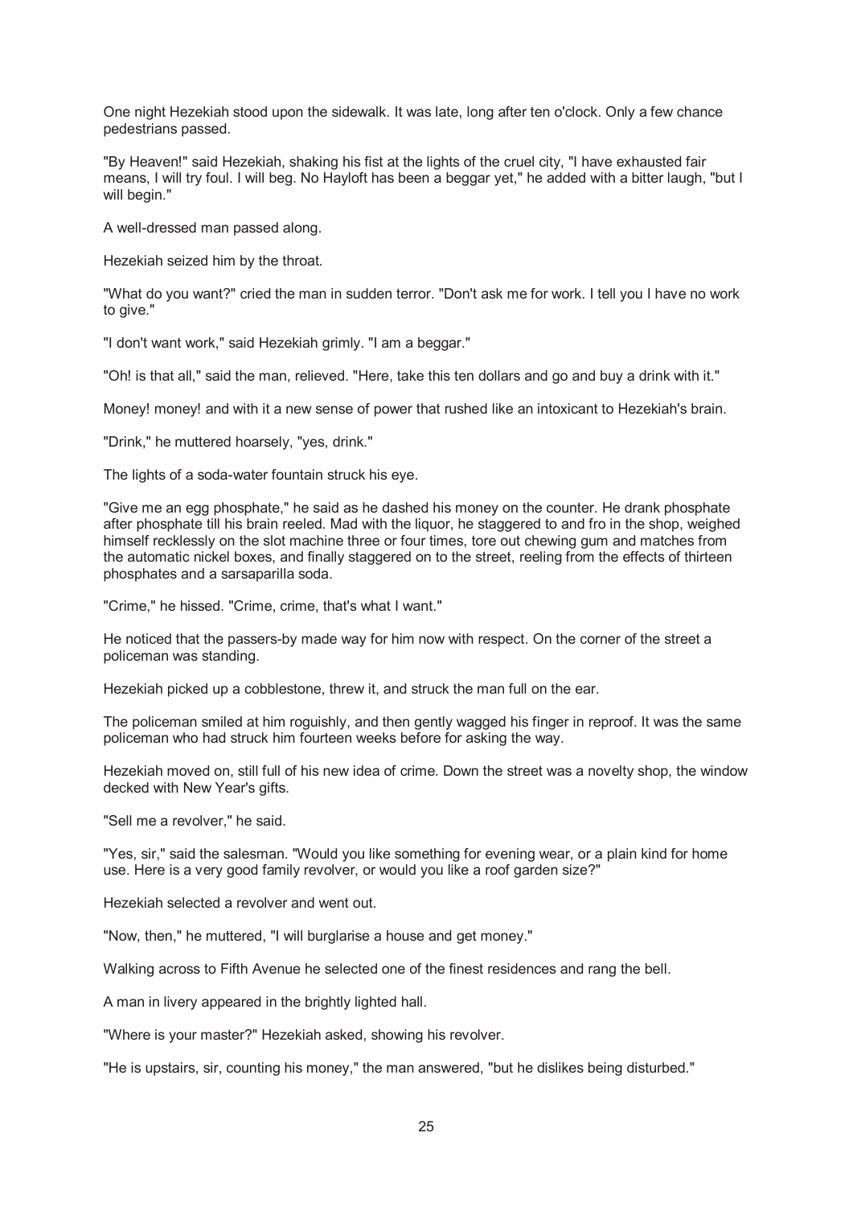One night Hezekiah stood upon the sidewalk. It was late, long after ten o'clock. Only a few chance pedestrians passed.

"By Heaven!" said Hezekiah, shaking his fist at the lights of the cruel city, "I have exhausted fair means, I will try foul. I will beg. No Hayloft has been a beggar yet," he added with a bitter laugh, "but I will begin."

A well-dressed man passed along.

Hezekiah seized him by the throat.

"What do you want?" cried the man in sudden terror. "Don't ask me for work. I tell you I have no work to give."

"I don't want work," said Hezekiah grimly. "I am a beggar."

"Oh! is that all," said the man, relieved. "Here, take this ten dollars and go and buy a drink with it."

Money! money! and with it a new sense of power that rushed like an intoxicant to Hezekiah's brain.

"Drink," he muttered hoarsely, "yes, drink."

The lights of a soda-water fountain struck his eye.

"Give me an egg phosphate," he said as he dashed his money on the counter. He drank phosphate after phosphate till his brain reeled. Mad with the liquor, he staggered to and fro in the shop, weighed himself recklessly on the slot machine three or four times, tore out chewing gum and matches from the automatic nickel boxes, and finally staggered on to the street, reeling from the effects of thirteen phosphates and a sarsaparilla soda.

"Crime," he hissed. "Crime, crime, that's what I want."

He noticed that the passers-by made way for him now with respect. On the corner of the street a policeman was standing.

Hezekiah picked up a cobblestone, threw it, and struck the man full on the ear.

The policeman smiled at him roguishly, and then gently wagged his finger in reproof. It was the same policeman who had struck him fourteen weeks before for asking the way.

Hezekiah moved on, still full of his new idea of crime. Down the street was a novelty shop, the window decked with New Year's gifts.

"Sell me a revolver," he said.

"Yes, sir," said the salesman. "Would you like something for evening wear, or a plain kind for home use. Here is a very good family revolver, or would you like a roof garden size?"

Hezekiah selected a revolver and went out.

"Now, then," he muttered, "I will burglarise a house and get money."

Walking across to Fifth Avenue he selected one of the finest residences and rang the bell.

A man in livery appeared in the brightly lighted hall.

"Where is your master?" Hezekiah asked, showing his revolver.

"He is upstairs, sir, counting his money," the man answered, "but he dislikes being disturbed."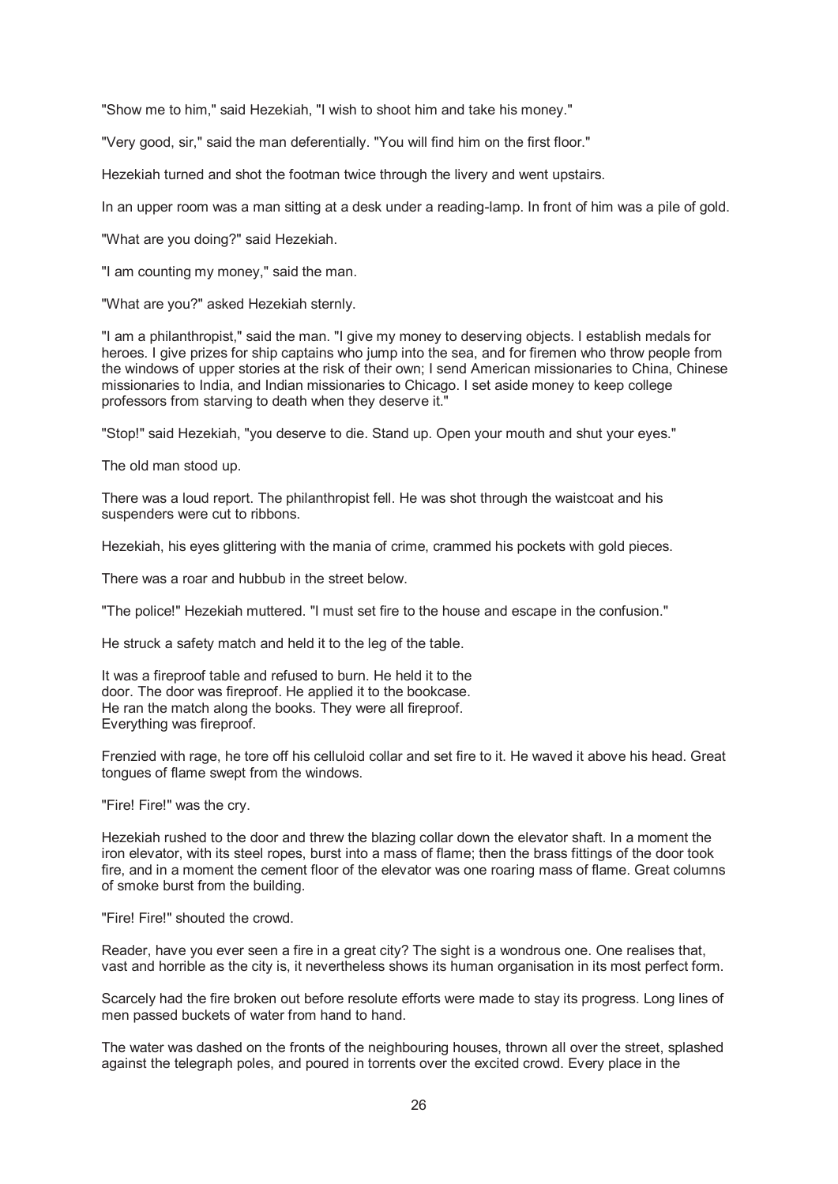"Show me to him," said Hezekiah, "I wish to shoot him and take his money."

"Very good, sir," said the man deferentially. "You will find him on the first floor."

Hezekiah turned and shot the footman twice through the livery and went upstairs.

In an upper room was a man sitting at a desk under a reading-lamp. In front of him was a pile of gold.

"What are you doing?" said Hezekiah.

"I am counting my money," said the man.

"What are you?" asked Hezekiah sternly.

"I am a philanthropist," said the man. "I give my money to deserving objects. I establish medals for heroes. I give prizes for ship captains who jump into the sea, and for firemen who throw people from the windows of upper stories at the risk of their own; I send American missionaries to China, Chinese missionaries to India, and Indian missionaries to Chicago. I set aside money to keep college professors from starving to death when they deserve it."

"Stop!" said Hezekiah, "you deserve to die. Stand up. Open your mouth and shut your eyes."

The old man stood up.

There was a loud report. The philanthropist fell. He was shot through the waistcoat and his suspenders were cut to ribbons.

Hezekiah, his eyes glittering with the mania of crime, crammed his pockets with gold pieces.

There was a roar and hubbub in the street below.

"The police!" Hezekiah muttered. "I must set fire to the house and escape in the confusion."

He struck a safety match and held it to the leg of the table.

It was a fireproof table and refused to burn. He held it to the door. The door was fireproof. He applied it to the bookcase. He ran the match along the books. They were all fireproof. Everything was fireproof.

Frenzied with rage, he tore off his celluloid collar and set fire to it. He waved it above his head. Great tongues of flame swept from the windows.

"Fire! Fire!" was the cry.

Hezekiah rushed to the door and threw the blazing collar down the elevator shaft. In a moment the iron elevator, with its steel ropes, burst into a mass of flame; then the brass fittings of the door took fire, and in a moment the cement floor of the elevator was one roaring mass of flame. Great columns of smoke burst from the building.

"Fire! Fire!" shouted the crowd.

Reader, have you ever seen a fire in a great city? The sight is a wondrous one. One realises that, vast and horrible as the city is, it nevertheless shows its human organisation in its most perfect form.

Scarcely had the fire broken out before resolute efforts were made to stay its progress. Long lines of men passed buckets of water from hand to hand.

The water was dashed on the fronts of the neighbouring houses, thrown all over the street, splashed against the telegraph poles, and poured in torrents over the excited crowd. Every place in the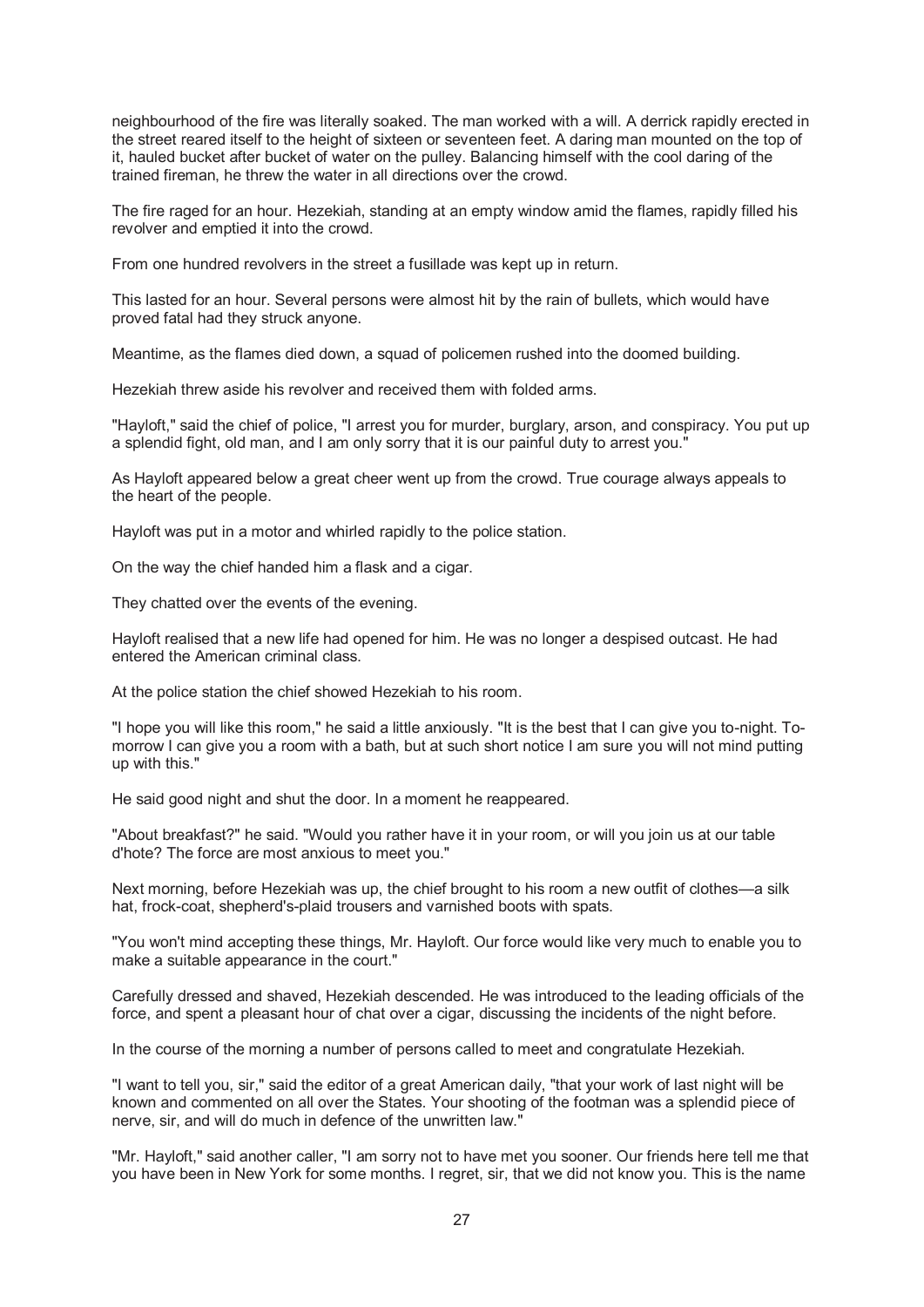neighbourhood of the fire was literally soaked. The man worked with a will. A derrick rapidly erected in the street reared itself to the height of sixteen or seventeen feet. A daring man mounted on the top of it, hauled bucket after bucket of water on the pulley. Balancing himself with the cool daring of the trained fireman, he threw the water in all directions over the crowd.

The fire raged for an hour. Hezekiah, standing at an empty window amid the flames, rapidly filled his revolver and emptied it into the crowd.

From one hundred revolvers in the street a fusillade was kept up in return.

This lasted for an hour. Several persons were almost hit by the rain of bullets, which would have proved fatal had they struck anyone.

Meantime, as the flames died down, a squad of policemen rushed into the doomed building.

Hezekiah threw aside his revolver and received them with folded arms.

"Hayloft," said the chief of police, "I arrest you for murder, burglary, arson, and conspiracy. You put up a splendid fight, old man, and I am only sorry that it is our painful duty to arrest you."

As Hayloft appeared below a great cheer went up from the crowd. True courage always appeals to the heart of the people.

Hayloft was put in a motor and whirled rapidly to the police station.

On the way the chief handed him a flask and a cigar.

They chatted over the events of the evening.

Hayloft realised that a new life had opened for him. He was no longer a despised outcast. He had entered the American criminal class.

At the police station the chief showed Hezekiah to his room.

"I hope you will like this room," he said a little anxiously. "It is the best that I can give you to-night. To-morrow I can give you a room with a bath, but at such short notice I am sure you will not mind putting up with this."

He said good night and shut the door. In a moment he reappeared.

"About breakfast?" he said. "Would you rather have it in your room, or will you join us at our table d'hote? The force are most anxious to meet you."

Next morning, before Hezekiah was up, the chief brought to his room a new outfit of clothes—a silk hat, frock-coat, shepherd's-plaid trousers and varnished boots with spats.

"You won't mind accepting these things, Mr. Hayloft. Our force would like very much to enable you to make a suitable appearance in the court."

Carefully dressed and shaved, Hezekiah descended. He was introduced to the leading officials of the force, and spent a pleasant hour of chat over a cigar, discussing the incidents of the night before.

In the course of the morning a number of persons called to meet and congratulate Hezekiah.

"I want to tell you, sir," said the editor of a great American daily, "that your work of last night will be known and commented on all over the States. Your shooting of the footman was a splendid piece of nerve, sir, and will do much in defence of the unwritten law."

"Mr. Hayloft," said another caller, "I am sorry not to have met you sooner. Our friends here tell me that you have been in New York for some months. I regret, sir, that we did not know you. This is the name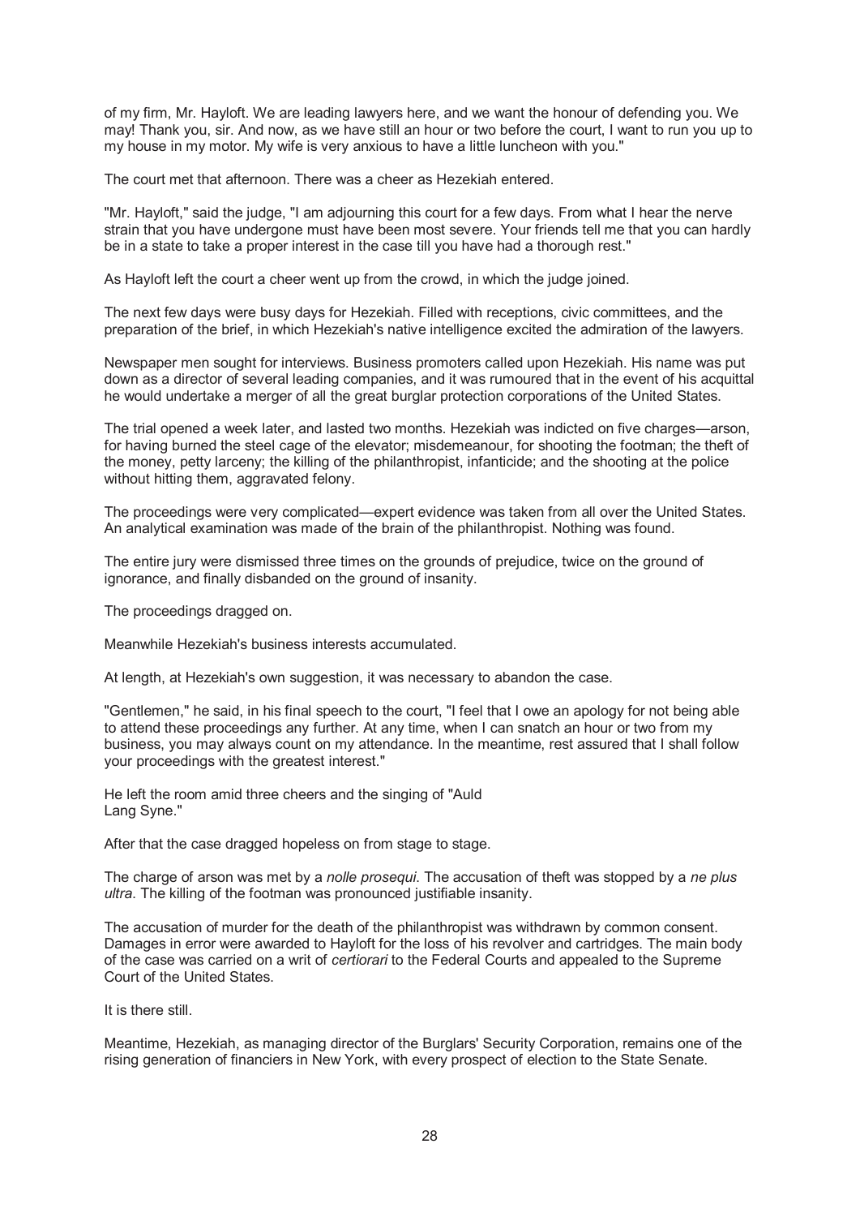of my firm, Mr. Hayloft. We are leading lawyers here, and we want the honour of defending you. We may! Thank you, sir. And now, as we have still an hour or two before the court, I want to run you up to my house in my motor. My wife is very anxious to have a little luncheon with you."

The court met that afternoon. There was a cheer as Hezekiah entered.

"Mr. Hayloft," said the judge, "I am adjourning this court for a few days. From what I hear the nerve strain that you have undergone must have been most severe. Your friends tell me that you can hardly be in a state to take a proper interest in the case till you have had a thorough rest."

As Hayloft left the court a cheer went up from the crowd, in which the judge joined.

The next few days were busy days for Hezekiah. Filled with receptions, civic committees, and the preparation of the brief, in which Hezekiah's native intelligence excited the admiration of the lawyers.

Newspaper men sought for interviews. Business promoters called upon Hezekiah. His name was put down as a director of several leading companies, and it was rumoured that in the event of his acquittal he would undertake a merger of all the great burglar protection corporations of the United States.

The trial opened a week later, and lasted two months. Hezekiah was indicted on five charges—arson, for having burned the steel cage of the elevator; misdemeanour, for shooting the footman; the theft of the money, petty larceny; the killing of the philanthropist, infanticide; and the shooting at the police without hitting them, aggravated felony.

The proceedings were very complicated—expert evidence was taken from all over the United States. An analytical examination was made of the brain of the philanthropist. Nothing was found.

The entire jury were dismissed three times on the grounds of prejudice, twice on the ground of ignorance, and finally disbanded on the ground of insanity.

The proceedings dragged on.

Meanwhile Hezekiah's business interests accumulated.

At length, at Hezekiah's own suggestion, it was necessary to abandon the case.

"Gentlemen," he said, in his final speech to the court, "I feel that I owe an apology for not being able to attend these proceedings any further. At any time, when I can snatch an hour or two from my business, you may always count on my attendance. In the meantime, rest assured that I shall follow your proceedings with the greatest interest."

He left the room amid three cheers and the singing of "Auld Lang Syne."

After that the case dragged hopeless on from stage to stage.

The charge of arson was met by a *nolle prosequi*. The accusation of theft was stopped by a *ne plus ultra*. The killing of the footman was pronounced justifiable insanity.

The accusation of murder for the death of the philanthropist was withdrawn by common consent. Damages in error were awarded to Hayloft for the loss of his revolver and cartridges. The main body of the case was carried on a writ of *certiorari* to the Federal Courts and appealed to the Supreme Court of the United States.

It is there still.

Meantime, Hezekiah, as managing director of the Burglars' Security Corporation, remains one of the rising generation of financiers in New York, with every prospect of election to the State Senate.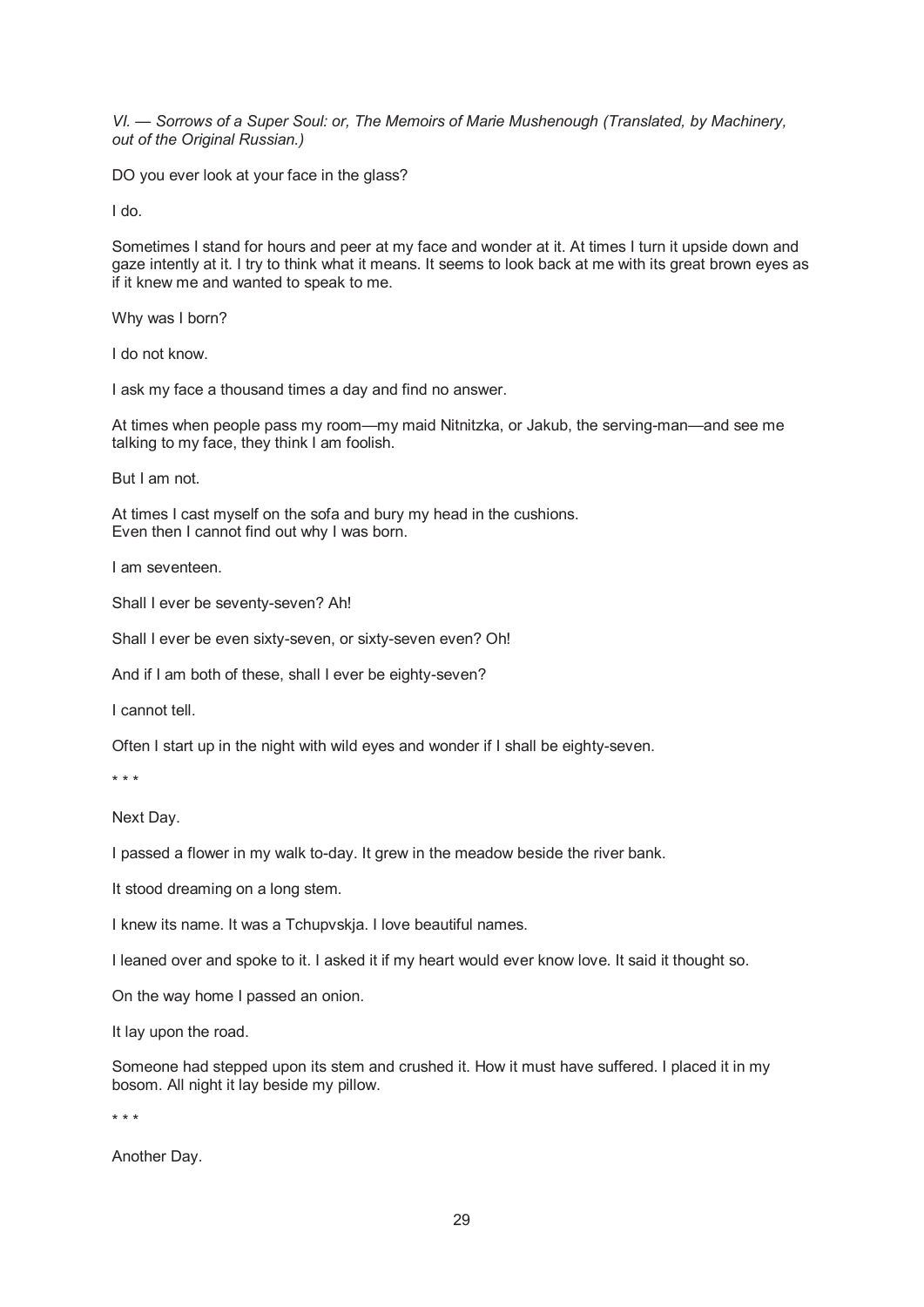*VI. — Sorrows of a Super Soul: or, The Memoirs of Marie Mushenough (Translated, by Machinery, out of the Original Russian.)*

DO you ever look at your face in the glass?

I do.

Sometimes I stand for hours and peer at my face and wonder at it. At times I turn it upside down and gaze intently at it. I try to think what it means. It seems to look back at me with its great brown eyes as if it knew me and wanted to speak to me.

Why was I born?

I do not know.

I ask my face a thousand times a day and find no answer.

At times when people pass my room—my maid Nitnitzka, or Jakub, the serving-man—and see me talking to my face, they think I am foolish.

But I am not.

At times I cast myself on the sofa and bury my head in the cushions.
Even then I cannot find out why I was born.

I am seventeen.

Shall I ever be seventy-seven? Ah!

Shall I ever be even sixty-seven, or sixty-seven even? Oh!

And if I am both of these, shall I ever be eighty-seven?

I cannot tell.

Often I start up in the night with wild eyes and wonder if I shall be eighty-seven.

\* \* \*

Next Day.

I passed a flower in my walk to-day. It grew in the meadow beside the river bank.

It stood dreaming on a long stem.

I knew its name. It was a Tchupvskja. I love beautiful names.

I leaned over and spoke to it. I asked it if my heart would ever know love. It said it thought so.

On the way home I passed an onion.

It lay upon the road.

Someone had stepped upon its stem and crushed it. How it must have suffered. I placed it in my bosom. All night it lay beside my pillow.

\* \* \*

Another Day.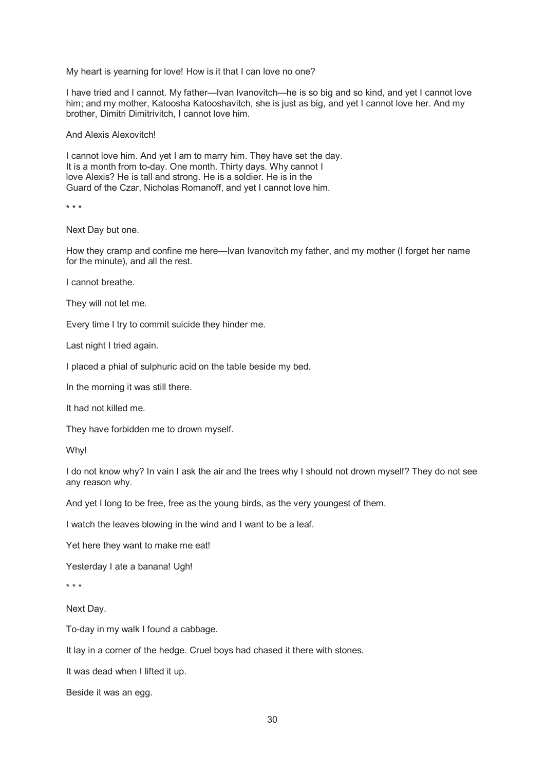My heart is yearning for love! How is it that I can love no one?

I have tried and I cannot. My father—Ivan Ivanovitch—he is so big and so kind, and yet I cannot love him; and my mother, Katoosha Katooshavitch, she is just as big, and yet I cannot love her. And my brother, Dimitri Dimitrivitch, I cannot love him.

And Alexis Alexovitch!

I cannot love him. And yet I am to marry him. They have set the day.
It is a month from to-day. One month. Thirty days. Why cannot I
love Alexis? He is tall and strong. He is a soldier. He is in the
Guard of the Czar, Nicholas Romanoff, and yet I cannot love him.

\* \* \*

Next Day but one.

How they cramp and confine me here—Ivan Ivanovitch my father, and my mother (I forget her name for the minute), and all the rest.

I cannot breathe.

They will not let me.

Every time I try to commit suicide they hinder me.

Last night I tried again.

I placed a phial of sulphuric acid on the table beside my bed.

In the morning it was still there.

It had not killed me.

They have forbidden me to drown myself.

Why!

I do not know why? In vain I ask the air and the trees why I should not drown myself? They do not see any reason why.

And yet I long to be free, free as the young birds, as the very youngest of them.

I watch the leaves blowing in the wind and I want to be a leaf.

Yet here they want to make me eat!

Yesterday I ate a banana! Ugh!

\* \* \*

Next Day.

To-day in my walk I found a cabbage.

It lay in a corner of the hedge. Cruel boys had chased it there with stones.

It was dead when I lifted it up.

Beside it was an egg.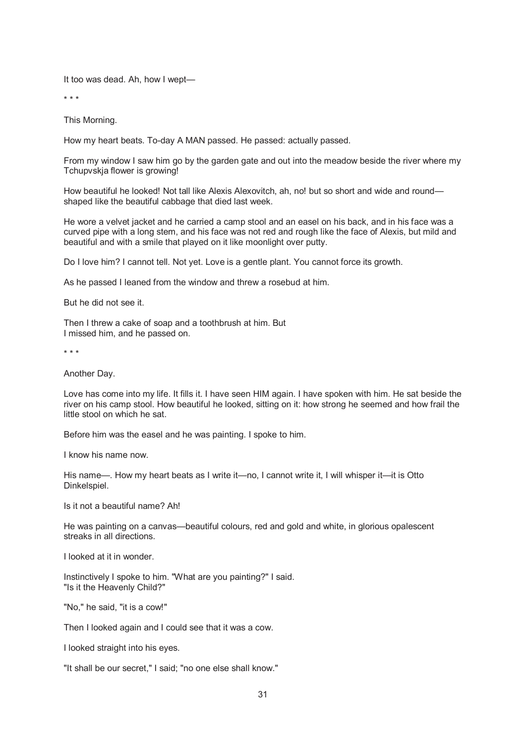It too was dead. Ah, how I wept—

\* \* \*

This Morning.

How my heart beats. To-day A MAN passed. He passed: actually passed.

From my window I saw him go by the garden gate and out into the meadow beside the river where my Tchupvskja flower is growing!

How beautiful he looked! Not tall like Alexis Alexovitch, ah, no! but so short and wide and round—shaped like the beautiful cabbage that died last week.

He wore a velvet jacket and he carried a camp stool and an easel on his back, and in his face was a curved pipe with a long stem, and his face was not red and rough like the face of Alexis, but mild and beautiful and with a smile that played on it like moonlight over putty.

Do I love him? I cannot tell. Not yet. Love is a gentle plant. You cannot force its growth.

As he passed I leaned from the window and threw a rosebud at him.

But he did not see it.

Then I threw a cake of soap and a toothbrush at him. But I missed him, and he passed on.

\* \* \*

Another Day.

Love has come into my life. It fills it. I have seen HIM again. I have spoken with him. He sat beside the river on his camp stool. How beautiful he looked, sitting on it: how strong he seemed and how frail the little stool on which he sat.

Before him was the easel and he was painting. I spoke to him.

I know his name now.

His name—. How my heart beats as I write it—no, I cannot write it, I will whisper it—it is Otto Dinkelspiel.

Is it not a beautiful name? Ah!

He was painting on a canvas—beautiful colours, red and gold and white, in glorious opalescent streaks in all directions.

I looked at it in wonder.

Instinctively I spoke to him. "What are you painting?" I said. "Is it the Heavenly Child?"

"No," he said, "it is a cow!"

Then I looked again and I could see that it was a cow.

I looked straight into his eyes.

"It shall be our secret," I said; "no one else shall know."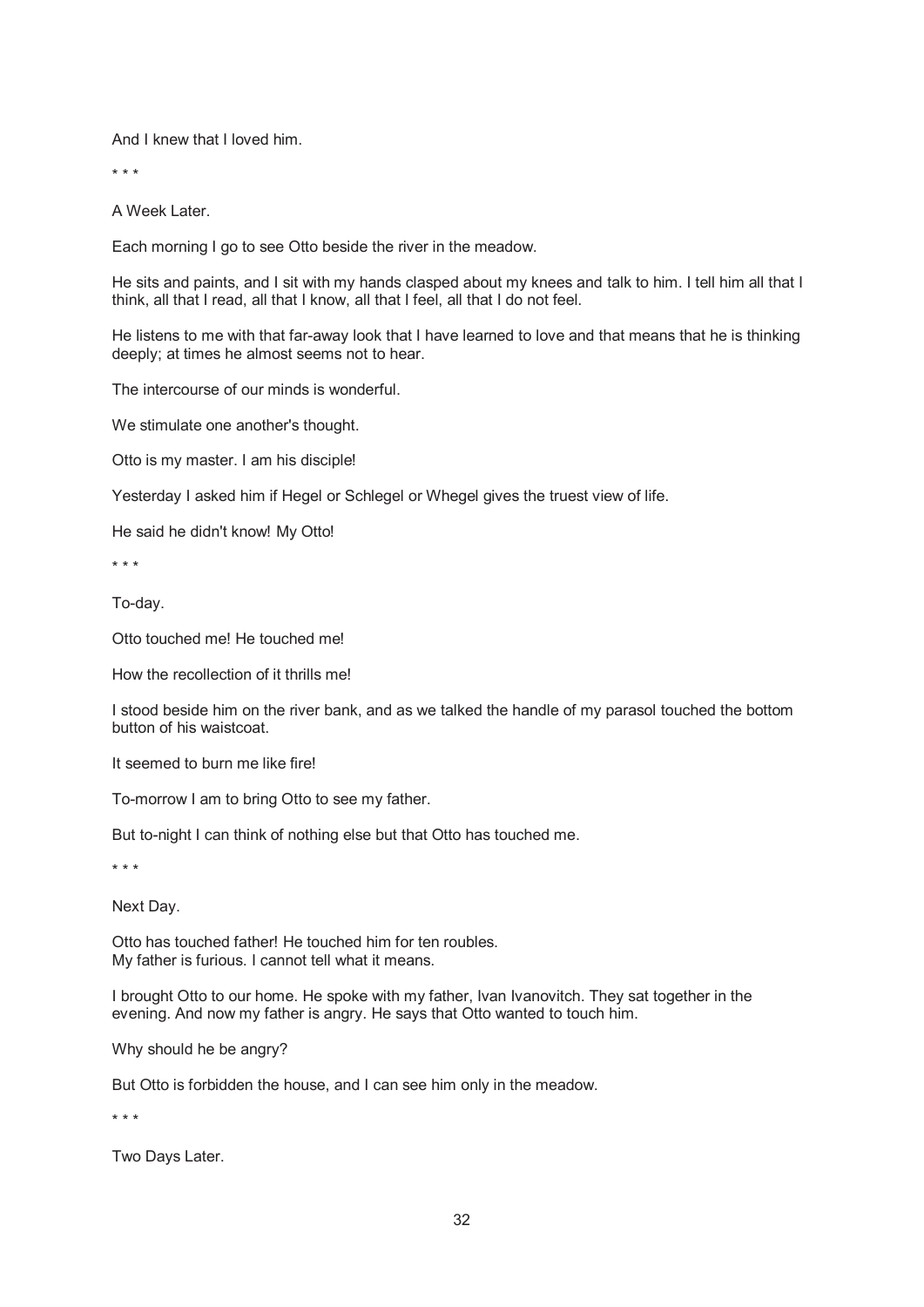And I knew that I loved him.

\* \* \*

A Week Later.

Each morning I go to see Otto beside the river in the meadow.

He sits and paints, and I sit with my hands clasped about my knees and talk to him. I tell him all that I think, all that I read, all that I know, all that I feel, all that I do not feel.

He listens to me with that far-away look that I have learned to love and that means that he is thinking deeply; at times he almost seems not to hear.

The intercourse of our minds is wonderful.

We stimulate one another's thought.

Otto is my master. I am his disciple!

Yesterday I asked him if Hegel or Schlegel or Whegel gives the truest view of life.

He said he didn't know! My Otto!

\* \* \*

To-day.

Otto touched me! He touched me!

How the recollection of it thrills me!

I stood beside him on the river bank, and as we talked the handle of my parasol touched the bottom button of his waistcoat.

It seemed to burn me like fire!

To-morrow I am to bring Otto to see my father.

But to-night I can think of nothing else but that Otto has touched me.

\* \* \*

Next Day.

Otto has touched father! He touched him for ten roubles.
My father is furious. I cannot tell what it means.

I brought Otto to our home. He spoke with my father, Ivan Ivanovitch. They sat together in the evening. And now my father is angry. He says that Otto wanted to touch him.

Why should he be angry?

But Otto is forbidden the house, and I can see him only in the meadow.

\* \* \*

Two Days Later.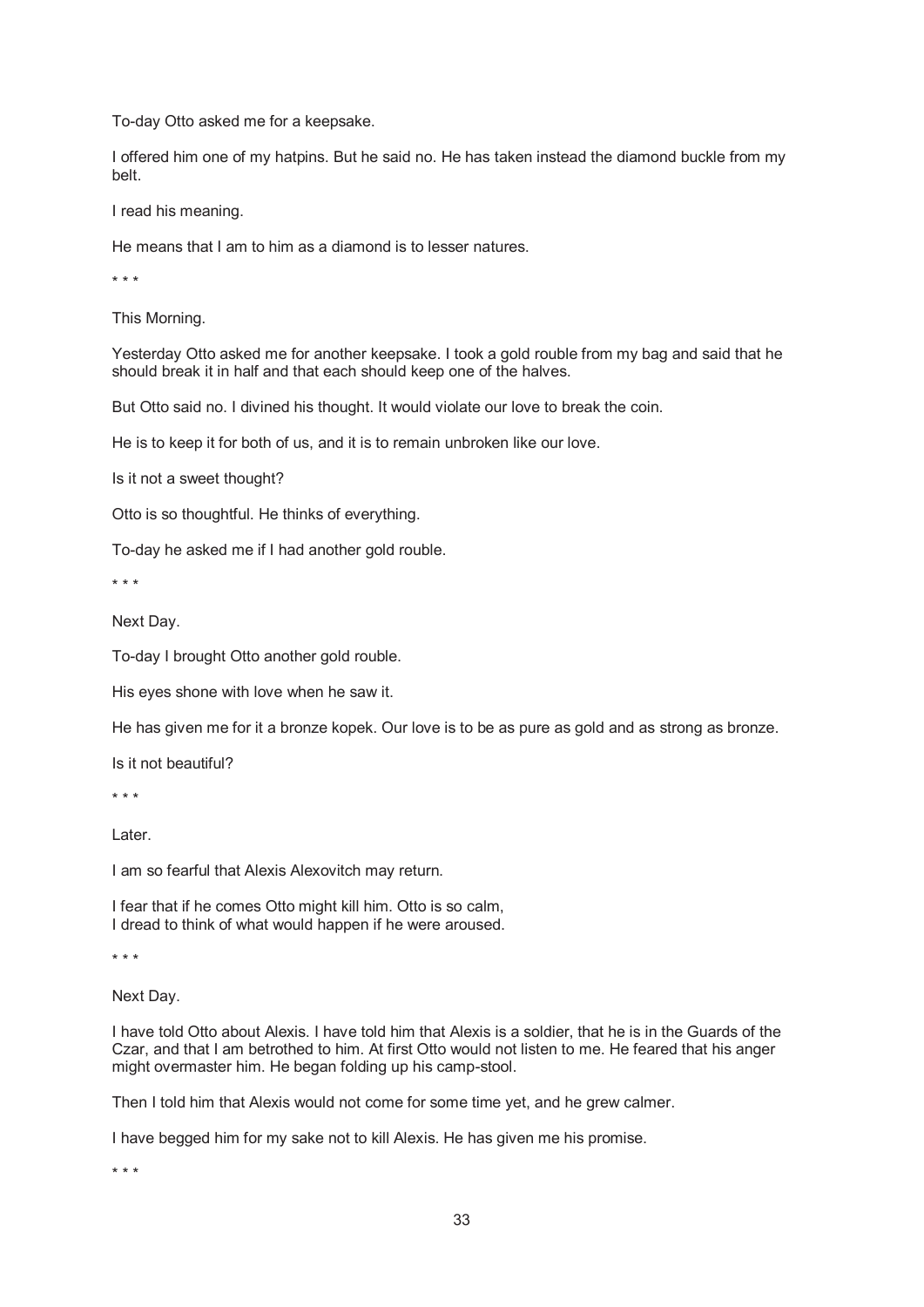To-day Otto asked me for a keepsake.

I offered him one of my hatpins. But he said no. He has taken instead the diamond buckle from my belt.

I read his meaning.

He means that I am to him as a diamond is to lesser natures.

\* \* \*

This Morning.

Yesterday Otto asked me for another keepsake. I took a gold rouble from my bag and said that he should break it in half and that each should keep one of the halves.

But Otto said no. I divined his thought. It would violate our love to break the coin.

He is to keep it for both of us, and it is to remain unbroken like our love.

Is it not a sweet thought?

Otto is so thoughtful. He thinks of everything.

To-day he asked me if I had another gold rouble.

\* \* \*

Next Day.

To-day I brought Otto another gold rouble.

His eyes shone with love when he saw it.

He has given me for it a bronze kopek. Our love is to be as pure as gold and as strong as bronze.

Is it not beautiful?

\* \* \*

Later.

I am so fearful that Alexis Alexovitch may return.

I fear that if he comes Otto might kill him. Otto is so calm,
I dread to think of what would happen if he were aroused.

\* \* \*

Next Day.

I have told Otto about Alexis. I have told him that Alexis is a soldier, that he is in the Guards of the Czar, and that I am betrothed to him. At first Otto would not listen to me. He feared that his anger might overmaster him. He began folding up his camp-stool.

Then I told him that Alexis would not come for some time yet, and he grew calmer.

I have begged him for my sake not to kill Alexis. He has given me his promise.

\* \* \*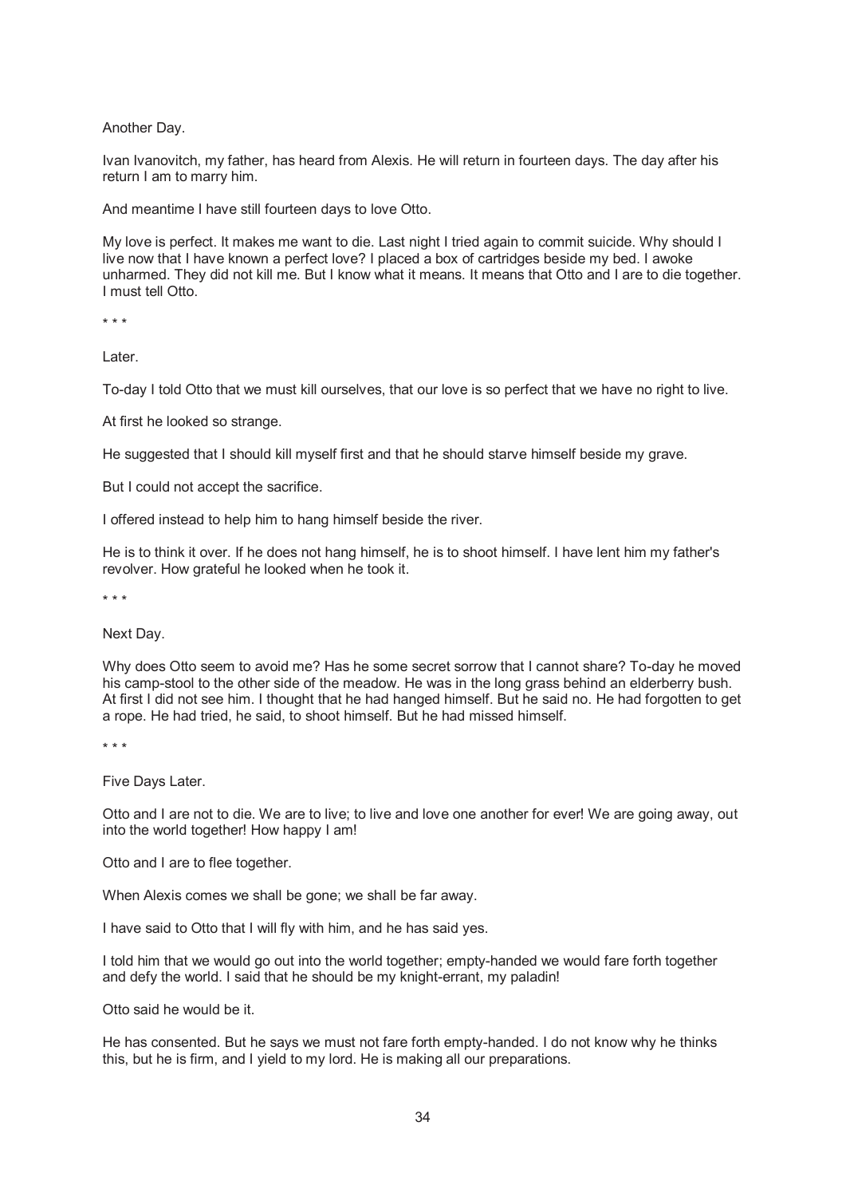Another Day.

Ivan Ivanovitch, my father, has heard from Alexis. He will return in fourteen days. The day after his return I am to marry him.

And meantime I have still fourteen days to love Otto.

My love is perfect. It makes me want to die. Last night I tried again to commit suicide. Why should I live now that I have known a perfect love? I placed a box of cartridges beside my bed. I awoke unharmed. They did not kill me. But I know what it means. It means that Otto and I are to die together. I must tell Otto.

* * *

Later.

To-day I told Otto that we must kill ourselves, that our love is so perfect that we have no right to live.

At first he looked so strange.

He suggested that I should kill myself first and that he should starve himself beside my grave.

But I could not accept the sacrifice.

I offered instead to help him to hang himself beside the river.

He is to think it over. If he does not hang himself, he is to shoot himself. I have lent him my father's revolver. How grateful he looked when he took it.

* * *

Next Day.

Why does Otto seem to avoid me? Has he some secret sorrow that I cannot share? To-day he moved his camp-stool to the other side of the meadow. He was in the long grass behind an elderberry bush. At first I did not see him. I thought that he had hanged himself. But he said no. He had forgotten to get a rope. He had tried, he said, to shoot himself. But he had missed himself.

* * *

Five Days Later.

Otto and I are not to die. We are to live; to live and love one another for ever! We are going away, out into the world together! How happy I am!

Otto and I are to flee together.

When Alexis comes we shall be gone; we shall be far away.

I have said to Otto that I will fly with him, and he has said yes.

I told him that we would go out into the world together; empty-handed we would fare forth together and defy the world. I said that he should be my knight-errant, my paladin!

Otto said he would be it.

He has consented. But he says we must not fare forth empty-handed. I do not know why he thinks this, but he is firm, and I yield to my lord. He is making all our preparations.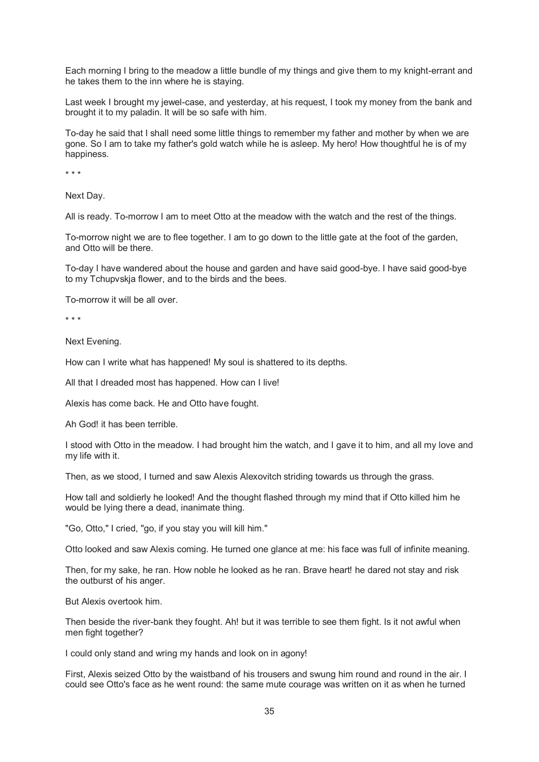Each morning I bring to the meadow a little bundle of my things and give them to my knight-errant and he takes them to the inn where he is staying.

Last week I brought my jewel-case, and yesterday, at his request, I took my money from the bank and brought it to my paladin. It will be so safe with him.

To-day he said that I shall need some little things to remember my father and mother by when we are gone. So I am to take my father's gold watch while he is asleep. My hero! How thoughtful he is of my happiness.

\* \* \*

Next Day.

All is ready. To-morrow I am to meet Otto at the meadow with the watch and the rest of the things.

To-morrow night we are to flee together. I am to go down to the little gate at the foot of the garden, and Otto will be there.

To-day I have wandered about the house and garden and have said good-bye. I have said good-bye to my Tchupvskja flower, and to the birds and the bees.

To-morrow it will be all over.

\* \* \*

Next Evening.

How can I write what has happened! My soul is shattered to its depths.

All that I dreaded most has happened. How can I live!

Alexis has come back. He and Otto have fought.

Ah God! it has been terrible.

I stood with Otto in the meadow. I had brought him the watch, and I gave it to him, and all my love and my life with it.

Then, as we stood, I turned and saw Alexis Alexovitch striding towards us through the grass.

How tall and soldierly he looked! And the thought flashed through my mind that if Otto killed him he would be lying there a dead, inanimate thing.

"Go, Otto," I cried, "go, if you stay you will kill him."

Otto looked and saw Alexis coming. He turned one glance at me: his face was full of infinite meaning.

Then, for my sake, he ran. How noble he looked as he ran. Brave heart! he dared not stay and risk the outburst of his anger.

But Alexis overtook him.

Then beside the river-bank they fought. Ah! but it was terrible to see them fight. Is it not awful when men fight together?

I could only stand and wring my hands and look on in agony!

First, Alexis seized Otto by the waistband of his trousers and swung him round and round in the air. I could see Otto's face as he went round: the same mute courage was written on it as when he turned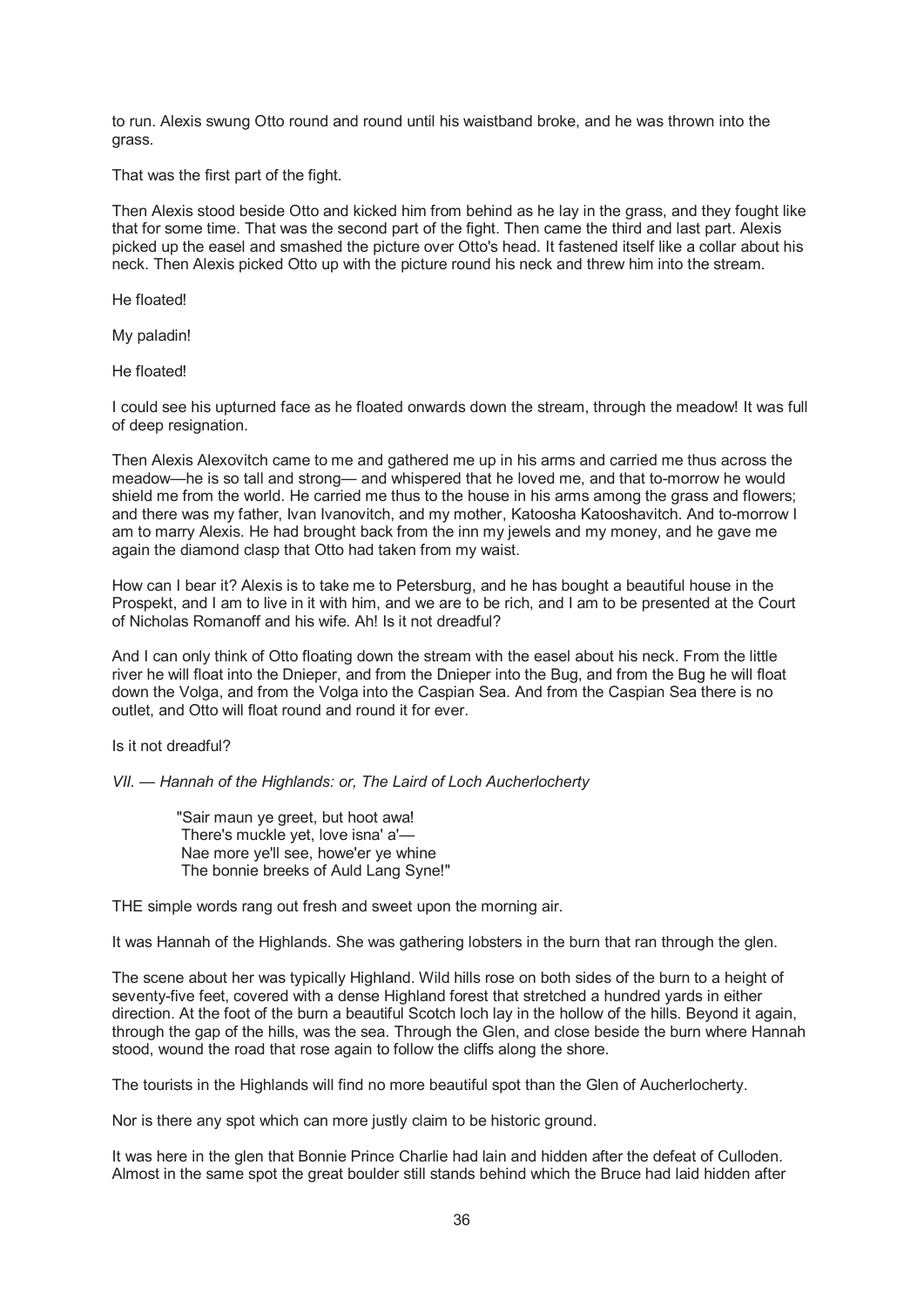to run. Alexis swung Otto round and round until his waistband broke, and he was thrown into the grass.

That was the first part of the fight.

Then Alexis stood beside Otto and kicked him from behind as he lay in the grass, and they fought like that for some time. That was the second part of the fight. Then came the third and last part. Alexis picked up the easel and smashed the picture over Otto's head. It fastened itself like a collar about his neck. Then Alexis picked Otto up with the picture round his neck and threw him into the stream.

He floated!

My paladin!

He floated!

I could see his upturned face as he floated onwards down the stream, through the meadow! It was full of deep resignation.

Then Alexis Alexovitch came to me and gathered me up in his arms and carried me thus across the meadow—he is so tall and strong— and whispered that he loved me, and that to-morrow he would shield me from the world. He carried me thus to the house in his arms among the grass and flowers; and there was my father, Ivan Ivanovitch, and my mother, Katoosha Katooshavitch. And to-morrow I am to marry Alexis. He had brought back from the inn my jewels and my money, and he gave me again the diamond clasp that Otto had taken from my waist.

How can I bear it? Alexis is to take me to Petersburg, and he has bought a beautiful house in the Prospekt, and I am to live in it with him, and we are to be rich, and I am to be presented at the Court of Nicholas Romanoff and his wife. Ah! Is it not dreadful?

And I can only think of Otto floating down the stream with the easel about his neck. From the little river he will float into the Dnieper, and from the Dnieper into the Bug, and from the Bug he will float down the Volga, and from the Volga into the Caspian Sea. And from the Caspian Sea there is no outlet, and Otto will float round and round it for ever.

Is it not dreadful?

### *VII. — Hannah of the Highlands: or, The Laird of Loch Aucherlocherty*

> "Sair maun ye greet, but hoot awa!
> There's muckle yet, love isna' a'—
> Nae more ye'll see, howe'er ye whine
> The bonnie breeks of Auld Lang Syne!"

THE simple words rang out fresh and sweet upon the morning air.

It was Hannah of the Highlands. She was gathering lobsters in the burn that ran through the glen.

The scene about her was typically Highland. Wild hills rose on both sides of the burn to a height of seventy-five feet, covered with a dense Highland forest that stretched a hundred yards in either direction. At the foot of the burn a beautiful Scotch loch lay in the hollow of the hills. Beyond it again, through the gap of the hills, was the sea. Through the Glen, and close beside the burn where Hannah stood, wound the road that rose again to follow the cliffs along the shore.

The tourists in the Highlands will find no more beautiful spot than the Glen of Aucherlocherty.

Nor is there any spot which can more justly claim to be historic ground.

It was here in the glen that Bonnie Prince Charlie had lain and hidden after the defeat of Culloden. Almost in the same spot the great boulder still stands behind which the Bruce had laid hidden after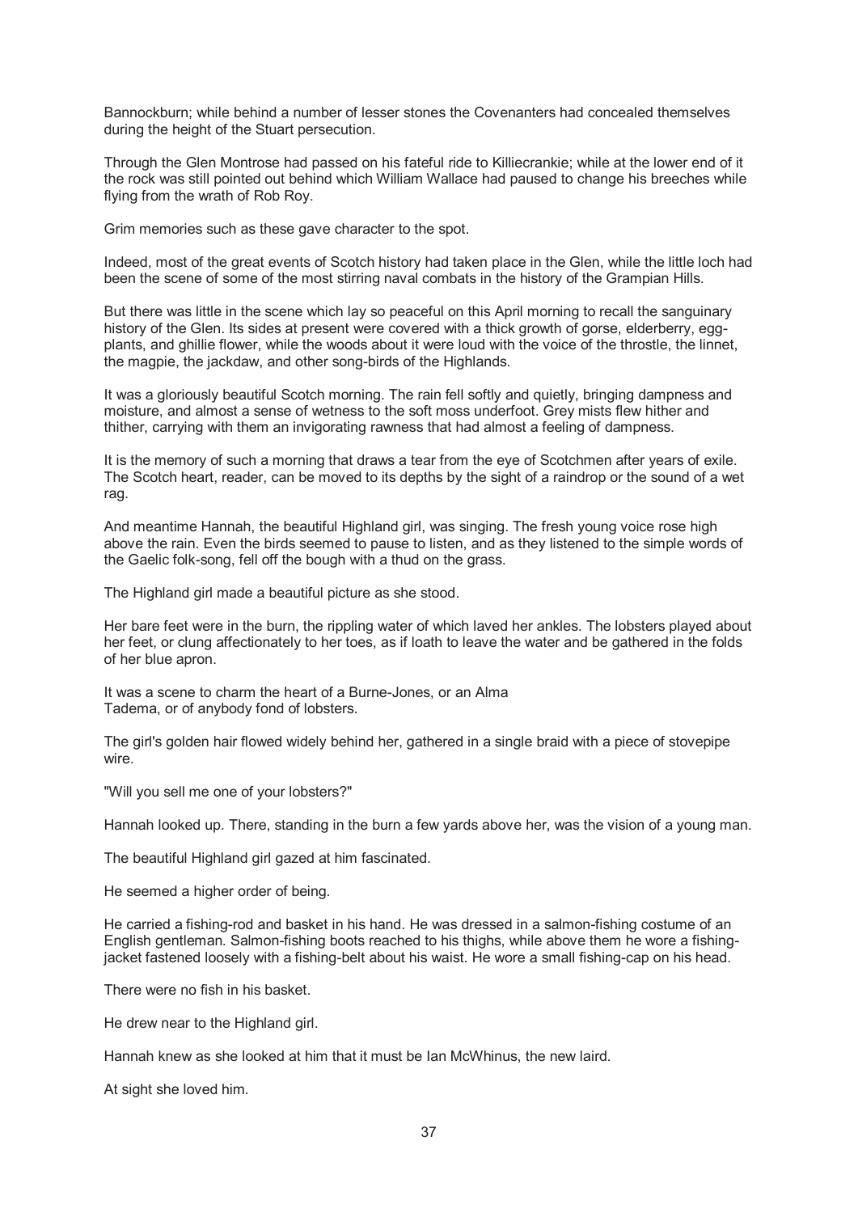Bannockburn; while behind a number of lesser stones the Covenanters had concealed themselves during the height of the Stuart persecution.

Through the Glen Montrose had passed on his fateful ride to Killiecrankie; while at the lower end of it the rock was still pointed out behind which William Wallace had paused to change his breeches while flying from the wrath of Rob Roy.

Grim memories such as these gave character to the spot.

Indeed, most of the great events of Scotch history had taken place in the Glen, while the little loch had been the scene of some of the most stirring naval combats in the history of the Grampian Hills.

But there was little in the scene which lay so peaceful on this April morning to recall the sanguinary history of the Glen. Its sides at present were covered with a thick growth of gorse, elderberry, egg-plants, and ghillie flower, while the woods about it were loud with the voice of the throstle, the linnet, the magpie, the jackdaw, and other song-birds of the Highlands.

It was a gloriously beautiful Scotch morning. The rain fell softly and quietly, bringing dampness and moisture, and almost a sense of wetness to the soft moss underfoot. Grey mists flew hither and thither, carrying with them an invigorating rawness that had almost a feeling of dampness.

It is the memory of such a morning that draws a tear from the eye of Scotchmen after years of exile. The Scotch heart, reader, can be moved to its depths by the sight of a raindrop or the sound of a wet rag.

And meantime Hannah, the beautiful Highland girl, was singing. The fresh young voice rose high above the rain. Even the birds seemed to pause to listen, and as they listened to the simple words of the Gaelic folk-song, fell off the bough with a thud on the grass.

The Highland girl made a beautiful picture as she stood.

Her bare feet were in the burn, the rippling water of which laved her ankles. The lobsters played about her feet, or clung affectionately to her toes, as if loath to leave the water and be gathered in the folds of her blue apron.

It was a scene to charm the heart of a Burne-Jones, or an Alma Tadema, or of anybody fond of lobsters.

The girl's golden hair flowed widely behind her, gathered in a single braid with a piece of stovepipe wire.

"Will you sell me one of your lobsters?"

Hannah looked up. There, standing in the burn a few yards above her, was the vision of a young man.

The beautiful Highland girl gazed at him fascinated.

He seemed a higher order of being.

He carried a fishing-rod and basket in his hand. He was dressed in a salmon-fishing costume of an English gentleman. Salmon-fishing boots reached to his thighs, while above them he wore a fishing-jacket fastened loosely with a fishing-belt about his waist. He wore a small fishing-cap on his head.

There were no fish in his basket.

He drew near to the Highland girl.

Hannah knew as she looked at him that it must be Ian McWhinus, the new laird.

At sight she loved him.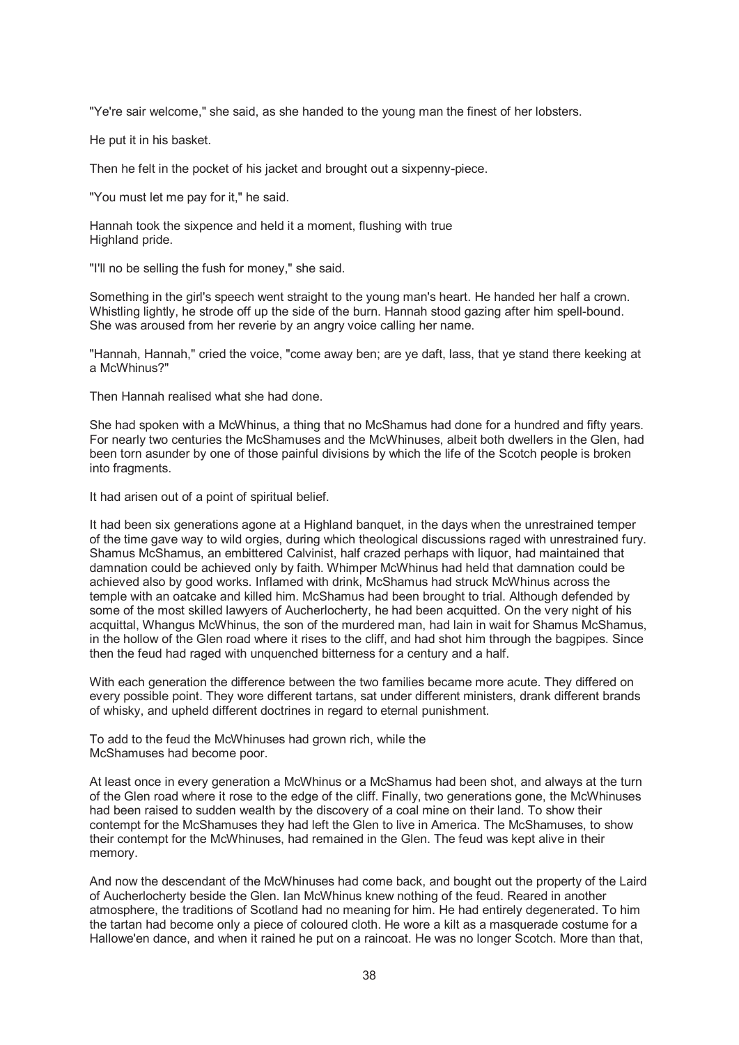"Ye're sair welcome," she said, as she handed to the young man the finest of her lobsters.

He put it in his basket.

Then he felt in the pocket of his jacket and brought out a sixpenny-piece.

"You must let me pay for it," he said.

Hannah took the sixpence and held it a moment, flushing with true Highland pride.

"I'll no be selling the fush for money," she said.

Something in the girl's speech went straight to the young man's heart. He handed her half a crown. Whistling lightly, he strode off up the side of the burn. Hannah stood gazing after him spell-bound. She was aroused from her reverie by an angry voice calling her name.

"Hannah, Hannah," cried the voice, "come away ben; are ye daft, lass, that ye stand there keeking at a McWhinus?"

Then Hannah realised what she had done.

She had spoken with a McWhinus, a thing that no McShamus had done for a hundred and fifty years. For nearly two centuries the McShamuses and the McWhinuses, albeit both dwellers in the Glen, had been torn asunder by one of those painful divisions by which the life of the Scotch people is broken into fragments.

It had arisen out of a point of spiritual belief.

It had been six generations agone at a Highland banquet, in the days when the unrestrained temper of the time gave way to wild orgies, during which theological discussions raged with unrestrained fury. Shamus McShamus, an embittered Calvinist, half crazed perhaps with liquor, had maintained that damnation could be achieved only by faith. Whimper McWhinus had held that damnation could be achieved also by good works. Inflamed with drink, McShamus had struck McWhinus across the temple with an oatcake and killed him. McShamus had been brought to trial. Although defended by some of the most skilled lawyers of Aucherlocherty, he had been acquitted. On the very night of his acquittal, Whangus McWhinus, the son of the murdered man, had lain in wait for Shamus McShamus, in the hollow of the Glen road where it rises to the cliff, and had shot him through the bagpipes. Since then the feud had raged with unquenched bitterness for a century and a half.

With each generation the difference between the two families became more acute. They differed on every possible point. They wore different tartans, sat under different ministers, drank different brands of whisky, and upheld different doctrines in regard to eternal punishment.

To add to the feud the McWhinuses had grown rich, while the McShamuses had become poor.

At least once in every generation a McWhinus or a McShamus had been shot, and always at the turn of the Glen road where it rose to the edge of the cliff. Finally, two generations gone, the McWhinuses had been raised to sudden wealth by the discovery of a coal mine on their land. To show their contempt for the McShamuses they had left the Glen to live in America. The McShamuses, to show their contempt for the McWhinuses, had remained in the Glen. The feud was kept alive in their memory.

And now the descendant of the McWhinuses had come back, and bought out the property of the Laird of Aucherlocherty beside the Glen. Ian McWhinus knew nothing of the feud. Reared in another atmosphere, the traditions of Scotland had no meaning for him. He had entirely degenerated. To him the tartan had become only a piece of coloured cloth. He wore a kilt as a masquerade costume for a Hallowe'en dance, and when it rained he put on a raincoat. He was no longer Scotch. More than that,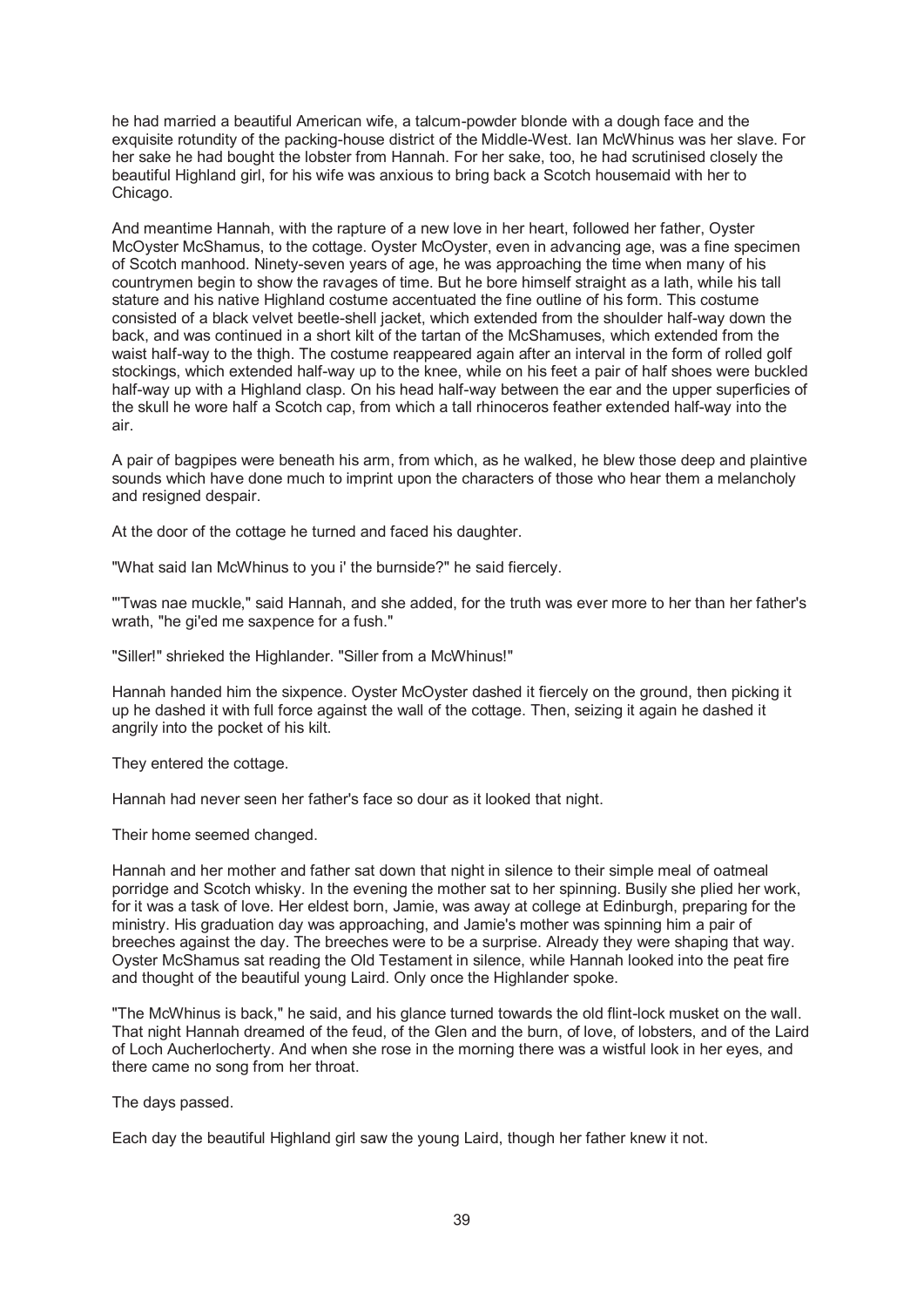he had married a beautiful American wife, a talcum-powder blonde with a dough face and the exquisite rotundity of the packing-house district of the Middle-West. Ian McWhinus was her slave. For her sake he had bought the lobster from Hannah. For her sake, too, he had scrutinised closely the beautiful Highland girl, for his wife was anxious to bring back a Scotch housemaid with her to Chicago.

And meantime Hannah, with the rapture of a new love in her heart, followed her father, Oyster McOyster McShamus, to the cottage. Oyster McOyster, even in advancing age, was a fine specimen of Scotch manhood. Ninety-seven years of age, he was approaching the time when many of his countrymen begin to show the ravages of time. But he bore himself straight as a lath, while his tall stature and his native Highland costume accentuated the fine outline of his form. This costume consisted of a black velvet beetle-shell jacket, which extended from the shoulder half-way down the back, and was continued in a short kilt of the tartan of the McShamuses, which extended from the waist half-way to the thigh. The costume reappeared again after an interval in the form of rolled golf stockings, which extended half-way up to the knee, while on his feet a pair of half shoes were buckled half-way up with a Highland clasp. On his head half-way between the ear and the upper superficies of the skull he wore half a Scotch cap, from which a tall rhinoceros feather extended half-way into the air.

A pair of bagpipes were beneath his arm, from which, as he walked, he blew those deep and plaintive sounds which have done much to imprint upon the characters of those who hear them a melancholy and resigned despair.

At the door of the cottage he turned and faced his daughter.

"What said Ian McWhinus to you i' the burnside?" he said fiercely.

"'Twas nae muckle," said Hannah, and she added, for the truth was ever more to her than her father's wrath, "he gi'ed me saxpence for a fush."

"Siller!" shrieked the Highlander. "Siller from a McWhinus!"

Hannah handed him the sixpence. Oyster McOyster dashed it fiercely on the ground, then picking it up he dashed it with full force against the wall of the cottage. Then, seizing it again he dashed it angrily into the pocket of his kilt.

They entered the cottage.

Hannah had never seen her father's face so dour as it looked that night.

Their home seemed changed.

Hannah and her mother and father sat down that night in silence to their simple meal of oatmeal porridge and Scotch whisky. In the evening the mother sat to her spinning. Busily she plied her work, for it was a task of love. Her eldest born, Jamie, was away at college at Edinburgh, preparing for the ministry. His graduation day was approaching, and Jamie's mother was spinning him a pair of breeches against the day. The breeches were to be a surprise. Already they were shaping that way. Oyster McShamus sat reading the Old Testament in silence, while Hannah looked into the peat fire and thought of the beautiful young Laird. Only once the Highlander spoke.

"The McWhinus is back," he said, and his glance turned towards the old flint-lock musket on the wall. That night Hannah dreamed of the feud, of the Glen and the burn, of love, of lobsters, and of the Laird of Loch Aucherlocherty. And when she rose in the morning there was a wistful look in her eyes, and there came no song from her throat.

The days passed.

Each day the beautiful Highland girl saw the young Laird, though her father knew it not.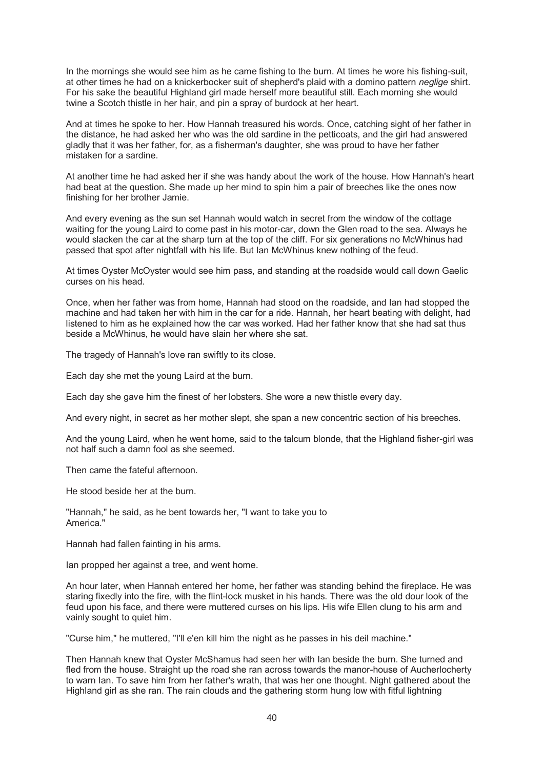In the mornings she would see him as he came fishing to the burn. At times he wore his fishing-suit, at other times he had on a knickerbocker suit of shepherd's plaid with a domino pattern *neglige* shirt. For his sake the beautiful Highland girl made herself more beautiful still. Each morning she would twine a Scotch thistle in her hair, and pin a spray of burdock at her heart.

And at times he spoke to her. How Hannah treasured his words. Once, catching sight of her father in the distance, he had asked her who was the old sardine in the petticoats, and the girl had answered gladly that it was her father, for, as a fisherman's daughter, she was proud to have her father mistaken for a sardine.

At another time he had asked her if she was handy about the work of the house. How Hannah's heart had beat at the question. She made up her mind to spin him a pair of breeches like the ones now finishing for her brother Jamie.

And every evening as the sun set Hannah would watch in secret from the window of the cottage waiting for the young Laird to come past in his motor-car, down the Glen road to the sea. Always he would slacken the car at the sharp turn at the top of the cliff. For six generations no McWhinus had passed that spot after nightfall with his life. But Ian McWhinus knew nothing of the feud.

At times Oyster McOyster would see him pass, and standing at the roadside would call down Gaelic curses on his head.

Once, when her father was from home, Hannah had stood on the roadside, and Ian had stopped the machine and had taken her with him in the car for a ride. Hannah, her heart beating with delight, had listened to him as he explained how the car was worked. Had her father know that she had sat thus beside a McWhinus, he would have slain her where she sat.

The tragedy of Hannah's love ran swiftly to its close.

Each day she met the young Laird at the burn.

Each day she gave him the finest of her lobsters. She wore a new thistle every day.

And every night, in secret as her mother slept, she span a new concentric section of his breeches.

And the young Laird, when he went home, said to the talcum blonde, that the Highland fisher-girl was not half such a damn fool as she seemed.

Then came the fateful afternoon.

He stood beside her at the burn.

"Hannah," he said, as he bent towards her, "I want to take you to America."

Hannah had fallen fainting in his arms.

Ian propped her against a tree, and went home.

An hour later, when Hannah entered her home, her father was standing behind the fireplace. He was staring fixedly into the fire, with the flint-lock musket in his hands. There was the old dour look of the feud upon his face, and there were muttered curses on his lips. His wife Ellen clung to his arm and vainly sought to quiet him.

"Curse him," he muttered, "I'll e'en kill him the night as he passes in his deil machine."

Then Hannah knew that Oyster McShamus had seen her with Ian beside the burn. She turned and fled from the house. Straight up the road she ran across towards the manor-house of Aucherlocherty to warn Ian. To save him from her father's wrath, that was her one thought. Night gathered about the Highland girl as she ran. The rain clouds and the gathering storm hung low with fitful lightning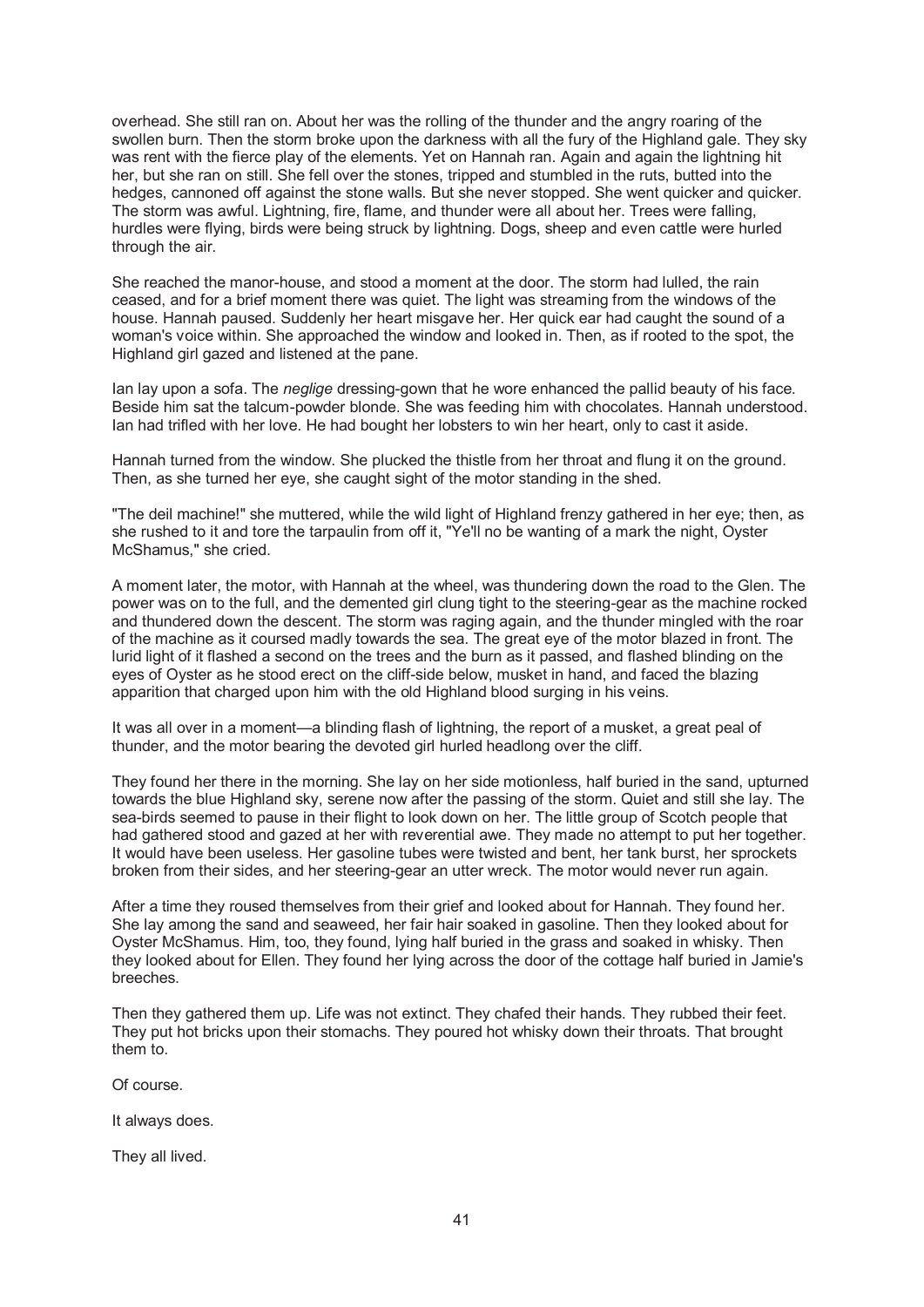overhead. She still ran on. About her was the rolling of the thunder and the angry roaring of the swollen burn. Then the storm broke upon the darkness with all the fury of the Highland gale. They sky was rent with the fierce play of the elements. Yet on Hannah ran. Again and again the lightning hit her, but she ran on still. She fell over the stones, tripped and stumbled in the ruts, butted into the hedges, cannoned off against the stone walls. But she never stopped. She went quicker and quicker. The storm was awful. Lightning, fire, flame, and thunder were all about her. Trees were falling, hurdles were flying, birds were being struck by lightning. Dogs, sheep and even cattle were hurled through the air.

She reached the manor-house, and stood a moment at the door. The storm had lulled, the rain ceased, and for a brief moment there was quiet. The light was streaming from the windows of the house. Hannah paused. Suddenly her heart misgave her. Her quick ear had caught the sound of a woman's voice within. She approached the window and looked in. Then, as if rooted to the spot, the Highland girl gazed and listened at the pane.

Ian lay upon a sofa. The *neglige* dressing-gown that he wore enhanced the pallid beauty of his face. Beside him sat the talcum-powder blonde. She was feeding him with chocolates. Hannah understood. Ian had trifled with her love. He had bought her lobsters to win her heart, only to cast it aside.

Hannah turned from the window. She plucked the thistle from her throat and flung it on the ground. Then, as she turned her eye, she caught sight of the motor standing in the shed.

"The deil machine!" she muttered, while the wild light of Highland frenzy gathered in her eye; then, as she rushed to it and tore the tarpaulin from off it, "Ye'll no be wanting of a mark the night, Oyster McShamus," she cried.

A moment later, the motor, with Hannah at the wheel, was thundering down the road to the Glen. The power was on to the full, and the demented girl clung tight to the steering-gear as the machine rocked and thundered down the descent. The storm was raging again, and the thunder mingled with the roar of the machine as it coursed madly towards the sea. The great eye of the motor blazed in front. The lurid light of it flashed a second on the trees and the burn as it passed, and flashed blinding on the eyes of Oyster as he stood erect on the cliff-side below, musket in hand, and faced the blazing apparition that charged upon him with the old Highland blood surging in his veins.

It was all over in a moment—a blinding flash of lightning, the report of a musket, a great peal of thunder, and the motor bearing the devoted girl hurled headlong over the cliff.

They found her there in the morning. She lay on her side motionless, half buried in the sand, upturned towards the blue Highland sky, serene now after the passing of the storm. Quiet and still she lay. The sea-birds seemed to pause in their flight to look down on her. The little group of Scotch people that had gathered stood and gazed at her with reverential awe. They made no attempt to put her together. It would have been useless. Her gasoline tubes were twisted and bent, her tank burst, her sprockets broken from their sides, and her steering-gear an utter wreck. The motor would never run again.

After a time they roused themselves from their grief and looked about for Hannah. They found her. She lay among the sand and seaweed, her fair hair soaked in gasoline. Then they looked about for Oyster McShamus. Him, too, they found, lying half buried in the grass and soaked in whisky. Then they looked about for Ellen. They found her lying across the door of the cottage half buried in Jamie's breeches.

Then they gathered them up. Life was not extinct. They chafed their hands. They rubbed their feet. They put hot bricks upon their stomachs. They poured hot whisky down their throats. That brought them to.

Of course.

It always does.

They all lived.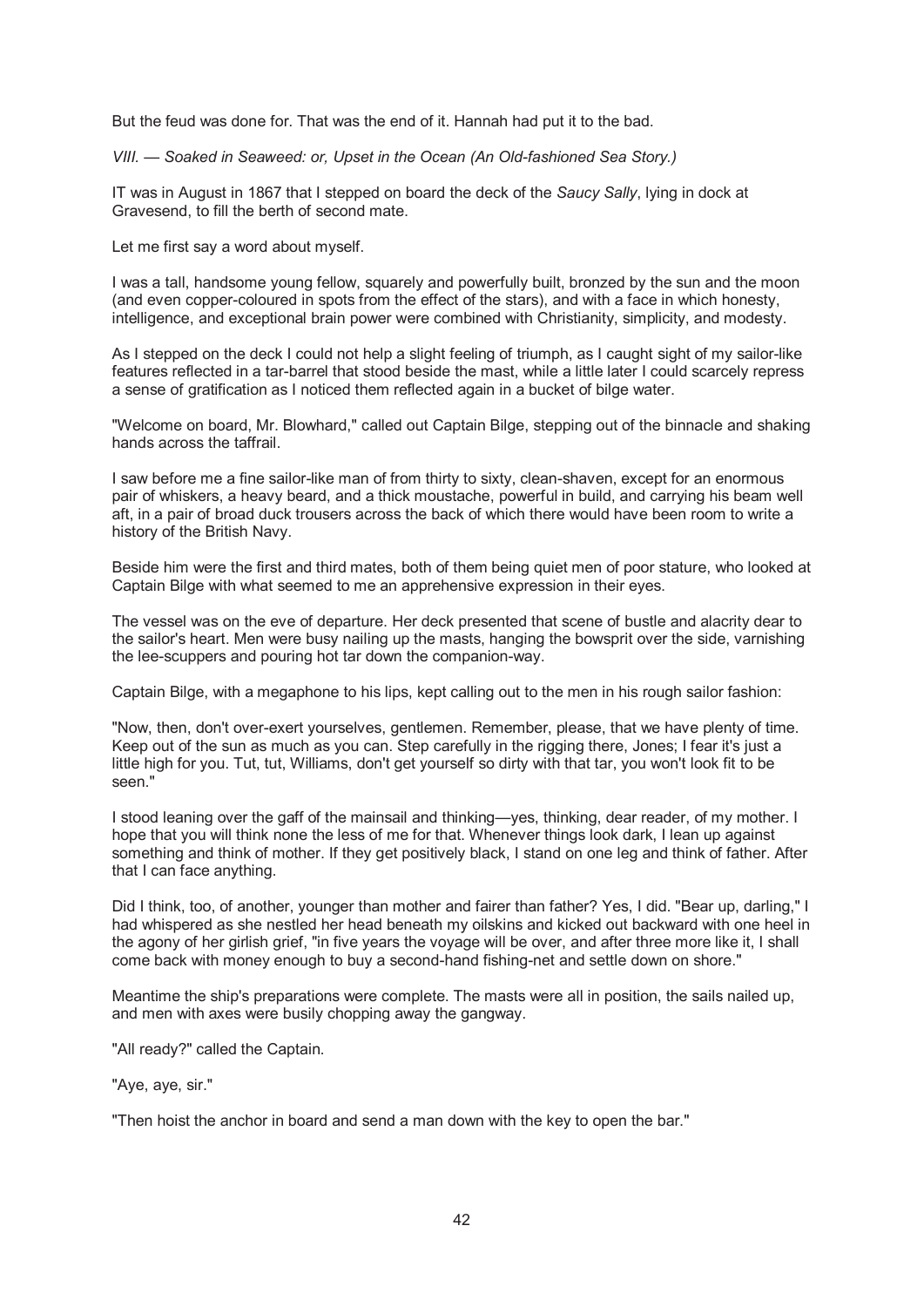But the feud was done for. That was the end of it. Hannah had put it to the bad.

*VIII. — Soaked in Seaweed: or, Upset in the Ocean (An Old-fashioned Sea Story.)*

IT was in August in 1867 that I stepped on board the deck of the *Saucy Sally*, lying in dock at Gravesend, to fill the berth of second mate.

Let me first say a word about myself.

I was a tall, handsome young fellow, squarely and powerfully built, bronzed by the sun and the moon (and even copper-coloured in spots from the effect of the stars), and with a face in which honesty, intelligence, and exceptional brain power were combined with Christianity, simplicity, and modesty.

As I stepped on the deck I could not help a slight feeling of triumph, as I caught sight of my sailor-like features reflected in a tar-barrel that stood beside the mast, while a little later I could scarcely repress a sense of gratification as I noticed them reflected again in a bucket of bilge water.

"Welcome on board, Mr. Blowhard," called out Captain Bilge, stepping out of the binnacle and shaking hands across the taffrail.

I saw before me a fine sailor-like man of from thirty to sixty, clean-shaven, except for an enormous pair of whiskers, a heavy beard, and a thick moustache, powerful in build, and carrying his beam well aft, in a pair of broad duck trousers across the back of which there would have been room to write a history of the British Navy.

Beside him were the first and third mates, both of them being quiet men of poor stature, who looked at Captain Bilge with what seemed to me an apprehensive expression in their eyes.

The vessel was on the eve of departure. Her deck presented that scene of bustle and alacrity dear to the sailor's heart. Men were busy nailing up the masts, hanging the bowsprit over the side, varnishing the lee-scuppers and pouring hot tar down the companion-way.

Captain Bilge, with a megaphone to his lips, kept calling out to the men in his rough sailor fashion:

"Now, then, don't over-exert yourselves, gentlemen. Remember, please, that we have plenty of time. Keep out of the sun as much as you can. Step carefully in the rigging there, Jones; I fear it's just a little high for you. Tut, tut, Williams, don't get yourself so dirty with that tar, you won't look fit to be seen."

I stood leaning over the gaff of the mainsail and thinking—yes, thinking, dear reader, of my mother. I hope that you will think none the less of me for that. Whenever things look dark, I lean up against something and think of mother. If they get positively black, I stand on one leg and think of father. After that I can face anything.

Did I think, too, of another, younger than mother and fairer than father? Yes, I did. "Bear up, darling," I had whispered as she nestled her head beneath my oilskins and kicked out backward with one heel in the agony of her girlish grief, "in five years the voyage will be over, and after three more like it, I shall come back with money enough to buy a second-hand fishing-net and settle down on shore."

Meantime the ship's preparations were complete. The masts were all in position, the sails nailed up, and men with axes were busily chopping away the gangway.

"All ready?" called the Captain.

"Aye, aye, sir."

"Then hoist the anchor in board and send a man down with the key to open the bar."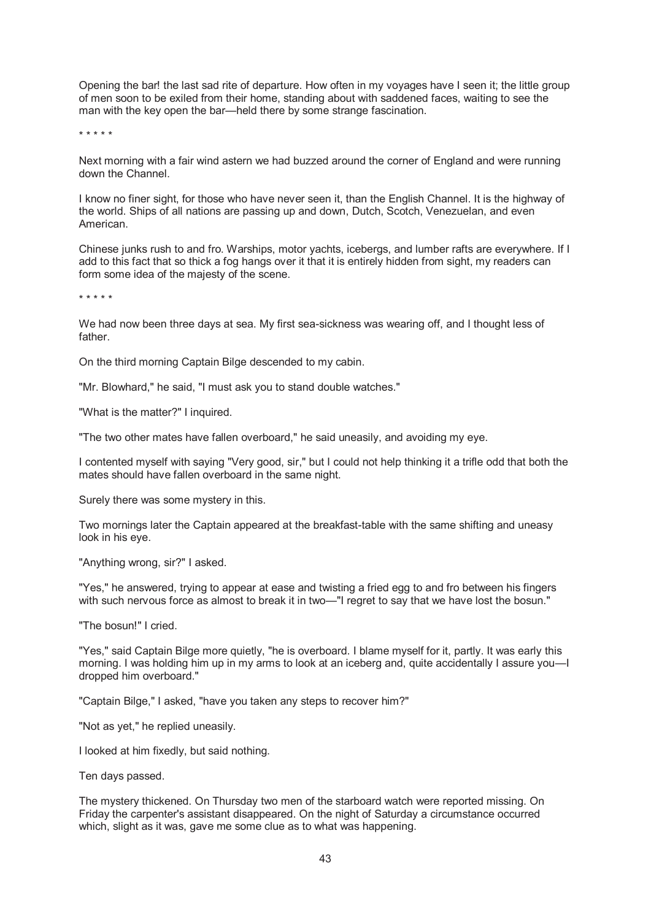Opening the bar! the last sad rite of departure. How often in my voyages have I seen it; the little group of men soon to be exiled from their home, standing about with saddened faces, waiting to see the man with the key open the bar—held there by some strange fascination.

\* \* \* \* \*

Next morning with a fair wind astern we had buzzed around the corner of England and were running down the Channel.

I know no finer sight, for those who have never seen it, than the English Channel. It is the highway of the world. Ships of all nations are passing up and down, Dutch, Scotch, Venezuelan, and even American.

Chinese junks rush to and fro. Warships, motor yachts, icebergs, and lumber rafts are everywhere. If I add to this fact that so thick a fog hangs over it that it is entirely hidden from sight, my readers can form some idea of the majesty of the scene.

\* \* \* \* \*

We had now been three days at sea. My first sea-sickness was wearing off, and I thought less of father.

On the third morning Captain Bilge descended to my cabin.

"Mr. Blowhard," he said, "I must ask you to stand double watches."

"What is the matter?" I inquired.

"The two other mates have fallen overboard," he said uneasily, and avoiding my eye.

I contented myself with saying "Very good, sir," but I could not help thinking it a trifle odd that both the mates should have fallen overboard in the same night.

Surely there was some mystery in this.

Two mornings later the Captain appeared at the breakfast-table with the same shifting and uneasy look in his eye.

"Anything wrong, sir?" I asked.

"Yes," he answered, trying to appear at ease and twisting a fried egg to and fro between his fingers with such nervous force as almost to break it in two—"I regret to say that we have lost the bosun."

"The bosun!" I cried.

"Yes," said Captain Bilge more quietly, "he is overboard. I blame myself for it, partly. It was early this morning. I was holding him up in my arms to look at an iceberg and, quite accidentally I assure you—I dropped him overboard."

"Captain Bilge," I asked, "have you taken any steps to recover him?"

"Not as yet," he replied uneasily.

I looked at him fixedly, but said nothing.

Ten days passed.

The mystery thickened. On Thursday two men of the starboard watch were reported missing. On Friday the carpenter's assistant disappeared. On the night of Saturday a circumstance occurred which, slight as it was, gave me some clue as to what was happening.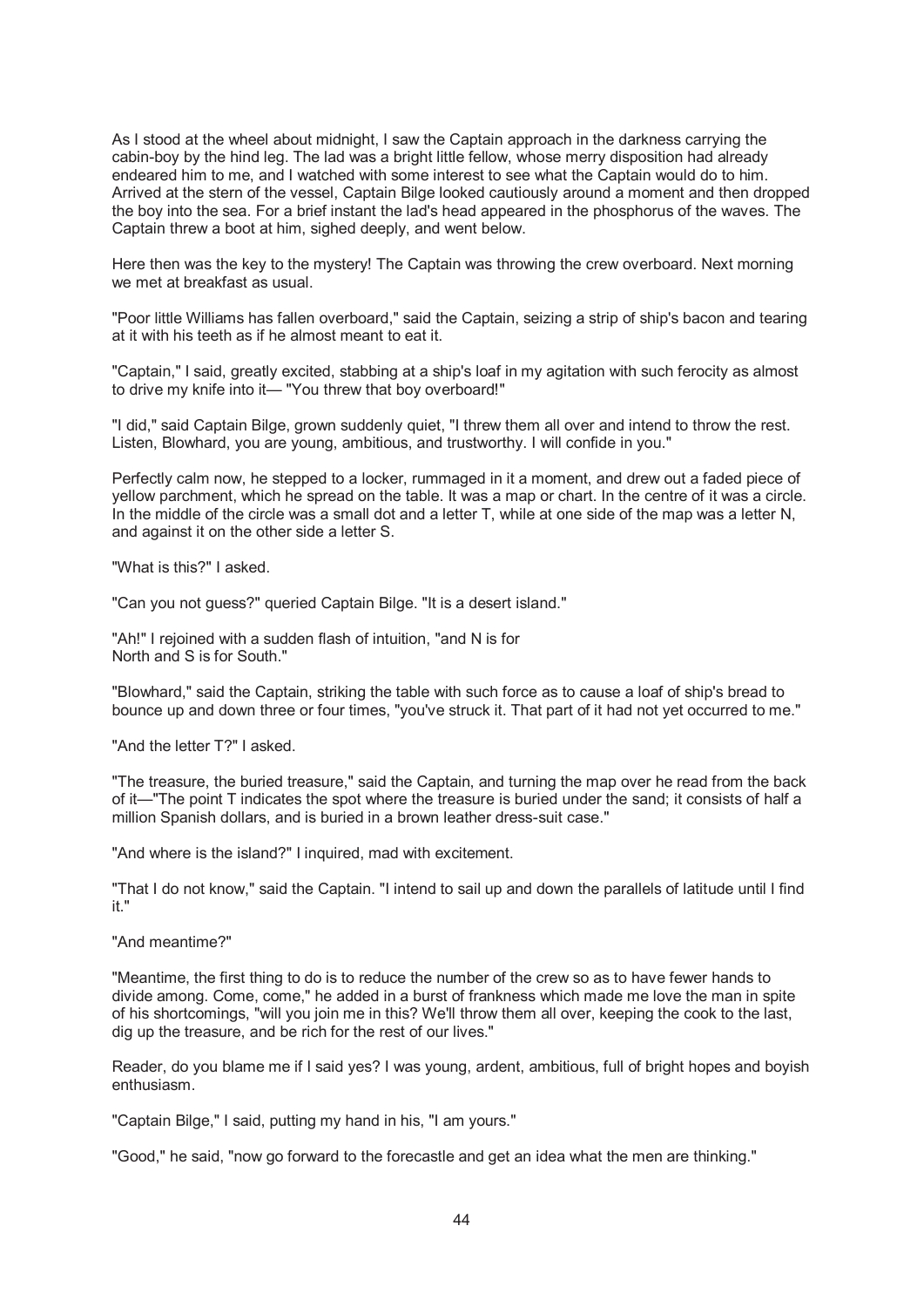As I stood at the wheel about midnight, I saw the Captain approach in the darkness carrying the cabin-boy by the hind leg. The lad was a bright little fellow, whose merry disposition had already endeared him to me, and I watched with some interest to see what the Captain would do to him. Arrived at the stern of the vessel, Captain Bilge looked cautiously around a moment and then dropped the boy into the sea. For a brief instant the lad's head appeared in the phosphorus of the waves. The Captain threw a boot at him, sighed deeply, and went below.

Here then was the key to the mystery! The Captain was throwing the crew overboard. Next morning we met at breakfast as usual.

"Poor little Williams has fallen overboard," said the Captain, seizing a strip of ship's bacon and tearing at it with his teeth as if he almost meant to eat it.

"Captain," I said, greatly excited, stabbing at a ship's loaf in my agitation with such ferocity as almost to drive my knife into it— "You threw that boy overboard!"

"I did," said Captain Bilge, grown suddenly quiet, "I threw them all over and intend to throw the rest. Listen, Blowhard, you are young, ambitious, and trustworthy. I will confide in you."

Perfectly calm now, he stepped to a locker, rummaged in it a moment, and drew out a faded piece of yellow parchment, which he spread on the table. It was a map or chart. In the centre of it was a circle. In the middle of the circle was a small dot and a letter T, while at one side of the map was a letter N, and against it on the other side a letter S.

"What is this?" I asked.

"Can you not guess?" queried Captain Bilge. "It is a desert island."

"Ah!" I rejoined with a sudden flash of intuition, "and N is for North and S is for South."

"Blowhard," said the Captain, striking the table with such force as to cause a loaf of ship's bread to bounce up and down three or four times, "you've struck it. That part of it had not yet occurred to me."

"And the letter T?" I asked.

"The treasure, the buried treasure," said the Captain, and turning the map over he read from the back of it—"The point T indicates the spot where the treasure is buried under the sand; it consists of half a million Spanish dollars, and is buried in a brown leather dress-suit case."

"And where is the island?" I inquired, mad with excitement.

"That I do not know," said the Captain. "I intend to sail up and down the parallels of latitude until I find it."

"And meantime?"

"Meantime, the first thing to do is to reduce the number of the crew so as to have fewer hands to divide among. Come, come," he added in a burst of frankness which made me love the man in spite of his shortcomings, "will you join me in this? We'll throw them all over, keeping the cook to the last, dig up the treasure, and be rich for the rest of our lives."

Reader, do you blame me if I said yes? I was young, ardent, ambitious, full of bright hopes and boyish enthusiasm.

"Captain Bilge," I said, putting my hand in his, "I am yours."

"Good," he said, "now go forward to the forecastle and get an idea what the men are thinking."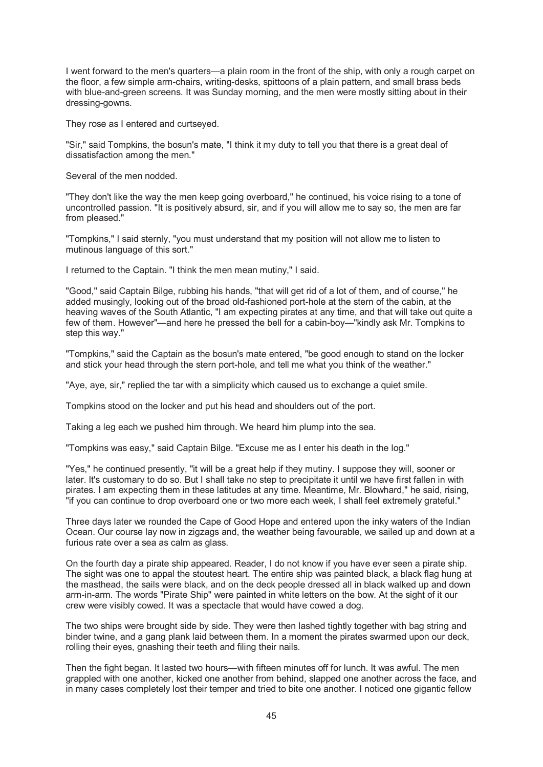I went forward to the men's quarters—a plain room in the front of the ship, with only a rough carpet on the floor, a few simple arm-chairs, writing-desks, spittoons of a plain pattern, and small brass beds with blue-and-green screens. It was Sunday morning, and the men were mostly sitting about in their dressing-gowns.

They rose as I entered and curtseyed.

"Sir," said Tompkins, the bosun's mate, "I think it my duty to tell you that there is a great deal of dissatisfaction among the men."

Several of the men nodded.

"They don't like the way the men keep going overboard," he continued, his voice rising to a tone of uncontrolled passion. "It is positively absurd, sir, and if you will allow me to say so, the men are far from pleased."

"Tompkins," I said sternly, "you must understand that my position will not allow me to listen to mutinous language of this sort."

I returned to the Captain. "I think the men mean mutiny," I said.

"Good," said Captain Bilge, rubbing his hands, "that will get rid of a lot of them, and of course," he added musingly, looking out of the broad old-fashioned port-hole at the stern of the cabin, at the heaving waves of the South Atlantic, "I am expecting pirates at any time, and that will take out quite a few of them. However"—and here he pressed the bell for a cabin-boy—"kindly ask Mr. Tompkins to step this way."

"Tompkins," said the Captain as the bosun's mate entered, "be good enough to stand on the locker and stick your head through the stern port-hole, and tell me what you think of the weather."

"Aye, aye, sir," replied the tar with a simplicity which caused us to exchange a quiet smile.

Tompkins stood on the locker and put his head and shoulders out of the port.

Taking a leg each we pushed him through. We heard him plump into the sea.

"Tompkins was easy," said Captain Bilge. "Excuse me as I enter his death in the log."

"Yes," he continued presently, "it will be a great help if they mutiny. I suppose they will, sooner or later. It's customary to do so. But I shall take no step to precipitate it until we have first fallen in with pirates. I am expecting them in these latitudes at any time. Meantime, Mr. Blowhard," he said, rising, "if you can continue to drop overboard one or two more each week, I shall feel extremely grateful."

Three days later we rounded the Cape of Good Hope and entered upon the inky waters of the Indian Ocean. Our course lay now in zigzags and, the weather being favourable, we sailed up and down at a furious rate over a sea as calm as glass.

On the fourth day a pirate ship appeared. Reader, I do not know if you have ever seen a pirate ship. The sight was one to appal the stoutest heart. The entire ship was painted black, a black flag hung at the masthead, the sails were black, and on the deck people dressed all in black walked up and down arm-in-arm. The words "Pirate Ship" were painted in white letters on the bow. At the sight of it our crew were visibly cowed. It was a spectacle that would have cowed a dog.

The two ships were brought side by side. They were then lashed tightly together with bag string and binder twine, and a gang plank laid between them. In a moment the pirates swarmed upon our deck, rolling their eyes, gnashing their teeth and filing their nails.

Then the fight began. It lasted two hours—with fifteen minutes off for lunch. It was awful. The men grappled with one another, kicked one another from behind, slapped one another across the face, and in many cases completely lost their temper and tried to bite one another. I noticed one gigantic fellow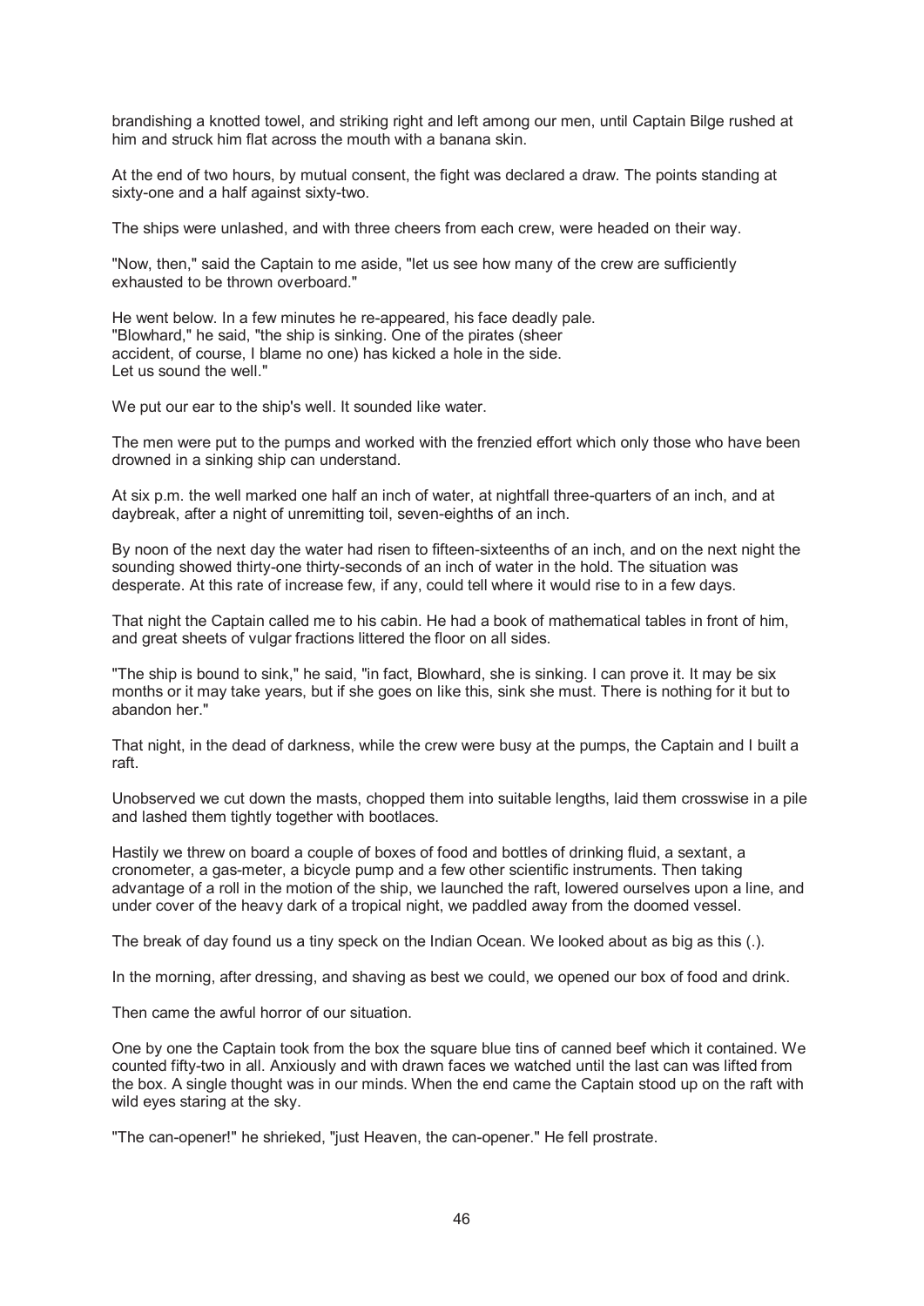brandishing a knotted towel, and striking right and left among our men, until Captain Bilge rushed at him and struck him flat across the mouth with a banana skin.

At the end of two hours, by mutual consent, the fight was declared a draw. The points standing at sixty-one and a half against sixty-two.

The ships were unlashed, and with three cheers from each crew, were headed on their way.

"Now, then," said the Captain to me aside, "let us see how many of the crew are sufficiently exhausted to be thrown overboard."

He went below. In a few minutes he re-appeared, his face deadly pale. "Blowhard," he said, "the ship is sinking. One of the pirates (sheer accident, of course, I blame no one) has kicked a hole in the side. Let us sound the well."

We put our ear to the ship's well. It sounded like water.

The men were put to the pumps and worked with the frenzied effort which only those who have been drowned in a sinking ship can understand.

At six p.m. the well marked one half an inch of water, at nightfall three-quarters of an inch, and at daybreak, after a night of unremitting toil, seven-eighths of an inch.

By noon of the next day the water had risen to fifteen-sixteenths of an inch, and on the next night the sounding showed thirty-one thirty-seconds of an inch of water in the hold. The situation was desperate. At this rate of increase few, if any, could tell where it would rise to in a few days.

That night the Captain called me to his cabin. He had a book of mathematical tables in front of him, and great sheets of vulgar fractions littered the floor on all sides.

"The ship is bound to sink," he said, "in fact, Blowhard, she is sinking. I can prove it. It may be six months or it may take years, but if she goes on like this, sink she must. There is nothing for it but to abandon her."

That night, in the dead of darkness, while the crew were busy at the pumps, the Captain and I built a raft.

Unobserved we cut down the masts, chopped them into suitable lengths, laid them crosswise in a pile and lashed them tightly together with bootlaces.

Hastily we threw on board a couple of boxes of food and bottles of drinking fluid, a sextant, a cronometer, a gas-meter, a bicycle pump and a few other scientific instruments. Then taking advantage of a roll in the motion of the ship, we launched the raft, lowered ourselves upon a line, and under cover of the heavy dark of a tropical night, we paddled away from the doomed vessel.

The break of day found us a tiny speck on the Indian Ocean. We looked about as big as this (.).

In the morning, after dressing, and shaving as best we could, we opened our box of food and drink.

Then came the awful horror of our situation.

One by one the Captain took from the box the square blue tins of canned beef which it contained. We counted fifty-two in all. Anxiously and with drawn faces we watched until the last can was lifted from the box. A single thought was in our minds. When the end came the Captain stood up on the raft with wild eyes staring at the sky.

"The can-opener!" he shrieked, "just Heaven, the can-opener." He fell prostrate.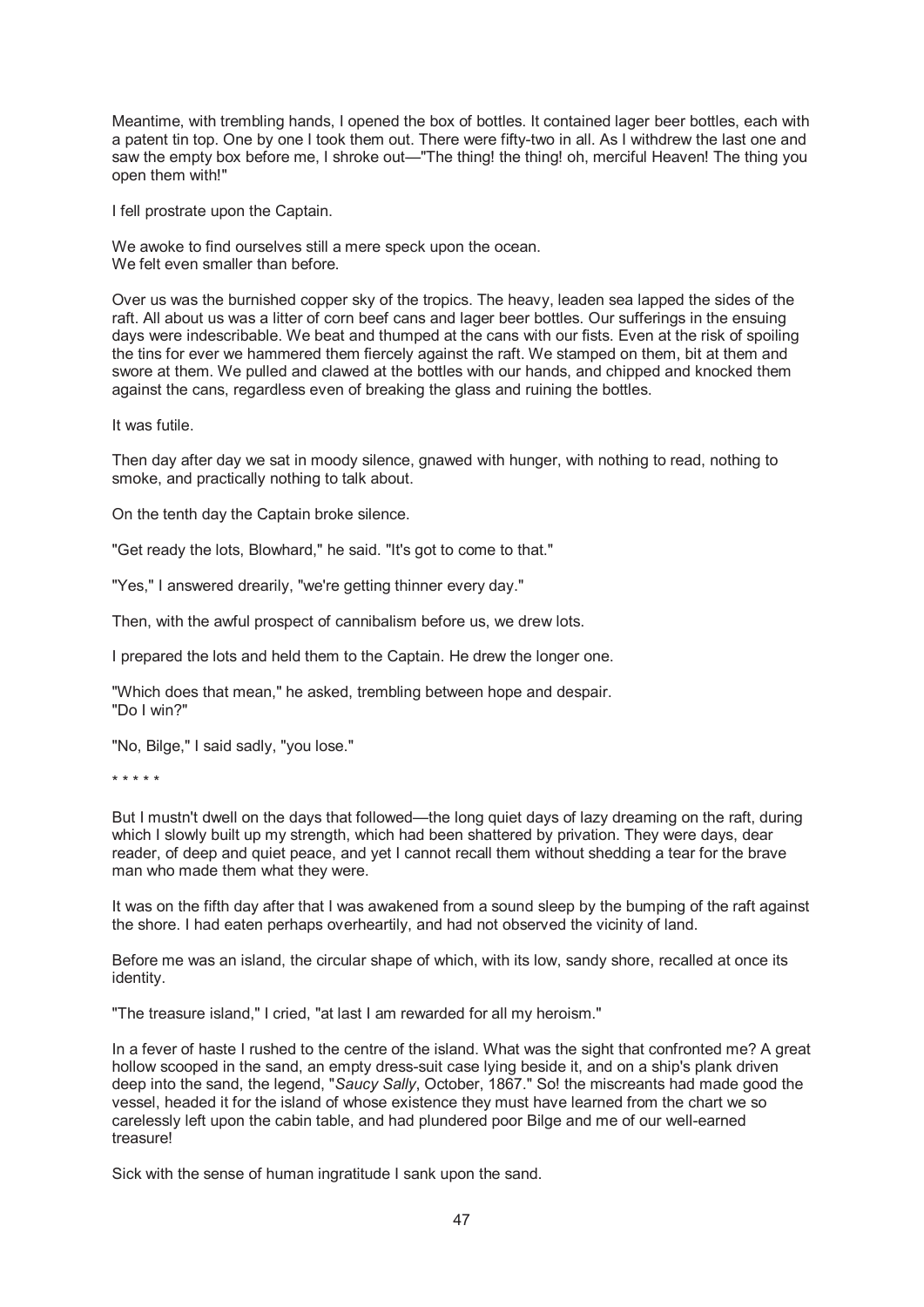Meantime, with trembling hands, I opened the box of bottles. It contained lager beer bottles, each with a patent tin top. One by one I took them out. There were fifty-two in all. As I withdrew the last one and saw the empty box before me, I shroke out—"The thing! the thing! oh, merciful Heaven! The thing you open them with!"

I fell prostrate upon the Captain.

We awoke to find ourselves still a mere speck upon the ocean.
We felt even smaller than before.

Over us was the burnished copper sky of the tropics. The heavy, leaden sea lapped the sides of the raft. All about us was a litter of corn beef cans and lager beer bottles. Our sufferings in the ensuing days were indescribable. We beat and thumped at the cans with our fists. Even at the risk of spoiling the tins for ever we hammered them fiercely against the raft. We stamped on them, bit at them and swore at them. We pulled and clawed at the bottles with our hands, and chipped and knocked them against the cans, regardless even of breaking the glass and ruining the bottles.

It was futile.

Then day after day we sat in moody silence, gnawed with hunger, with nothing to read, nothing to smoke, and practically nothing to talk about.

On the tenth day the Captain broke silence.

"Get ready the lots, Blowhard," he said. "It's got to come to that."

"Yes," I answered drearily, "we're getting thinner every day."

Then, with the awful prospect of cannibalism before us, we drew lots.

I prepared the lots and held them to the Captain. He drew the longer one.

"Which does that mean," he asked, trembling between hope and despair.
"Do I win?"

"No, Bilge," I said sadly, "you lose."

\* \* \* \* \*

But I mustn't dwell on the days that followed—the long quiet days of lazy dreaming on the raft, during which I slowly built up my strength, which had been shattered by privation. They were days, dear reader, of deep and quiet peace, and yet I cannot recall them without shedding a tear for the brave man who made them what they were.

It was on the fifth day after that I was awakened from a sound sleep by the bumping of the raft against the shore. I had eaten perhaps overheartily, and had not observed the vicinity of land.

Before me was an island, the circular shape of which, with its low, sandy shore, recalled at once its identity.

"The treasure island," I cried, "at last I am rewarded for all my heroism."

In a fever of haste I rushed to the centre of the island. What was the sight that confronted me? A great hollow scooped in the sand, an empty dress-suit case lying beside it, and on a ship's plank driven deep into the sand, the legend, "*Saucy Sally*, October, 1867." So! the miscreants had made good the vessel, headed it for the island of whose existence they must have learned from the chart we so carelessly left upon the cabin table, and had plundered poor Bilge and me of our well-earned treasure!

Sick with the sense of human ingratitude I sank upon the sand.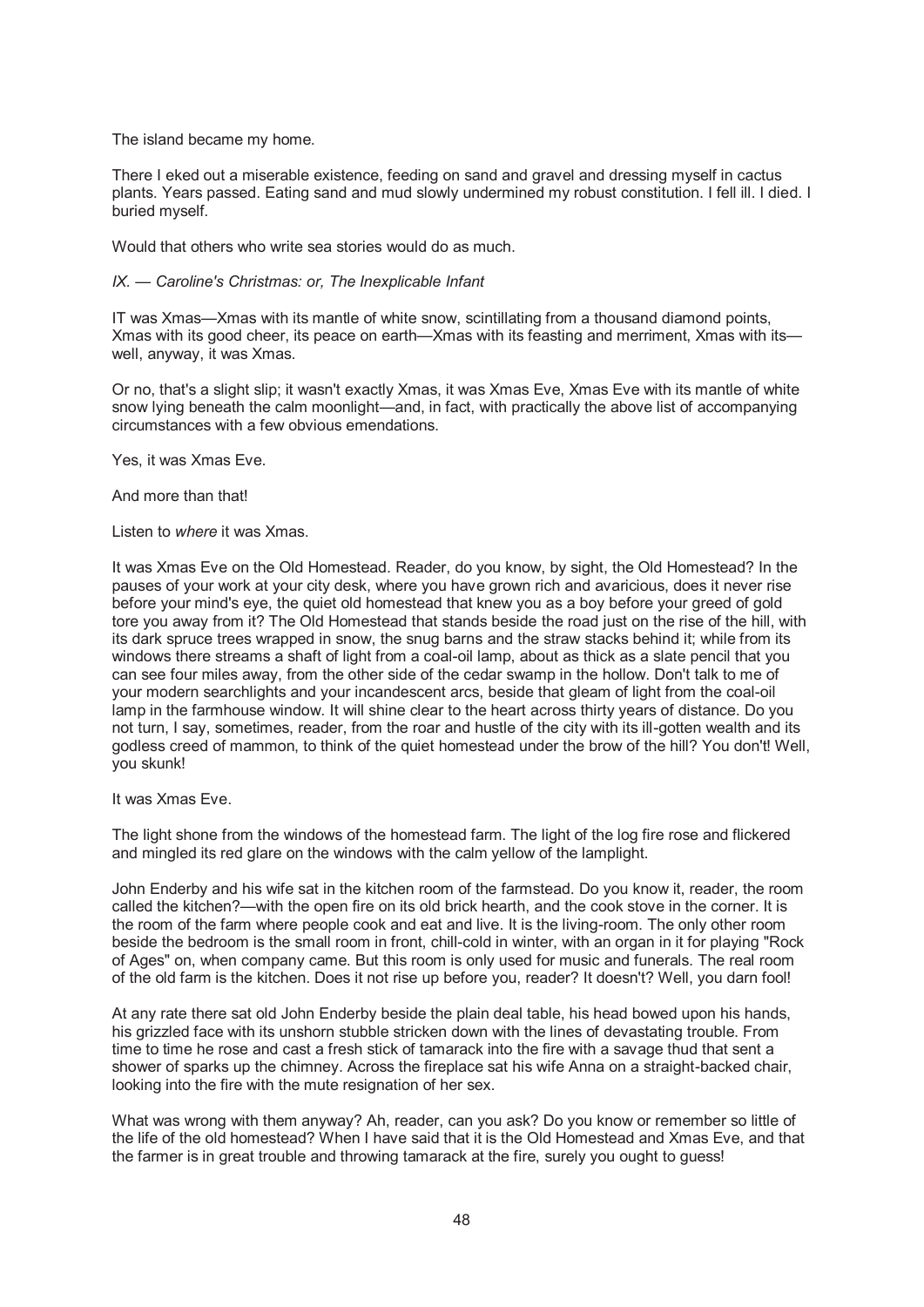The island became my home.

There I eked out a miserable existence, feeding on sand and gravel and dressing myself in cactus plants. Years passed. Eating sand and mud slowly undermined my robust constitution. I fell ill. I died. I buried myself.

Would that others who write sea stories would do as much.

### *IX. — Caroline's Christmas: or, The Inexplicable Infant*

IT was Xmas—Xmas with its mantle of white snow, scintillating from a thousand diamond points, Xmas with its good cheer, its peace on earth—Xmas with its feasting and merriment, Xmas with its—well, anyway, it was Xmas.

Or no, that's a slight slip; it wasn't exactly Xmas, it was Xmas Eve, Xmas Eve with its mantle of white snow lying beneath the calm moonlight—and, in fact, with practically the above list of accompanying circumstances with a few obvious emendations.

Yes, it was Xmas Eve.

And more than that!

Listen to *where* it was Xmas.

It was Xmas Eve on the Old Homestead. Reader, do you know, by sight, the Old Homestead? In the pauses of your work at your city desk, where you have grown rich and avaricious, does it never rise before your mind's eye, the quiet old homestead that knew you as a boy before your greed of gold tore you away from it? The Old Homestead that stands beside the road just on the rise of the hill, with its dark spruce trees wrapped in snow, the snug barns and the straw stacks behind it; while from its windows there streams a shaft of light from a coal-oil lamp, about as thick as a slate pencil that you can see four miles away, from the other side of the cedar swamp in the hollow. Don't talk to me of your modern searchlights and your incandescent arcs, beside that gleam of light from the coal-oil lamp in the farmhouse window. It will shine clear to the heart across thirty years of distance. Do you not turn, I say, sometimes, reader, from the roar and hustle of the city with its ill-gotten wealth and its godless creed of mammon, to think of the quiet homestead under the brow of the hill? You don't! Well, you skunk!

It was Xmas Eve.

The light shone from the windows of the homestead farm. The light of the log fire rose and flickered and mingled its red glare on the windows with the calm yellow of the lamplight.

John Enderby and his wife sat in the kitchen room of the farmstead. Do you know it, reader, the room called the kitchen?—with the open fire on its old brick hearth, and the cook stove in the corner. It is the room of the farm where people cook and eat and live. It is the living-room. The only other room beside the bedroom is the small room in front, chill-cold in winter, with an organ in it for playing "Rock of Ages" on, when company came. But this room is only used for music and funerals. The real room of the old farm is the kitchen. Does it not rise up before you, reader? It doesn't? Well, you darn fool!

At any rate there sat old John Enderby beside the plain deal table, his head bowed upon his hands, his grizzled face with its unshorn stubble stricken down with the lines of devastating trouble. From time to time he rose and cast a fresh stick of tamarack into the fire with a savage thud that sent a shower of sparks up the chimney. Across the fireplace sat his wife Anna on a straight-backed chair, looking into the fire with the mute resignation of her sex.

What was wrong with them anyway? Ah, reader, can you ask? Do you know or remember so little of the life of the old homestead? When I have said that it is the Old Homestead and Xmas Eve, and that the farmer is in great trouble and throwing tamarack at the fire, surely you ought to guess!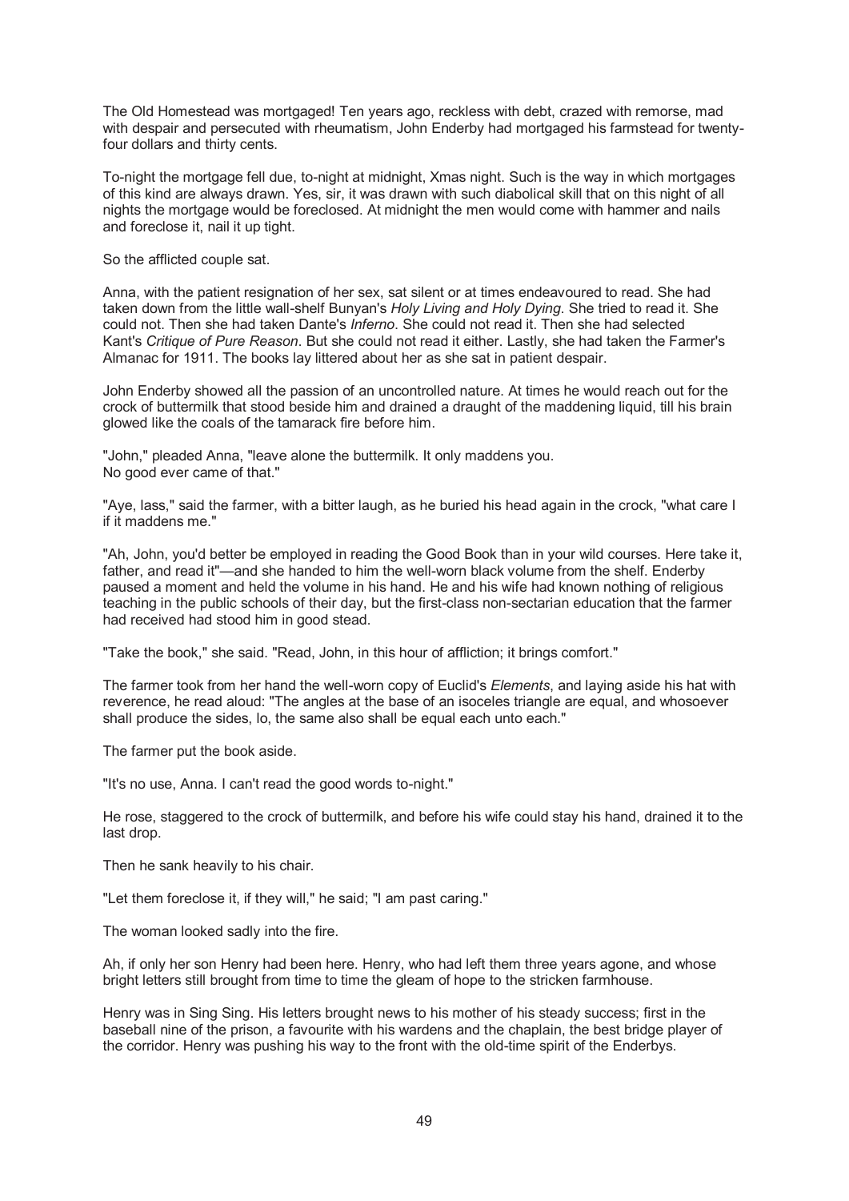The Old Homestead was mortgaged! Ten years ago, reckless with debt, crazed with remorse, mad with despair and persecuted with rheumatism, John Enderby had mortgaged his farmstead for twenty-four dollars and thirty cents.

To-night the mortgage fell due, to-night at midnight, Xmas night. Such is the way in which mortgages of this kind are always drawn. Yes, sir, it was drawn with such diabolical skill that on this night of all nights the mortgage would be foreclosed. At midnight the men would come with hammer and nails and foreclose it, nail it up tight.

So the afflicted couple sat.

Anna, with the patient resignation of her sex, sat silent or at times endeavoured to read. She had taken down from the little wall-shelf Bunyan's *Holy Living and Holy Dying*. She tried to read it. She could not. Then she had taken Dante's *Inferno*. She could not read it. Then she had selected Kant's *Critique of Pure Reason*. But she could not read it either. Lastly, she had taken the Farmer's Almanac for 1911. The books lay littered about her as she sat in patient despair.

John Enderby showed all the passion of an uncontrolled nature. At times he would reach out for the crock of buttermilk that stood beside him and drained a draught of the maddening liquid, till his brain glowed like the coals of the tamarack fire before him.

"John," pleaded Anna, "leave alone the buttermilk. It only maddens you.
No good ever came of that."

"Aye, lass," said the farmer, with a bitter laugh, as he buried his head again in the crock, "what care I if it maddens me."

"Ah, John, you'd better be employed in reading the Good Book than in your wild courses. Here take it, father, and read it"—and she handed to him the well-worn black volume from the shelf. Enderby paused a moment and held the volume in his hand. He and his wife had known nothing of religious teaching in the public schools of their day, but the first-class non-sectarian education that the farmer had received had stood him in good stead.

"Take the book," she said. "Read, John, in this hour of affliction; it brings comfort."

The farmer took from her hand the well-worn copy of Euclid's *Elements*, and laying aside his hat with reverence, he read aloud: "The angles at the base of an isosceles triangle are equal, and whosoever shall produce the sides, lo, the same also shall be equal each unto each."

The farmer put the book aside.

"It's no use, Anna. I can't read the good words to-night."

He rose, staggered to the crock of buttermilk, and before his wife could stay his hand, drained it to the last drop.

Then he sank heavily to his chair.

"Let them foreclose it, if they will," he said; "I am past caring."

The woman looked sadly into the fire.

Ah, if only her son Henry had been here. Henry, who had left them three years agone, and whose bright letters still brought from time to time the gleam of hope to the stricken farmhouse.

Henry was in Sing Sing. His letters brought news to his mother of his steady success; first in the baseball nine of the prison, a favourite with his wardens and the chaplain, the best bridge player of the corridor. Henry was pushing his way to the front with the old-time spirit of the Enderbys.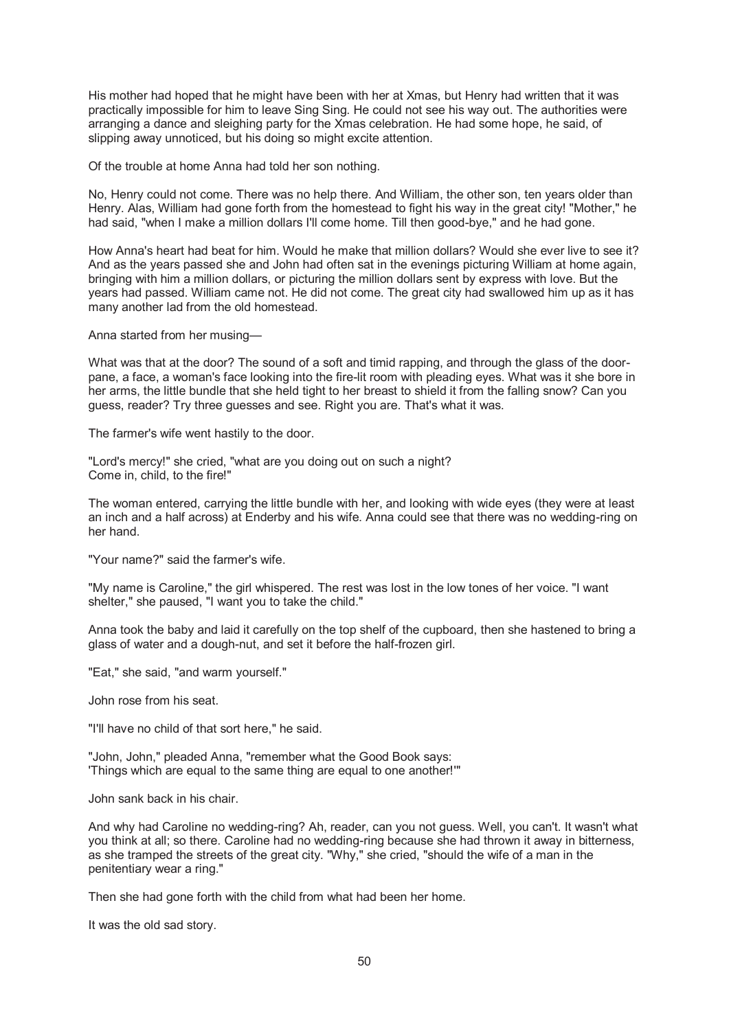His mother had hoped that he might have been with her at Xmas, but Henry had written that it was practically impossible for him to leave Sing Sing. He could not see his way out. The authorities were arranging a dance and sleighing party for the Xmas celebration. He had some hope, he said, of slipping away unnoticed, but his doing so might excite attention.

Of the trouble at home Anna had told her son nothing.

No, Henry could not come. There was no help there. And William, the other son, ten years older than Henry. Alas, William had gone forth from the homestead to fight his way in the great city! "Mother," he had said, "when I make a million dollars I'll come home. Till then good-bye," and he had gone.

How Anna's heart had beat for him. Would he make that million dollars? Would she ever live to see it? And as the years passed she and John had often sat in the evenings picturing William at home again, bringing with him a million dollars, or picturing the million dollars sent by express with love. But the years had passed. William came not. He did not come. The great city had swallowed him up as it has many another lad from the old homestead.

Anna started from her musing—

What was that at the door? The sound of a soft and timid rapping, and through the glass of the door-pane, a face, a woman's face looking into the fire-lit room with pleading eyes. What was it she bore in her arms, the little bundle that she held tight to her breast to shield it from the falling snow? Can you guess, reader? Try three guesses and see. Right you are. That's what it was.

The farmer's wife went hastily to the door.

"Lord's mercy!" she cried, "what are you doing out on such a night?
Come in, child, to the fire!"

The woman entered, carrying the little bundle with her, and looking with wide eyes (they were at least an inch and a half across) at Enderby and his wife. Anna could see that there was no wedding-ring on her hand.

"Your name?" said the farmer's wife.

"My name is Caroline," the girl whispered. The rest was lost in the low tones of her voice. "I want shelter," she paused, "I want you to take the child."

Anna took the baby and laid it carefully on the top shelf of the cupboard, then she hastened to bring a glass of water and a dough-nut, and set it before the half-frozen girl.

"Eat," she said, "and warm yourself."

John rose from his seat.

"I'll have no child of that sort here," he said.

"John, John," pleaded Anna, "remember what the Good Book says:
'Things which are equal to the same thing are equal to one another!'"

John sank back in his chair.

And why had Caroline no wedding-ring? Ah, reader, can you not guess. Well, you can't. It wasn't what you think at all; so there. Caroline had no wedding-ring because she had thrown it away in bitterness, as she tramped the streets of the great city. "Why," she cried, "should the wife of a man in the penitentiary wear a ring."

Then she had gone forth with the child from what had been her home.

It was the old sad story.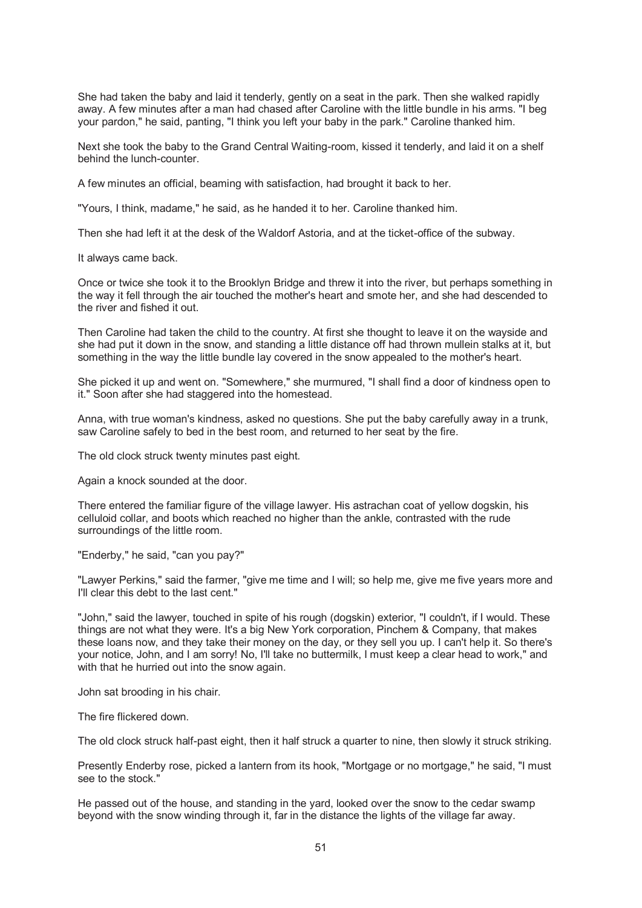She had taken the baby and laid it tenderly, gently on a seat in the park. Then she walked rapidly away. A few minutes after a man had chased after Caroline with the little bundle in his arms. "I beg your pardon," he said, panting, "I think you left your baby in the park." Caroline thanked him.

Next she took the baby to the Grand Central Waiting-room, kissed it tenderly, and laid it on a shelf behind the lunch-counter.

A few minutes an official, beaming with satisfaction, had brought it back to her.

"Yours, I think, madame," he said, as he handed it to her. Caroline thanked him.

Then she had left it at the desk of the Waldorf Astoria, and at the ticket-office of the subway.

It always came back.

Once or twice she took it to the Brooklyn Bridge and threw it into the river, but perhaps something in the way it fell through the air touched the mother's heart and smote her, and she had descended to the river and fished it out.

Then Caroline had taken the child to the country. At first she thought to leave it on the wayside and she had put it down in the snow, and standing a little distance off had thrown mullein stalks at it, but something in the way the little bundle lay covered in the snow appealed to the mother's heart.

She picked it up and went on. "Somewhere," she murmured, "I shall find a door of kindness open to it." Soon after she had staggered into the homestead.

Anna, with true woman's kindness, asked no questions. She put the baby carefully away in a trunk, saw Caroline safely to bed in the best room, and returned to her seat by the fire.

The old clock struck twenty minutes past eight.

Again a knock sounded at the door.

There entered the familiar figure of the village lawyer. His astrachan coat of yellow dogskin, his celluloid collar, and boots which reached no higher than the ankle, contrasted with the rude surroundings of the little room.

"Enderby," he said, "can you pay?"

"Lawyer Perkins," said the farmer, "give me time and I will; so help me, give me five years more and I'll clear this debt to the last cent."

"John," said the lawyer, touched in spite of his rough (dogskin) exterior, "I couldn't, if I would. These things are not what they were. It's a big New York corporation, Pinchem & Company, that makes these loans now, and they take their money on the day, or they sell you up. I can't help it. So there's your notice, John, and I am sorry! No, I'll take no buttermilk, I must keep a clear head to work," and with that he hurried out into the snow again.

John sat brooding in his chair.

The fire flickered down.

The old clock struck half-past eight, then it half struck a quarter to nine, then slowly it struck striking.

Presently Enderby rose, picked a lantern from its hook, "Mortgage or no mortgage," he said, "I must see to the stock."

He passed out of the house, and standing in the yard, looked over the snow to the cedar swamp beyond with the snow winding through it, far in the distance the lights of the village far away.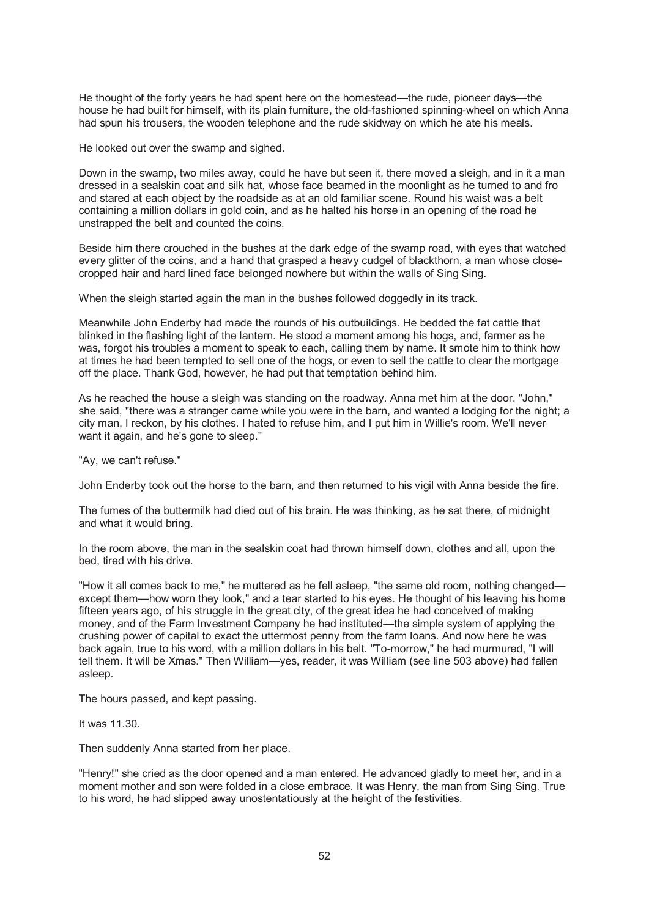He thought of the forty years he had spent here on the homestead—the rude, pioneer days—the house he had built for himself, with its plain furniture, the old-fashioned spinning-wheel on which Anna had spun his trousers, the wooden telephone and the rude skidway on which he ate his meals.

He looked out over the swamp and sighed.

Down in the swamp, two miles away, could he have but seen it, there moved a sleigh, and in it a man dressed in a sealskin coat and silk hat, whose face beamed in the moonlight as he turned to and fro and stared at each object by the roadside as at an old familiar scene. Round his waist was a belt containing a million dollars in gold coin, and as he halted his horse in an opening of the road he unstrapped the belt and counted the coins.

Beside him there crouched in the bushes at the dark edge of the swamp road, with eyes that watched every glitter of the coins, and a hand that grasped a heavy cudgel of blackthorn, a man whose close-cropped hair and hard lined face belonged nowhere but within the walls of Sing Sing.

When the sleigh started again the man in the bushes followed doggedly in its track.

Meanwhile John Enderby had made the rounds of his outbuildings. He bedded the fat cattle that blinked in the flashing light of the lantern. He stood a moment among his hogs, and, farmer as he was, forgot his troubles a moment to speak to each, calling them by name. It smote him to think how at times he had been tempted to sell one of the hogs, or even to sell the cattle to clear the mortgage off the place. Thank God, however, he had put that temptation behind him.

As he reached the house a sleigh was standing on the roadway. Anna met him at the door. "John," she said, "there was a stranger came while you were in the barn, and wanted a lodging for the night; a city man, I reckon, by his clothes. I hated to refuse him, and I put him in Willie's room. We'll never want it again, and he's gone to sleep."

"Ay, we can't refuse."

John Enderby took out the horse to the barn, and then returned to his vigil with Anna beside the fire.

The fumes of the buttermilk had died out of his brain. He was thinking, as he sat there, of midnight and what it would bring.

In the room above, the man in the sealskin coat had thrown himself down, clothes and all, upon the bed, tired with his drive.

"How it all comes back to me," he muttered as he fell asleep, "the same old room, nothing changed—except them—how worn they look," and a tear started to his eyes. He thought of his leaving his home fifteen years ago, of his struggle in the great city, of the great idea he had conceived of making money, and of the Farm Investment Company he had instituted—the simple system of applying the crushing power of capital to exact the uttermost penny from the farm loans. And now here he was back again, true to his word, with a million dollars in his belt. "To-morrow," he had murmured, "I will tell them. It will be Xmas." Then William—yes, reader, it was William (see line 503 above) had fallen asleep.

The hours passed, and kept passing.

It was 11.30.

Then suddenly Anna started from her place.

"Henry!" she cried as the door opened and a man entered. He advanced gladly to meet her, and in a moment mother and son were folded in a close embrace. It was Henry, the man from Sing Sing. True to his word, he had slipped away unostentatiously at the height of the festivities.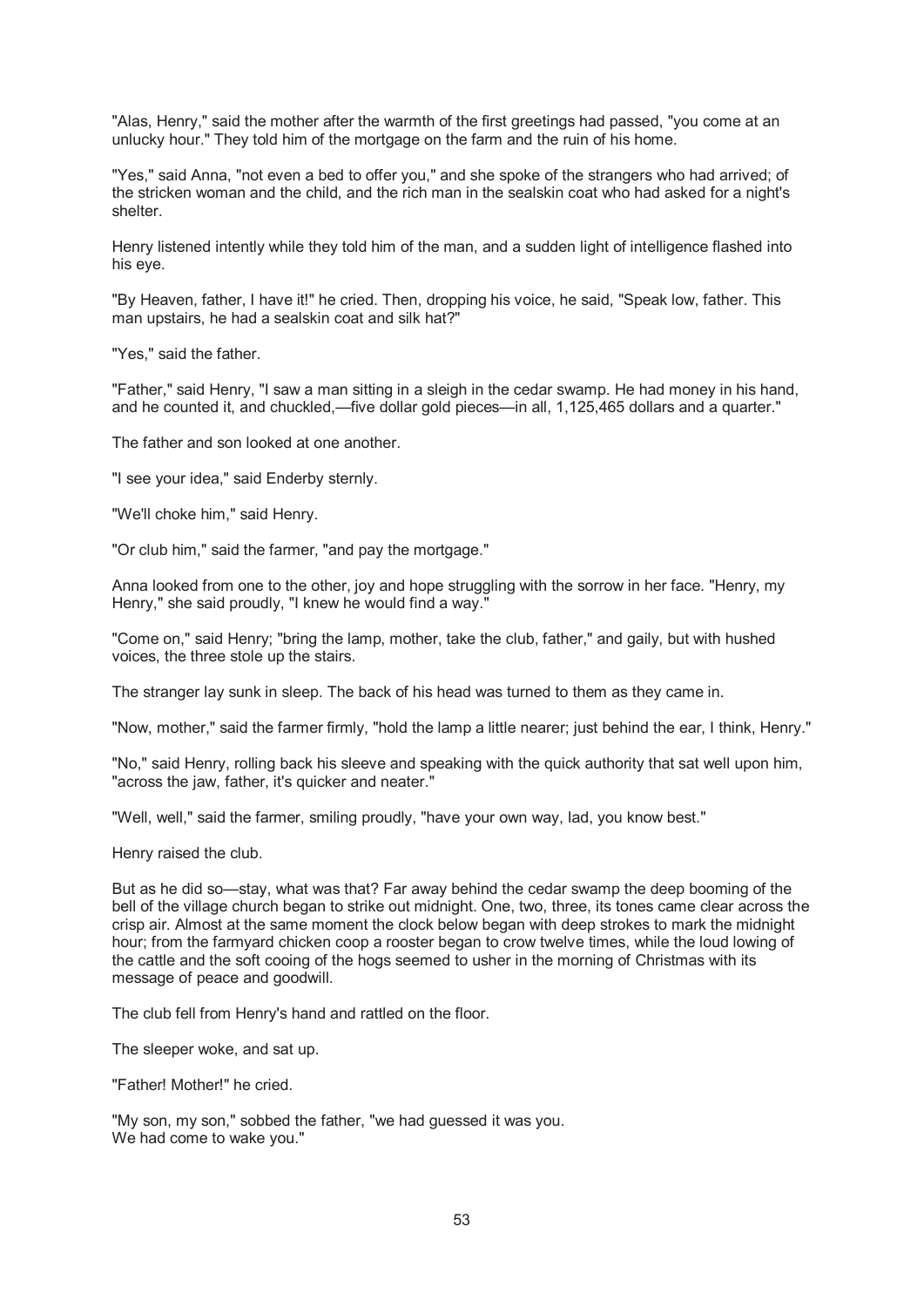"Alas, Henry," said the mother after the warmth of the first greetings had passed, "you come at an unlucky hour." They told him of the mortgage on the farm and the ruin of his home.

"Yes," said Anna, "not even a bed to offer you," and she spoke of the strangers who had arrived; of the stricken woman and the child, and the rich man in the sealskin coat who had asked for a night's shelter.

Henry listened intently while they told him of the man, and a sudden light of intelligence flashed into his eye.

"By Heaven, father, I have it!" he cried. Then, dropping his voice, he said, "Speak low, father. This man upstairs, he had a sealskin coat and silk hat?"

"Yes," said the father.

"Father," said Henry, "I saw a man sitting in a sleigh in the cedar swamp. He had money in his hand, and he counted it, and chuckled,—five dollar gold pieces—in all, 1,125,465 dollars and a quarter."

The father and son looked at one another.

"I see your idea," said Enderby sternly.

"We'll choke him," said Henry.

"Or club him," said the farmer, "and pay the mortgage."

Anna looked from one to the other, joy and hope struggling with the sorrow in her face. "Henry, my Henry," she said proudly, "I knew he would find a way."

"Come on," said Henry; "bring the lamp, mother, take the club, father," and gaily, but with hushed voices, the three stole up the stairs.

The stranger lay sunk in sleep. The back of his head was turned to them as they came in.

"Now, mother," said the farmer firmly, "hold the lamp a little nearer; just behind the ear, I think, Henry."

"No," said Henry, rolling back his sleeve and speaking with the quick authority that sat well upon him, "across the jaw, father, it's quicker and neater."

"Well, well," said the farmer, smiling proudly, "have your own way, lad, you know best."

Henry raised the club.

But as he did so—stay, what was that? Far away behind the cedar swamp the deep booming of the bell of the village church began to strike out midnight. One, two, three, its tones came clear across the crisp air. Almost at the same moment the clock below began with deep strokes to mark the midnight hour; from the farmyard chicken coop a rooster began to crow twelve times, while the loud lowing of the cattle and the soft cooing of the hogs seemed to usher in the morning of Christmas with its message of peace and goodwill.

The club fell from Henry's hand and rattled on the floor.

The sleeper woke, and sat up.

"Father! Mother!" he cried.

"My son, my son," sobbed the father, "we had guessed it was you.
We had come to wake you."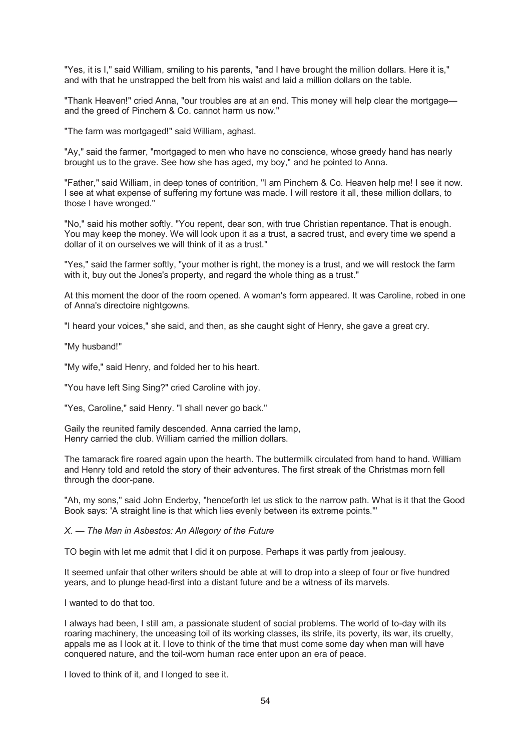"Yes, it is I," said William, smiling to his parents, "and I have brought the million dollars. Here it is," and with that he unstrapped the belt from his waist and laid a million dollars on the table.

"Thank Heaven!" cried Anna, "our troubles are at an end. This money will help clear the mortgage—and the greed of Pinchem & Co. cannot harm us now."

"The farm was mortgaged!" said William, aghast.

"Ay," said the farmer, "mortgaged to men who have no conscience, whose greedy hand has nearly brought us to the grave. See how she has aged, my boy," and he pointed to Anna.

"Father," said William, in deep tones of contrition, "I am Pinchem & Co. Heaven help me! I see it now. I see at what expense of suffering my fortune was made. I will restore it all, these million dollars, to those I have wronged."

"No," said his mother softly. "You repent, dear son, with true Christian repentance. That is enough. You may keep the money. We will look upon it as a trust, a sacred trust, and every time we spend a dollar of it on ourselves we will think of it as a trust."

"Yes," said the farmer softly, "your mother is right, the money is a trust, and we will restock the farm with it, buy out the Jones's property, and regard the whole thing as a trust."

At this moment the door of the room opened. A woman's form appeared. It was Caroline, robed in one of Anna's directoire nightgowns.

"I heard your voices," she said, and then, as she caught sight of Henry, she gave a great cry.

"My husband!"

"My wife," said Henry, and folded her to his heart.

"You have left Sing Sing?" cried Caroline with joy.

"Yes, Caroline," said Henry. "I shall never go back."

Gaily the reunited family descended. Anna carried the lamp,
Henry carried the club. William carried the million dollars.

The tamarack fire roared again upon the hearth. The buttermilk circulated from hand to hand. William and Henry told and retold the story of their adventures. The first streak of the Christmas morn fell through the door-pane.

"Ah, my sons," said John Enderby, "henceforth let us stick to the narrow path. What is it that the Good Book says: 'A straight line is that which lies evenly between its extreme points.'"

### *X. — The Man in Asbestos: An Allegory of the Future*

TO begin with let me admit that I did it on purpose. Perhaps it was partly from jealousy.

It seemed unfair that other writers should be able at will to drop into a sleep of four or five hundred years, and to plunge head-first into a distant future and be a witness of its marvels.

I wanted to do that too.

I always had been, I still am, a passionate student of social problems. The world of to-day with its roaring machinery, the unceasing toil of its working classes, its strife, its poverty, its war, its cruelty, appals me as I look at it. I love to think of the time that must come some day when man will have conquered nature, and the toil-worn human race enter upon an era of peace.

I loved to think of it, and I longed to see it.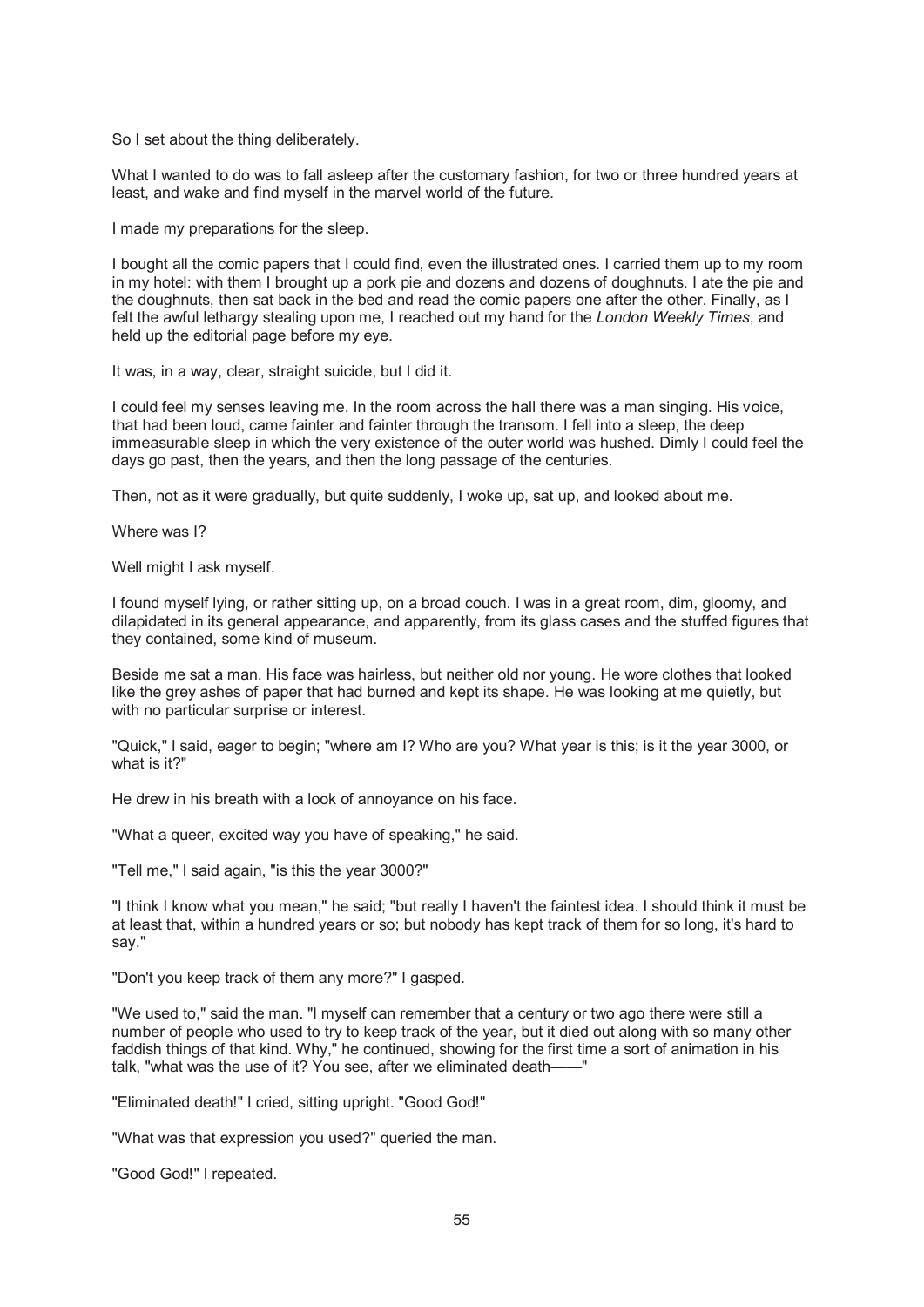So I set about the thing deliberately.

What I wanted to do was to fall asleep after the customary fashion, for two or three hundred years at least, and wake and find myself in the marvel world of the future.

I made my preparations for the sleep.

I bought all the comic papers that I could find, even the illustrated ones. I carried them up to my room in my hotel: with them I brought up a pork pie and dozens and dozens of doughnuts. I ate the pie and the doughnuts, then sat back in the bed and read the comic papers one after the other. Finally, as I felt the awful lethargy stealing upon me, I reached out my hand for the *London Weekly Times*, and held up the editorial page before my eye.

It was, in a way, clear, straight suicide, but I did it.

I could feel my senses leaving me. In the room across the hall there was a man singing. His voice, that had been loud, came fainter and fainter through the transom. I fell into a sleep, the deep immeasurable sleep in which the very existence of the outer world was hushed. Dimly I could feel the days go past, then the years, and then the long passage of the centuries.

Then, not as it were gradually, but quite suddenly, I woke up, sat up, and looked about me.

Where was I?

Well might I ask myself.

I found myself lying, or rather sitting up, on a broad couch. I was in a great room, dim, gloomy, and dilapidated in its general appearance, and apparently, from its glass cases and the stuffed figures that they contained, some kind of museum.

Beside me sat a man. His face was hairless, but neither old nor young. He wore clothes that looked like the grey ashes of paper that had burned and kept its shape. He was looking at me quietly, but with no particular surprise or interest.

"Quick," I said, eager to begin; "where am I? Who are you? What year is this; is it the year 3000, or what is it?"

He drew in his breath with a look of annoyance on his face.

"What a queer, excited way you have of speaking," he said.

"Tell me," I said again, "is this the year 3000?"

"I think I know what you mean," he said; "but really I haven't the faintest idea. I should think it must be at least that, within a hundred years or so; but nobody has kept track of them for so long, it's hard to say."

"Don't you keep track of them any more?" I gasped.

"We used to," said the man. "I myself can remember that a century or two ago there were still a number of people who used to try to keep track of the year, but it died out along with so many other faddish things of that kind. Why," he continued, showing for the first time a sort of animation in his talk, "what was the use of it? You see, after we eliminated death——"

"Eliminated death!" I cried, sitting upright. "Good God!"

"What was that expression you used?" queried the man.

"Good God!" I repeated.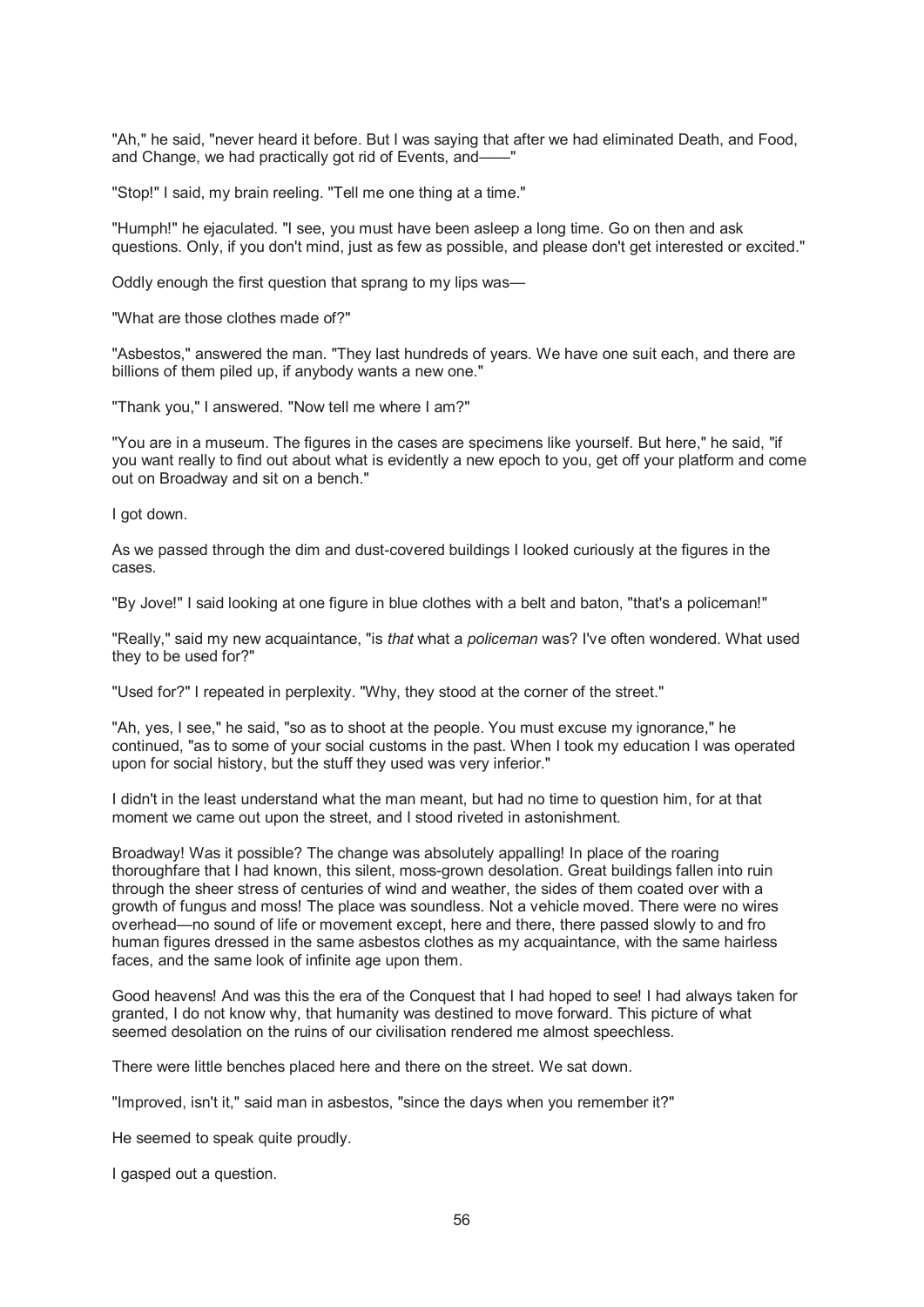"Ah," he said, "never heard it before. But I was saying that after we had eliminated Death, and Food, and Change, we had practically got rid of Events, and——"

"Stop!" I said, my brain reeling. "Tell me one thing at a time."

"Humph!" he ejaculated. "I see, you must have been asleep a long time. Go on then and ask questions. Only, if you don't mind, just as few as possible, and please don't get interested or excited."

Oddly enough the first question that sprang to my lips was—

"What are those clothes made of?"

"Asbestos," answered the man. "They last hundreds of years. We have one suit each, and there are billions of them piled up, if anybody wants a new one."

"Thank you," I answered. "Now tell me where I am?"

"You are in a museum. The figures in the cases are specimens like yourself. But here," he said, "if you want really to find out about what is evidently a new epoch to you, get off your platform and come out on Broadway and sit on a bench."

I got down.

As we passed through the dim and dust-covered buildings I looked curiously at the figures in the cases.

"By Jove!" I said looking at one figure in blue clothes with a belt and baton, "that's a policeman!"

"Really," said my new acquaintance, "is *that* what a *policeman* was? I've often wondered. What used they to be used for?"

"Used for?" I repeated in perplexity. "Why, they stood at the corner of the street."

"Ah, yes, I see," he said, "so as to shoot at the people. You must excuse my ignorance," he continued, "as to some of your social customs in the past. When I took my education I was operated upon for social history, but the stuff they used was very inferior."

I didn't in the least understand what the man meant, but had no time to question him, for at that moment we came out upon the street, and I stood riveted in astonishment.

Broadway! Was it possible? The change was absolutely appalling! In place of the roaring thoroughfare that I had known, this silent, moss-grown desolation. Great buildings fallen into ruin through the sheer stress of centuries of wind and weather, the sides of them coated over with a growth of fungus and moss! The place was soundless. Not a vehicle moved. There were no wires overhead—no sound of life or movement except, here and there, there passed slowly to and fro human figures dressed in the same asbestos clothes as my acquaintance, with the same hairless faces, and the same look of infinite age upon them.

Good heavens! And was this the era of the Conquest that I had hoped to see! I had always taken for granted, I do not know why, that humanity was destined to move forward. This picture of what seemed desolation on the ruins of our civilisation rendered me almost speechless.

There were little benches placed here and there on the street. We sat down.

"Improved, isn't it," said man in asbestos, "since the days when you remember it?"

He seemed to speak quite proudly.

I gasped out a question.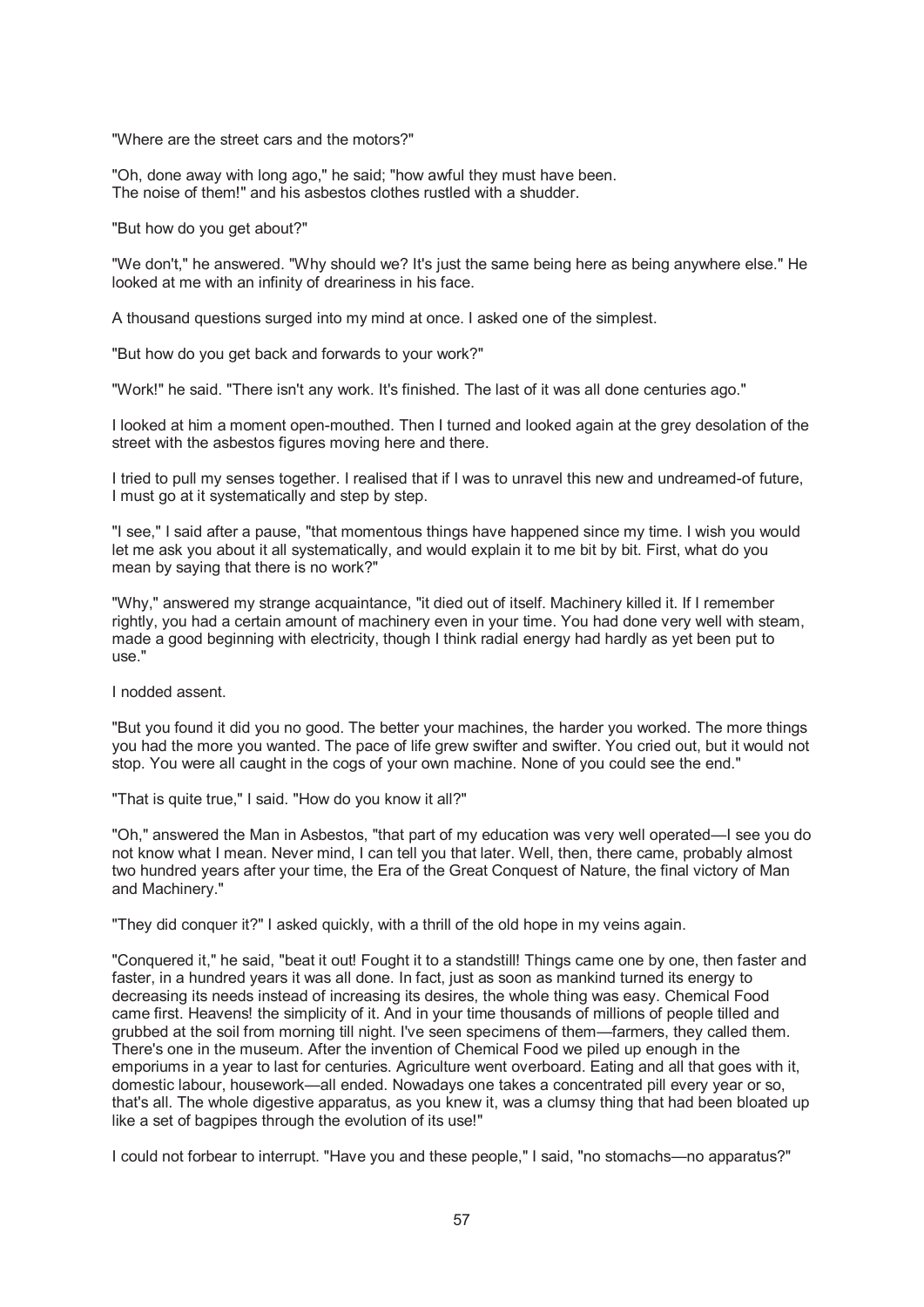"Where are the street cars and the motors?"

"Oh, done away with long ago," he said; "how awful they must have been. The noise of them!" and his asbestos clothes rustled with a shudder.

"But how do you get about?"

"We don't," he answered. "Why should we? It's just the same being here as being anywhere else." He looked at me with an infinity of dreariness in his face.

A thousand questions surged into my mind at once. I asked one of the simplest.

"But how do you get back and forwards to your work?"

"Work!" he said. "There isn't any work. It's finished. The last of it was all done centuries ago."

I looked at him a moment open-mouthed. Then I turned and looked again at the grey desolation of the street with the asbestos figures moving here and there.

I tried to pull my senses together. I realised that if I was to unravel this new and undreamed-of future, I must go at it systematically and step by step.

"I see," I said after a pause, "that momentous things have happened since my time. I wish you would let me ask you about it all systematically, and would explain it to me bit by bit. First, what do you mean by saying that there is no work?"

"Why," answered my strange acquaintance, "it died out of itself. Machinery killed it. If I remember rightly, you had a certain amount of machinery even in your time. You had done very well with steam, made a good beginning with electricity, though I think radial energy had hardly as yet been put to use."

I nodded assent.

"But you found it did you no good. The better your machines, the harder you worked. The more things you had the more you wanted. The pace of life grew swifter and swifter. You cried out, but it would not stop. You were all caught in the cogs of your own machine. None of you could see the end."

"That is quite true," I said. "How do you know it all?"

"Oh," answered the Man in Asbestos, "that part of my education was very well operated—I see you do not know what I mean. Never mind, I can tell you that later. Well, then, there came, probably almost two hundred years after your time, the Era of the Great Conquest of Nature, the final victory of Man and Machinery."

"They did conquer it?" I asked quickly, with a thrill of the old hope in my veins again.

"Conquered it," he said, "beat it out! Fought it to a standstill! Things came one by one, then faster and faster, in a hundred years it was all done. In fact, just as soon as mankind turned its energy to decreasing its needs instead of increasing its desires, the whole thing was easy. Chemical Food came first. Heavens! the simplicity of it. And in your time thousands of millions of people tilled and grubbed at the soil from morning till night. I've seen specimens of them—farmers, they called them. There's one in the museum. After the invention of Chemical Food we piled up enough in the emporiums in a year to last for centuries. Agriculture went overboard. Eating and all that goes with it, domestic labour, housework—all ended. Nowadays one takes a concentrated pill every year or so, that's all. The whole digestive apparatus, as you knew it, was a clumsy thing that had been bloated up like a set of bagpipes through the evolution of its use!"

I could not forbear to interrupt. "Have you and these people," I said, "no stomachs—no apparatus?"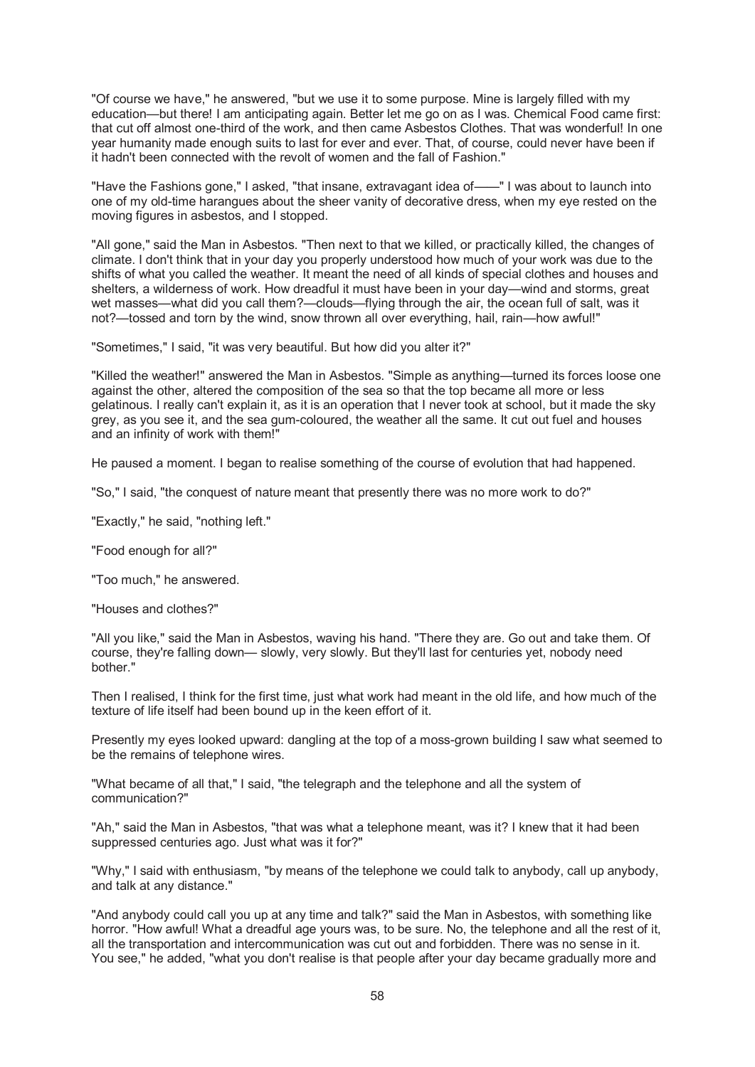"Of course we have," he answered, "but we use it to some purpose. Mine is largely filled with my education—but there! I am anticipating again. Better let me go on as I was. Chemical Food came first: that cut off almost one-third of the work, and then came Asbestos Clothes. That was wonderful! In one year humanity made enough suits to last for ever and ever. That, of course, could never have been if it hadn't been connected with the revolt of women and the fall of Fashion."

"Have the Fashions gone," I asked, "that insane, extravagant idea of——" I was about to launch into one of my old-time harangues about the sheer vanity of decorative dress, when my eye rested on the moving figures in asbestos, and I stopped.

"All gone," said the Man in Asbestos. "Then next to that we killed, or practically killed, the changes of climate. I don't think that in your day you properly understood how much of your work was due to the shifts of what you called the weather. It meant the need of all kinds of special clothes and houses and shelters, a wilderness of work. How dreadful it must have been in your day—wind and storms, great wet masses—what did you call them?—clouds—flying through the air, the ocean full of salt, was it not?—tossed and torn by the wind, snow thrown all over everything, hail, rain—how awful!"

"Sometimes," I said, "it was very beautiful. But how did you alter it?"

"Killed the weather!" answered the Man in Asbestos. "Simple as anything—turned its forces loose one against the other, altered the composition of the sea so that the top became all more or less gelatinous. I really can't explain it, as it is an operation that I never took at school, but it made the sky grey, as you see it, and the sea gum-coloured, the weather all the same. It cut out fuel and houses and an infinity of work with them!"

He paused a moment. I began to realise something of the course of evolution that had happened.

"So," I said, "the conquest of nature meant that presently there was no more work to do?"

"Exactly," he said, "nothing left."

"Food enough for all?"

"Too much," he answered.

"Houses and clothes?"

"All you like," said the Man in Asbestos, waving his hand. "There they are. Go out and take them. Of course, they're falling down— slowly, very slowly. But they'll last for centuries yet, nobody need bother."

Then I realised, I think for the first time, just what work had meant in the old life, and how much of the texture of life itself had been bound up in the keen effort of it.

Presently my eyes looked upward: dangling at the top of a moss-grown building I saw what seemed to be the remains of telephone wires.

"What became of all that," I said, "the telegraph and the telephone and all the system of communication?"

"Ah," said the Man in Asbestos, "that was what a telephone meant, was it? I knew that it had been suppressed centuries ago. Just what was it for?"

"Why," I said with enthusiasm, "by means of the telephone we could talk to anybody, call up anybody, and talk at any distance."

"And anybody could call you up at any time and talk?" said the Man in Asbestos, with something like horror. "How awful! What a dreadful age yours was, to be sure. No, the telephone and all the rest of it, all the transportation and intercommunication was cut out and forbidden. There was no sense in it. You see," he added, "what you don't realise is that people after your day became gradually more and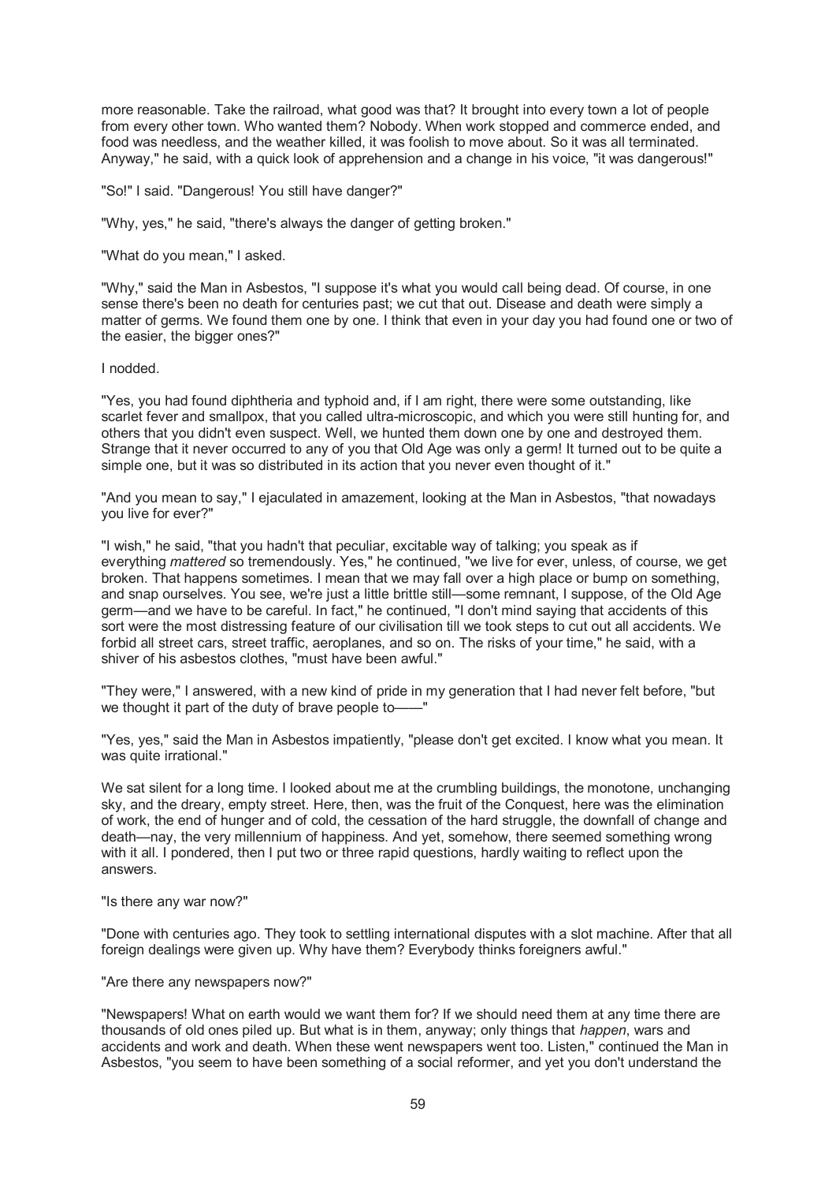more reasonable. Take the railroad, what good was that? It brought into every town a lot of people from every other town. Who wanted them? Nobody. When work stopped and commerce ended, and food was needless, and the weather killed, it was foolish to move about. So it was all terminated. Anyway," he said, with a quick look of apprehension and a change in his voice, "it was dangerous!"

"So!" I said. "Dangerous! You still have danger?"

"Why, yes," he said, "there's always the danger of getting broken."

"What do you mean," I asked.

"Why," said the Man in Asbestos, "I suppose it's what you would call being dead. Of course, in one sense there's been no death for centuries past; we cut that out. Disease and death were simply a matter of germs. We found them one by one. I think that even in your day you had found one or two of the easier, the bigger ones?"

I nodded.

"Yes, you had found diphtheria and typhoid and, if I am right, there were some outstanding, like scarlet fever and smallpox, that you called ultra-microscopic, and which you were still hunting for, and others that you didn't even suspect. Well, we hunted them down one by one and destroyed them. Strange that it never occurred to any of you that Old Age was only a germ! It turned out to be quite a simple one, but it was so distributed in its action that you never even thought of it."

"And you mean to say," I ejaculated in amazement, looking at the Man in Asbestos, "that nowadays you live for ever?"

"I wish," he said, "that you hadn't that peculiar, excitable way of talking; you speak as if everything *mattered* so tremendously. Yes," he continued, "we live for ever, unless, of course, we get broken. That happens sometimes. I mean that we may fall over a high place or bump on something, and snap ourselves. You see, we're just a little brittle still—some remnant, I suppose, of the Old Age germ—and we have to be careful. In fact," he continued, "I don't mind saying that accidents of this sort were the most distressing feature of our civilisation till we took steps to cut out all accidents. We forbid all street cars, street traffic, aeroplanes, and so on. The risks of your time," he said, with a shiver of his asbestos clothes, "must have been awful."

"They were," I answered, with a new kind of pride in my generation that I had never felt before, "but we thought it part of the duty of brave people to——"

"Yes, yes," said the Man in Asbestos impatiently, "please don't get excited. I know what you mean. It was quite irrational."

We sat silent for a long time. I looked about me at the crumbling buildings, the monotone, unchanging sky, and the dreary, empty street. Here, then, was the fruit of the Conquest, here was the elimination of work, the end of hunger and of cold, the cessation of the hard struggle, the downfall of change and death—nay, the very millennium of happiness. And yet, somehow, there seemed something wrong with it all. I pondered, then I put two or three rapid questions, hardly waiting to reflect upon the answers.

"Is there any war now?"

"Done with centuries ago. They took to settling international disputes with a slot machine. After that all foreign dealings were given up. Why have them? Everybody thinks foreigners awful."

"Are there any newspapers now?"

"Newspapers! What on earth would we want them for? If we should need them at any time there are thousands of old ones piled up. But what is in them, anyway; only things that *happen*, wars and accidents and work and death. When these went newspapers went too. Listen," continued the Man in Asbestos, "you seem to have been something of a social reformer, and yet you don't understand the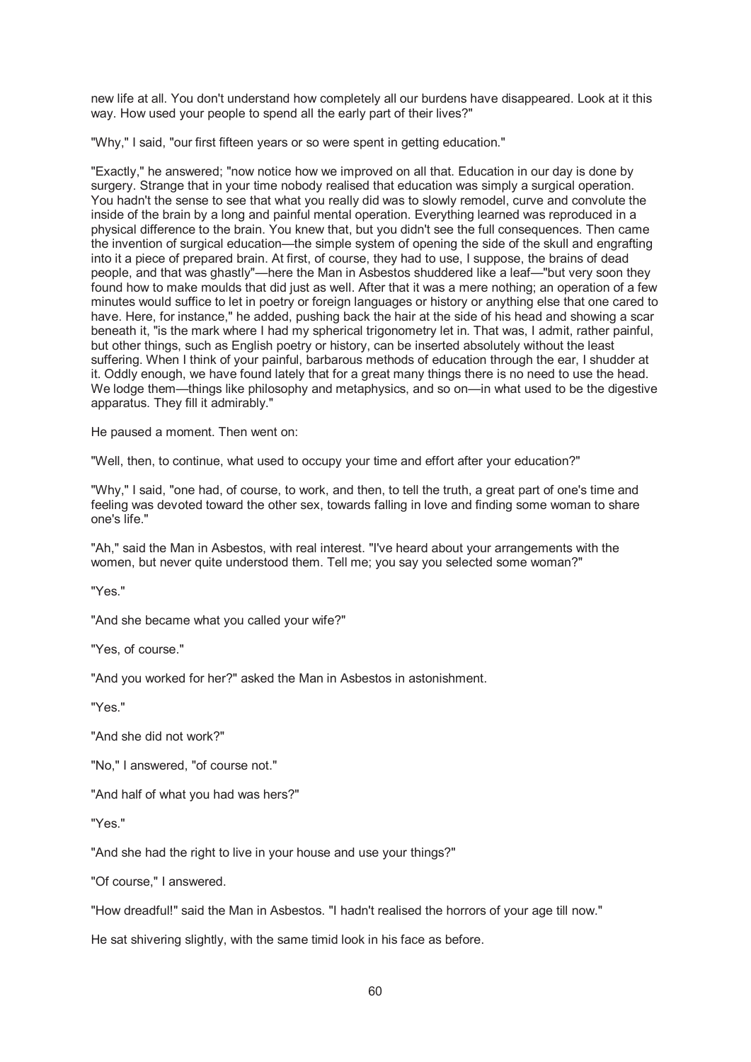new life at all. You don't understand how completely all our burdens have disappeared. Look at it this way. How used your people to spend all the early part of their lives?"

"Why," I said, "our first fifteen years or so were spent in getting education."

"Exactly," he answered; "now notice how we improved on all that. Education in our day is done by surgery. Strange that in your time nobody realised that education was simply a surgical operation. You hadn't the sense to see that what you really did was to slowly remodel, curve and convolute the inside of the brain by a long and painful mental operation. Everything learned was reproduced in a physical difference to the brain. You knew that, but you didn't see the full consequences. Then came the invention of surgical education—the simple system of opening the side of the skull and engrafting into it a piece of prepared brain. At first, of course, they had to use, I suppose, the brains of dead people, and that was ghastly"—here the Man in Asbestos shuddered like a leaf—"but very soon they found how to make moulds that did just as well. After that it was a mere nothing; an operation of a few minutes would suffice to let in poetry or foreign languages or history or anything else that one cared to have. Here, for instance," he added, pushing back the hair at the side of his head and showing a scar beneath it, "is the mark where I had my spherical trigonometry let in. That was, I admit, rather painful, but other things, such as English poetry or history, can be inserted absolutely without the least suffering. When I think of your painful, barbarous methods of education through the ear, I shudder at it. Oddly enough, we have found lately that for a great many things there is no need to use the head. We lodge them—things like philosophy and metaphysics, and so on—in what used to be the digestive apparatus. They fill it admirably."

He paused a moment. Then went on:

"Well, then, to continue, what used to occupy your time and effort after your education?"

"Why," I said, "one had, of course, to work, and then, to tell the truth, a great part of one's time and feeling was devoted toward the other sex, towards falling in love and finding some woman to share one's life."

"Ah," said the Man in Asbestos, with real interest. "I've heard about your arrangements with the women, but never quite understood them. Tell me; you say you selected some woman?"

"Yes."

"And she became what you called your wife?"

"Yes, of course."

"And you worked for her?" asked the Man in Asbestos in astonishment.

"Yes."

"And she did not work?"

"No," I answered, "of course not."

"And half of what you had was hers?"

"Yes."

"And she had the right to live in your house and use your things?"

"Of course," I answered.

"How dreadful!" said the Man in Asbestos. "I hadn't realised the horrors of your age till now."

He sat shivering slightly, with the same timid look in his face as before.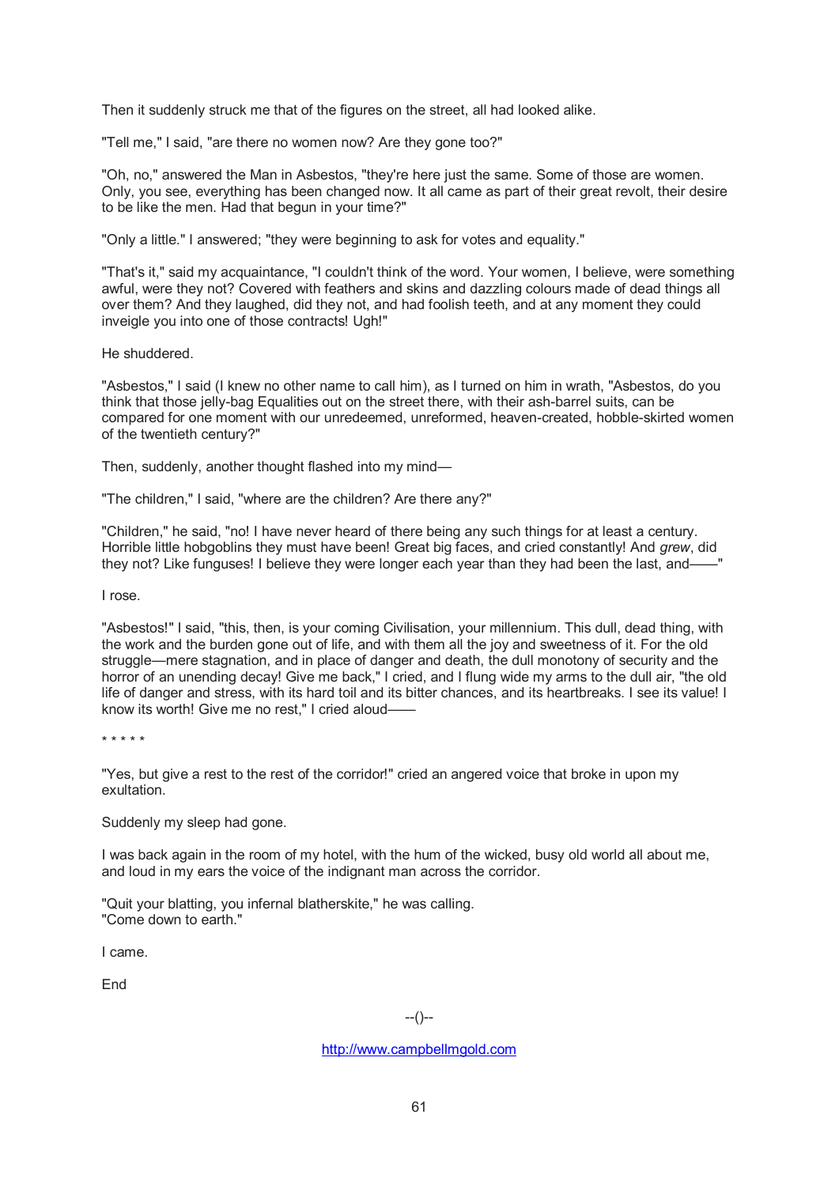Then it suddenly struck me that of the figures on the street, all had looked alike.

"Tell me," I said, "are there no women now? Are they gone too?"

"Oh, no," answered the Man in Asbestos, "they're here just the same. Some of those are women. Only, you see, everything has been changed now. It all came as part of their great revolt, their desire to be like the men. Had that begun in your time?"

"Only a little." I answered; "they were beginning to ask for votes and equality."

"That's it," said my acquaintance, "I couldn't think of the word. Your women, I believe, were something awful, were they not? Covered with feathers and skins and dazzling colours made of dead things all over them? And they laughed, did they not, and had foolish teeth, and at any moment they could inveigle you into one of those contracts! Ugh!"

He shuddered.

"Asbestos," I said (I knew no other name to call him), as I turned on him in wrath, "Asbestos, do you think that those jelly-bag Equalities out on the street there, with their ash-barrel suits, can be compared for one moment with our unredeemed, unreformed, heaven-created, hobble-skirted women of the twentieth century?"

Then, suddenly, another thought flashed into my mind—

"The children," I said, "where are the children? Are there any?"

"Children," he said, "no! I have never heard of there being any such things for at least a century. Horrible little hobgoblins they must have been! Great big faces, and cried constantly! And *grew*, did they not? Like funguses! I believe they were longer each year than they had been the last, and——"

I rose.

"Asbestos!" I said, "this, then, is your coming Civilisation, your millennium. This dull, dead thing, with the work and the burden gone out of life, and with them all the joy and sweetness of it. For the old struggle—mere stagnation, and in place of danger and death, the dull monotony of security and the horror of an unending decay! Give me back," I cried, and I flung wide my arms to the dull air, "the old life of danger and stress, with its hard toil and its bitter chances, and its heartbreaks. I see its value! I know its worth! Give me no rest," I cried aloud——

* * * * *

"Yes, but give a rest to the rest of the corridor!" cried an angered voice that broke in upon my exultation.

Suddenly my sleep had gone.

I was back again in the room of my hotel, with the hum of the wicked, busy old world all about me, and loud in my ears the voice of the indignant man across the corridor.

"Quit your blatting, you infernal blatherskite," he was calling.
"Come down to earth."

I came.

End

--()--

http://www.campbellmgold.com